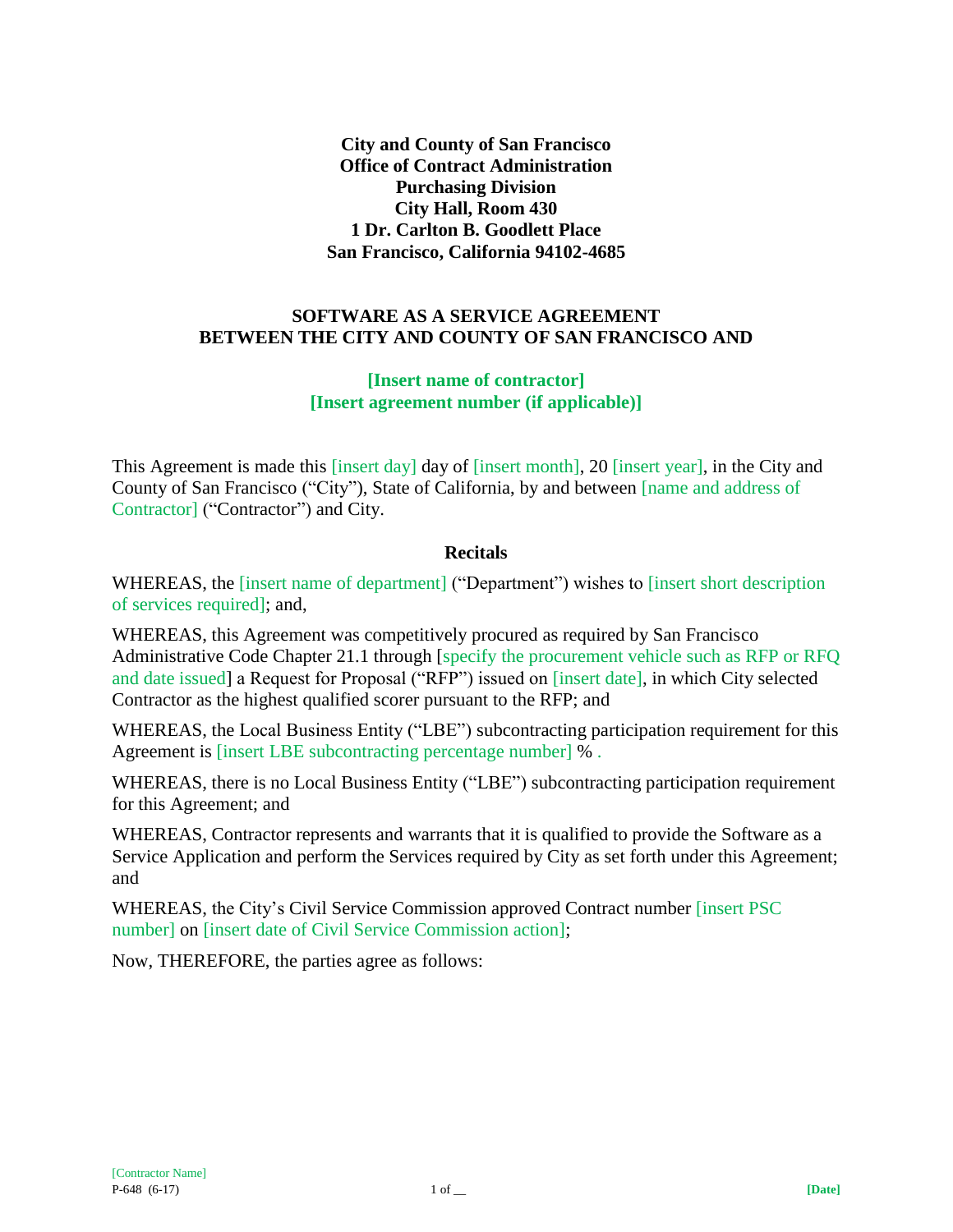**City and County of San Francisco**
**Office of Contract Administration**
**Purchasing Division**
**City Hall, Room 430**
**1 Dr. Carlton B. Goodlett Place**
**San Francisco, California 94102-4685**

# SOFTWARE AS A SERVICE AGREEMENT BETWEEN THE CITY AND COUNTY OF SAN FRANCISCO AND

**[Insert name of contractor]**
**[Insert agreement number (if applicable)]**

This Agreement is made this [insert day] day of [insert month], 20 [insert year], in the City and County of San Francisco ("City"), State of California, by and between [name and address of Contractor] ("Contractor") and City.

## Recitals

WHEREAS, the [insert name of department] ("Department") wishes to [insert short description of services required]; and,

WHEREAS, this Agreement was competitively procured as required by San Francisco Administrative Code Chapter 21.1 through [specify the procurement vehicle such as RFP or RFQ and date issued] a Request for Proposal ("RFP") issued on [insert date], in which City selected Contractor as the highest qualified scorer pursuant to the RFP; and

WHEREAS, the Local Business Entity ("LBE") subcontracting participation requirement for this Agreement is [insert LBE subcontracting percentage number] % .

WHEREAS, there is no Local Business Entity ("LBE") subcontracting participation requirement for this Agreement; and

WHEREAS, Contractor represents and warrants that it is qualified to provide the Software as a Service Application and perform the Services required by City as set forth under this Agreement; and

WHEREAS, the City's Civil Service Commission approved Contract number [insert PSC number] on [insert date of Civil Service Commission action];

Now, THEREFORE, the parties agree as follows: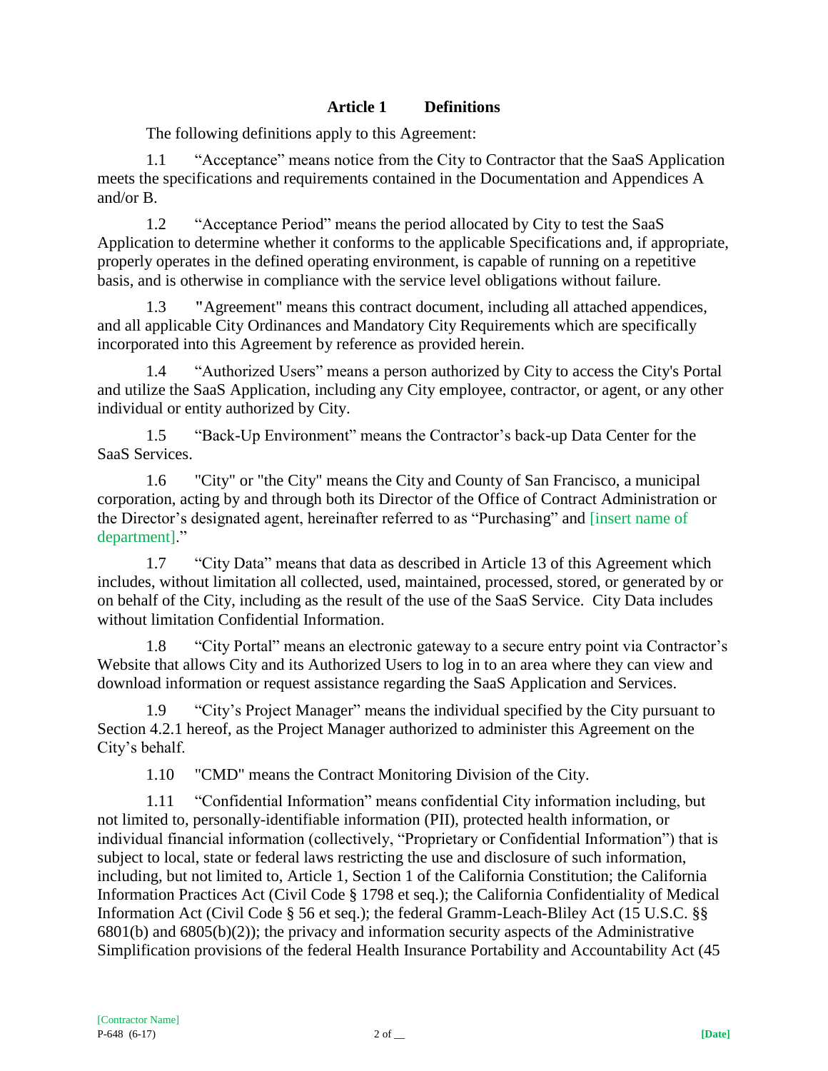## Article 1 Definitions

The following definitions apply to this Agreement:

1.1 "Acceptance" means notice from the City to Contractor that the SaaS Application meets the specifications and requirements contained in the Documentation and Appendices A and/or B.

1.2 "Acceptance Period" means the period allocated by City to test the SaaS Application to determine whether it conforms to the applicable Specifications and, if appropriate, properly operates in the defined operating environment, is capable of running on a repetitive basis, and is otherwise in compliance with the service level obligations without failure.

1.3 "Agreement" means this contract document, including all attached appendices, and all applicable City Ordinances and Mandatory City Requirements which are specifically incorporated into this Agreement by reference as provided herein.

1.4 "Authorized Users" means a person authorized by City to access the City's Portal and utilize the SaaS Application, including any City employee, contractor, or agent, or any other individual or entity authorized by City.

1.5 "Back-Up Environment" means the Contractor's back-up Data Center for the SaaS Services.

1.6 "City" or "the City" means the City and County of San Francisco, a municipal corporation, acting by and through both its Director of the Office of Contract Administration or the Director's designated agent, hereinafter referred to as "Purchasing" and [insert name of department]."

1.7 "City Data" means that data as described in Article 13 of this Agreement which includes, without limitation all collected, used, maintained, processed, stored, or generated by or on behalf of the City, including as the result of the use of the SaaS Service. City Data includes without limitation Confidential Information.

1.8 "City Portal" means an electronic gateway to a secure entry point via Contractor's Website that allows City and its Authorized Users to log in to an area where they can view and download information or request assistance regarding the SaaS Application and Services.

1.9 "City's Project Manager" means the individual specified by the City pursuant to Section 4.2.1 hereof, as the Project Manager authorized to administer this Agreement on the City's behalf.

1.10 "CMD" means the Contract Monitoring Division of the City.

1.11 "Confidential Information" means confidential City information including, but not limited to, personally-identifiable information (PII), protected health information, or individual financial information (collectively, "Proprietary or Confidential Information") that is subject to local, state or federal laws restricting the use and disclosure of such information, including, but not limited to, Article 1, Section 1 of the California Constitution; the California Information Practices Act (Civil Code § 1798 et seq.); the California Confidentiality of Medical Information Act (Civil Code § 56 et seq.); the federal Gramm-Leach-Bliley Act (15 U.S.C. §§ 6801(b) and 6805(b)(2)); the privacy and information security aspects of the Administrative Simplification provisions of the federal Health Insurance Portability and Accountability Act (45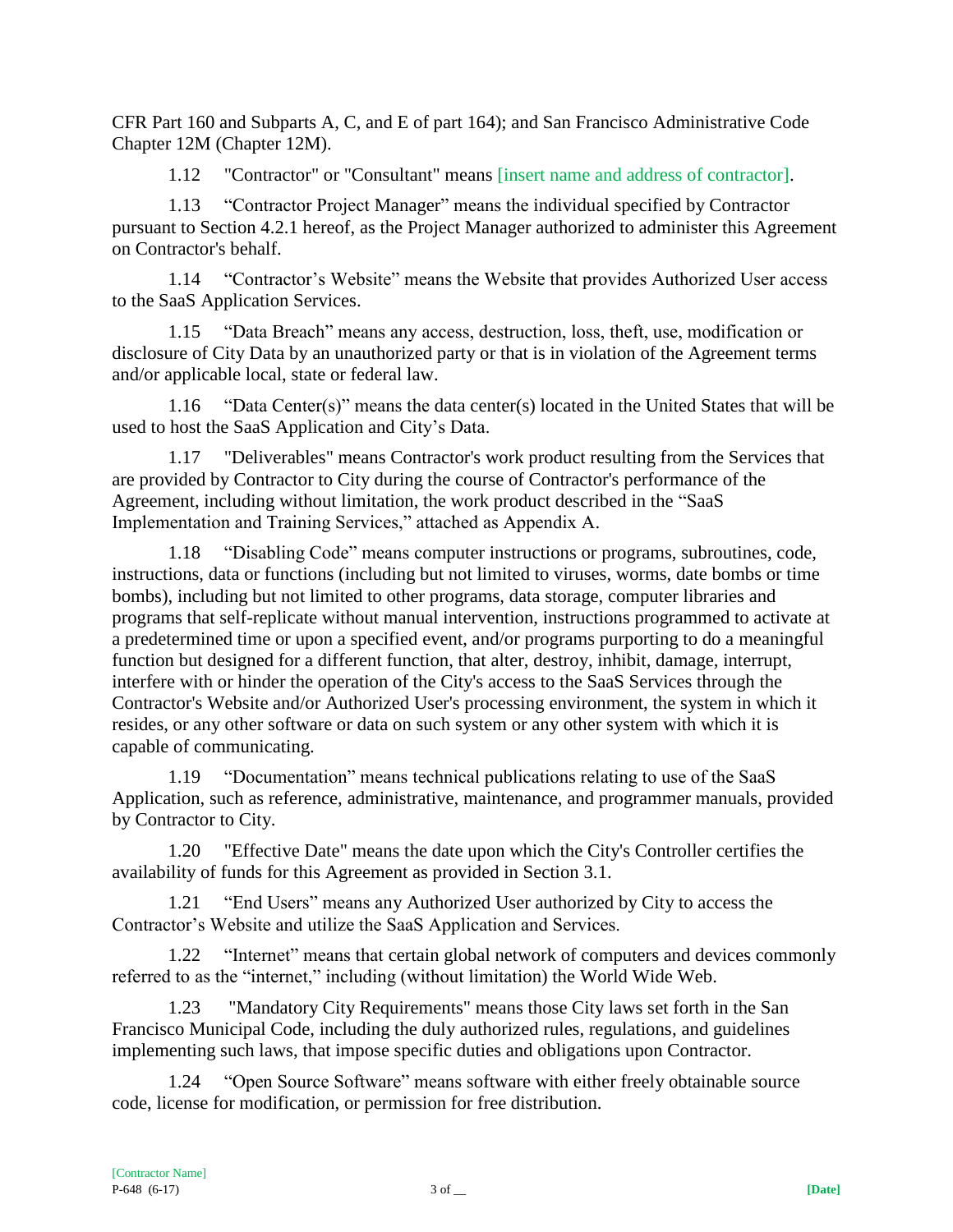CFR Part 160 and Subparts A, C, and E of part 164); and San Francisco Administrative Code Chapter 12M (Chapter 12M).

1.12 "Contractor" or "Consultant" means [insert name and address of contractor].

1.13 "Contractor Project Manager" means the individual specified by Contractor pursuant to Section 4.2.1 hereof, as the Project Manager authorized to administer this Agreement on Contractor's behalf.

1.14 "Contractor's Website" means the Website that provides Authorized User access to the SaaS Application Services.

1.15 "Data Breach" means any access, destruction, loss, theft, use, modification or disclosure of City Data by an unauthorized party or that is in violation of the Agreement terms and/or applicable local, state or federal law.

1.16 "Data Center(s)" means the data center(s) located in the United States that will be used to host the SaaS Application and City's Data.

1.17 "Deliverables" means Contractor's work product resulting from the Services that are provided by Contractor to City during the course of Contractor's performance of the Agreement, including without limitation, the work product described in the "SaaS Implementation and Training Services," attached as Appendix A.

1.18 "Disabling Code" means computer instructions or programs, subroutines, code, instructions, data or functions (including but not limited to viruses, worms, date bombs or time bombs), including but not limited to other programs, data storage, computer libraries and programs that self-replicate without manual intervention, instructions programmed to activate at a predetermined time or upon a specified event, and/or programs purporting to do a meaningful function but designed for a different function, that alter, destroy, inhibit, damage, interrupt, interfere with or hinder the operation of the City's access to the SaaS Services through the Contractor's Website and/or Authorized User's processing environment, the system in which it resides, or any other software or data on such system or any other system with which it is capable of communicating.

1.19 "Documentation" means technical publications relating to use of the SaaS Application, such as reference, administrative, maintenance, and programmer manuals, provided by Contractor to City.

1.20 "Effective Date" means the date upon which the City's Controller certifies the availability of funds for this Agreement as provided in Section 3.1.

1.21 "End Users" means any Authorized User authorized by City to access the Contractor's Website and utilize the SaaS Application and Services.

1.22 "Internet" means that certain global network of computers and devices commonly referred to as the "internet," including (without limitation) the World Wide Web.

1.23 "Mandatory City Requirements" means those City laws set forth in the San Francisco Municipal Code, including the duly authorized rules, regulations, and guidelines implementing such laws, that impose specific duties and obligations upon Contractor.

1.24 "Open Source Software" means software with either freely obtainable source code, license for modification, or permission for free distribution.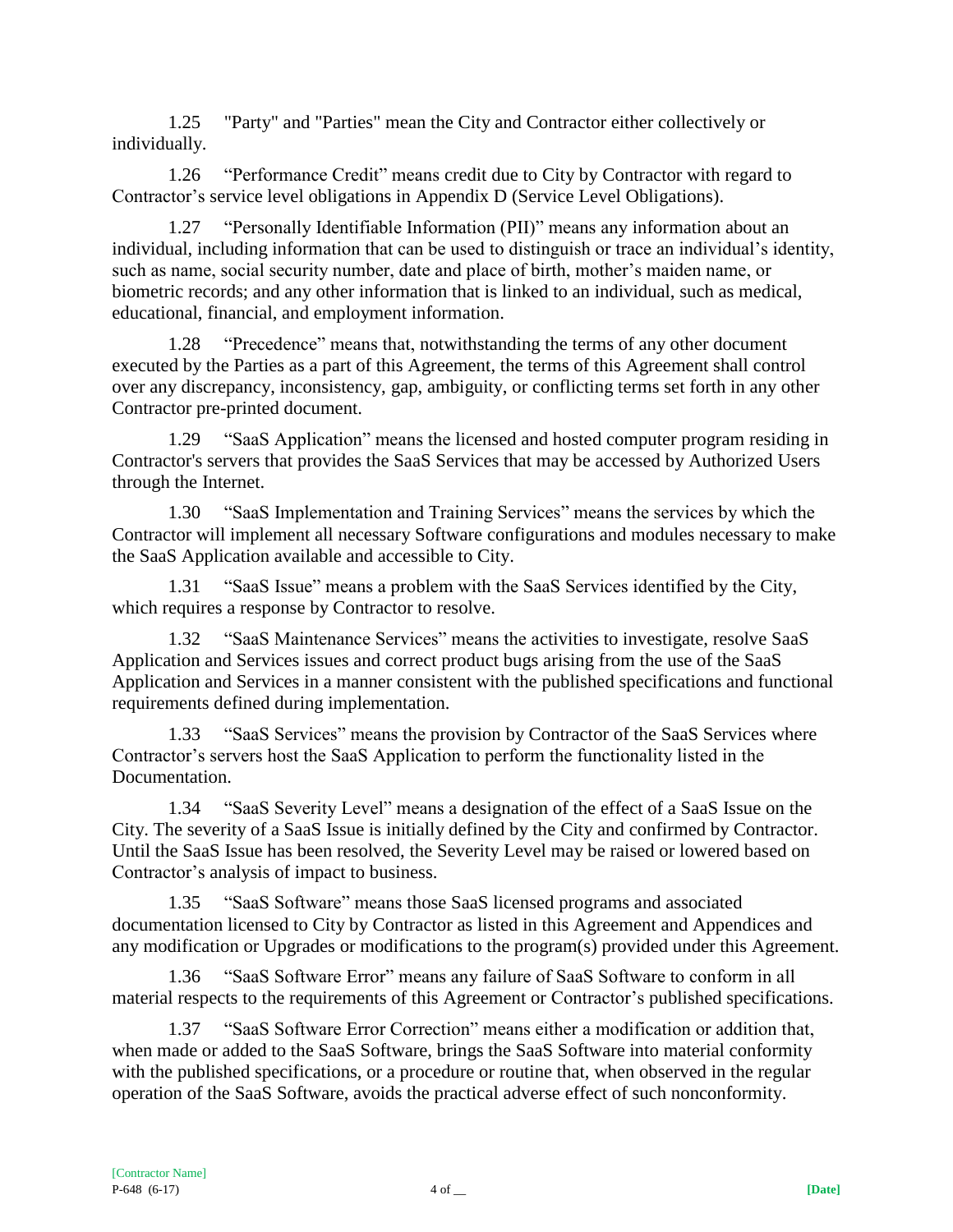1.25 "Party" and "Parties" mean the City and Contractor either collectively or individually.

1.26 "Performance Credit" means credit due to City by Contractor with regard to Contractor's service level obligations in Appendix D (Service Level Obligations).

1.27 "Personally Identifiable Information (PII)" means any information about an individual, including information that can be used to distinguish or trace an individual's identity, such as name, social security number, date and place of birth, mother's maiden name, or biometric records; and any other information that is linked to an individual, such as medical, educational, financial, and employment information.

1.28 "Precedence" means that, notwithstanding the terms of any other document executed by the Parties as a part of this Agreement, the terms of this Agreement shall control over any discrepancy, inconsistency, gap, ambiguity, or conflicting terms set forth in any other Contractor pre-printed document.

1.29 "SaaS Application" means the licensed and hosted computer program residing in Contractor's servers that provides the SaaS Services that may be accessed by Authorized Users through the Internet.

1.30 "SaaS Implementation and Training Services" means the services by which the Contractor will implement all necessary Software configurations and modules necessary to make the SaaS Application available and accessible to City.

1.31 "SaaS Issue" means a problem with the SaaS Services identified by the City, which requires a response by Contractor to resolve.

1.32 "SaaS Maintenance Services" means the activities to investigate, resolve SaaS Application and Services issues and correct product bugs arising from the use of the SaaS Application and Services in a manner consistent with the published specifications and functional requirements defined during implementation.

1.33 "SaaS Services" means the provision by Contractor of the SaaS Services where Contractor's servers host the SaaS Application to perform the functionality listed in the Documentation.

1.34 "SaaS Severity Level" means a designation of the effect of a SaaS Issue on the City. The severity of a SaaS Issue is initially defined by the City and confirmed by Contractor. Until the SaaS Issue has been resolved, the Severity Level may be raised or lowered based on Contractor's analysis of impact to business.

1.35 "SaaS Software" means those SaaS licensed programs and associated documentation licensed to City by Contractor as listed in this Agreement and Appendices and any modification or Upgrades or modifications to the program(s) provided under this Agreement.

1.36 "SaaS Software Error" means any failure of SaaS Software to conform in all material respects to the requirements of this Agreement or Contractor's published specifications.

1.37 "SaaS Software Error Correction" means either a modification or addition that, when made or added to the SaaS Software, brings the SaaS Software into material conformity with the published specifications, or a procedure or routine that, when observed in the regular operation of the SaaS Software, avoids the practical adverse effect of such nonconformity.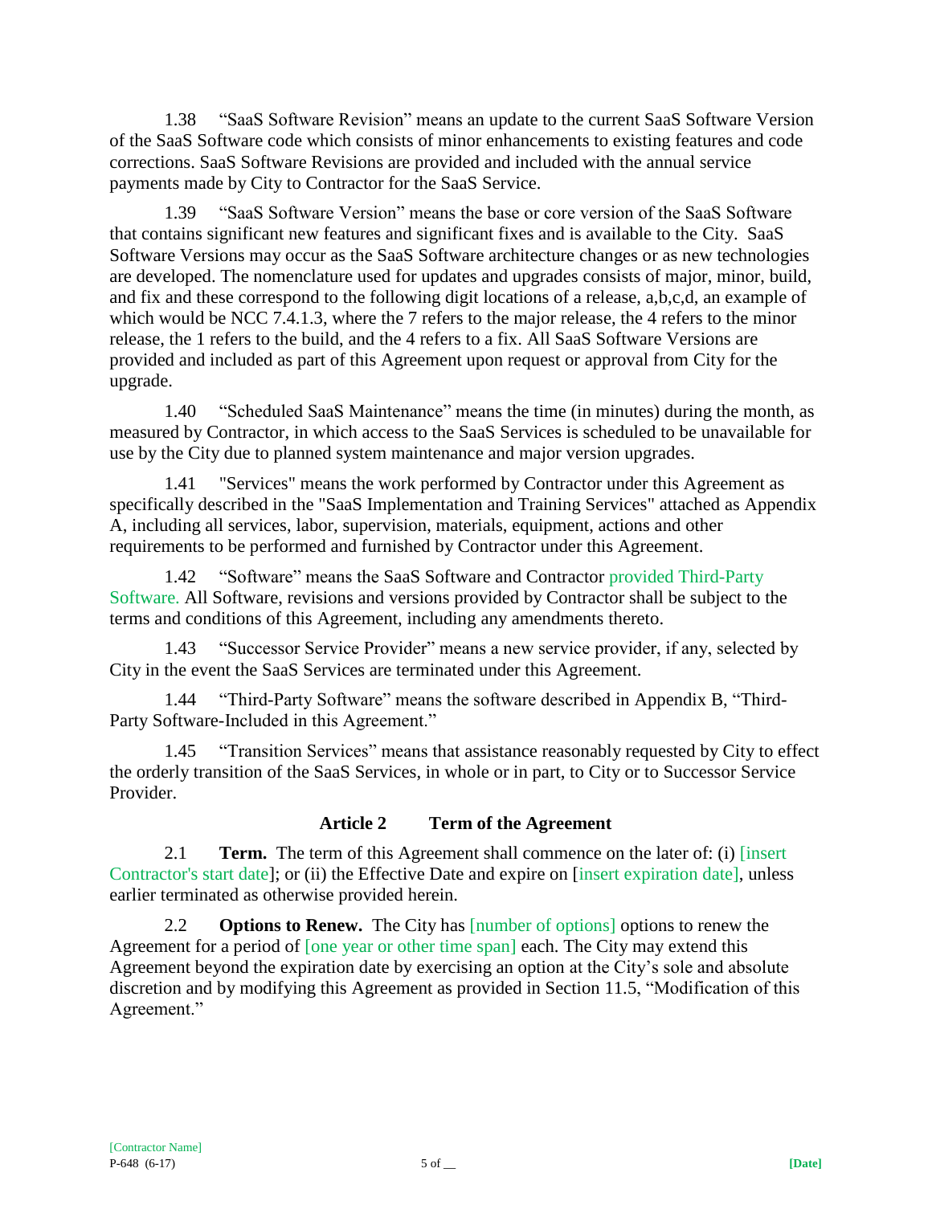1.38 “SaaS Software Revision” means an update to the current SaaS Software Version of the SaaS Software code which consists of minor enhancements to existing features and code corrections. SaaS Software Revisions are provided and included with the annual service payments made by City to Contractor for the SaaS Service.

1.39 “SaaS Software Version” means the base or core version of the SaaS Software that contains significant new features and significant fixes and is available to the City. SaaS Software Versions may occur as the SaaS Software architecture changes or as new technologies are developed. The nomenclature used for updates and upgrades consists of major, minor, build, and fix and these correspond to the following digit locations of a release, a,b,c,d, an example of which would be NCC 7.4.1.3, where the 7 refers to the major release, the 4 refers to the minor release, the 1 refers to the build, and the 4 refers to a fix. All SaaS Software Versions are provided and included as part of this Agreement upon request or approval from City for the upgrade.

1.40 “Scheduled SaaS Maintenance” means the time (in minutes) during the month, as measured by Contractor, in which access to the SaaS Services is scheduled to be unavailable for use by the City due to planned system maintenance and major version upgrades.

1.41 "Services" means the work performed by Contractor under this Agreement as specifically described in the "SaaS Implementation and Training Services" attached as Appendix A, including all services, labor, supervision, materials, equipment, actions and other requirements to be performed and furnished by Contractor under this Agreement.

1.42 “Software” means the SaaS Software and Contractor provided Third-Party Software. All Software, revisions and versions provided by Contractor shall be subject to the terms and conditions of this Agreement, including any amendments thereto.

1.43 “Successor Service Provider” means a new service provider, if any, selected by City in the event the SaaS Services are terminated under this Agreement.

1.44 “Third-Party Software” means the software described in Appendix B, “Third-Party Software-Included in this Agreement.”

1.45 “Transition Services” means that assistance reasonably requested by City to effect the orderly transition of the SaaS Services, in whole or in part, to City or to Successor Service Provider.

## Article 2 Term of the Agreement

2.1 **Term.** The term of this Agreement shall commence on the later of: (i) [insert Contractor's start date]; or (ii) the Effective Date and expire on [insert expiration date], unless earlier terminated as otherwise provided herein.

2.2 **Options to Renew.** The City has [number of options] options to renew the Agreement for a period of [one year or other time span] each. The City may extend this Agreement beyond the expiration date by exercising an option at the City’s sole and absolute discretion and by modifying this Agreement as provided in Section 11.5, “Modification of this Agreement.”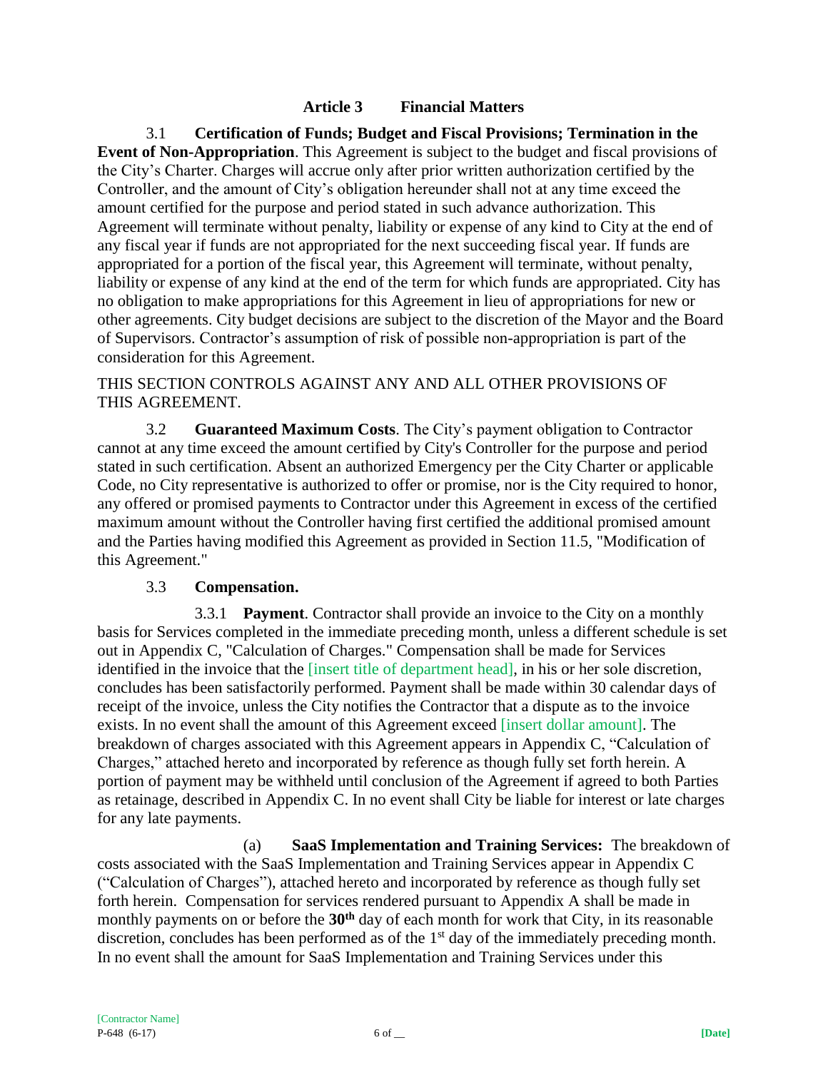## Article 3 Financial Matters

3.1 **Certification of Funds; Budget and Fiscal Provisions; Termination in the Event of Non-Appropriation**. This Agreement is subject to the budget and fiscal provisions of the City's Charter. Charges will accrue only after prior written authorization certified by the Controller, and the amount of City's obligation hereunder shall not at any time exceed the amount certified for the purpose and period stated in such advance authorization. This Agreement will terminate without penalty, liability or expense of any kind to City at the end of any fiscal year if funds are not appropriated for the next succeeding fiscal year. If funds are appropriated for a portion of the fiscal year, this Agreement will terminate, without penalty, liability or expense of any kind at the end of the term for which funds are appropriated. City has no obligation to make appropriations for this Agreement in lieu of appropriations for new or other agreements. City budget decisions are subject to the discretion of the Mayor and the Board of Supervisors. Contractor's assumption of risk of possible non-appropriation is part of the consideration for this Agreement.

THIS SECTION CONTROLS AGAINST ANY AND ALL OTHER PROVISIONS OF THIS AGREEMENT.

3.2 **Guaranteed Maximum Costs**. The City's payment obligation to Contractor cannot at any time exceed the amount certified by City's Controller for the purpose and period stated in such certification. Absent an authorized Emergency per the City Charter or applicable Code, no City representative is authorized to offer or promise, nor is the City required to honor, any offered or promised payments to Contractor under this Agreement in excess of the certified maximum amount without the Controller having first certified the additional promised amount and the Parties having modified this Agreement as provided in Section 11.5, "Modification of this Agreement."

3.3 **Compensation.**

3.3.1 **Payment**. Contractor shall provide an invoice to the City on a monthly basis for Services completed in the immediate preceding month, unless a different schedule is set out in Appendix C, "Calculation of Charges." Compensation shall be made for Services identified in the invoice that the [insert title of department head], in his or her sole discretion, concludes has been satisfactorily performed. Payment shall be made within 30 calendar days of receipt of the invoice, unless the City notifies the Contractor that a dispute as to the invoice exists. In no event shall the amount of this Agreement exceed [insert dollar amount]. The breakdown of charges associated with this Agreement appears in Appendix C, "Calculation of Charges," attached hereto and incorporated by reference as though fully set forth herein. A portion of payment may be withheld until conclusion of the Agreement if agreed to both Parties as retainage, described in Appendix C. In no event shall City be liable for interest or late charges for any late payments.

(a) **SaaS Implementation and Training Services:** The breakdown of costs associated with the SaaS Implementation and Training Services appear in Appendix C ("Calculation of Charges"), attached hereto and incorporated by reference as though fully set forth herein. Compensation for services rendered pursuant to Appendix A shall be made in monthly payments on or before the **30th** day of each month for work that City, in its reasonable discretion, concludes has been performed as of the 1st day of the immediately preceding month. In no event shall the amount for SaaS Implementation and Training Services under this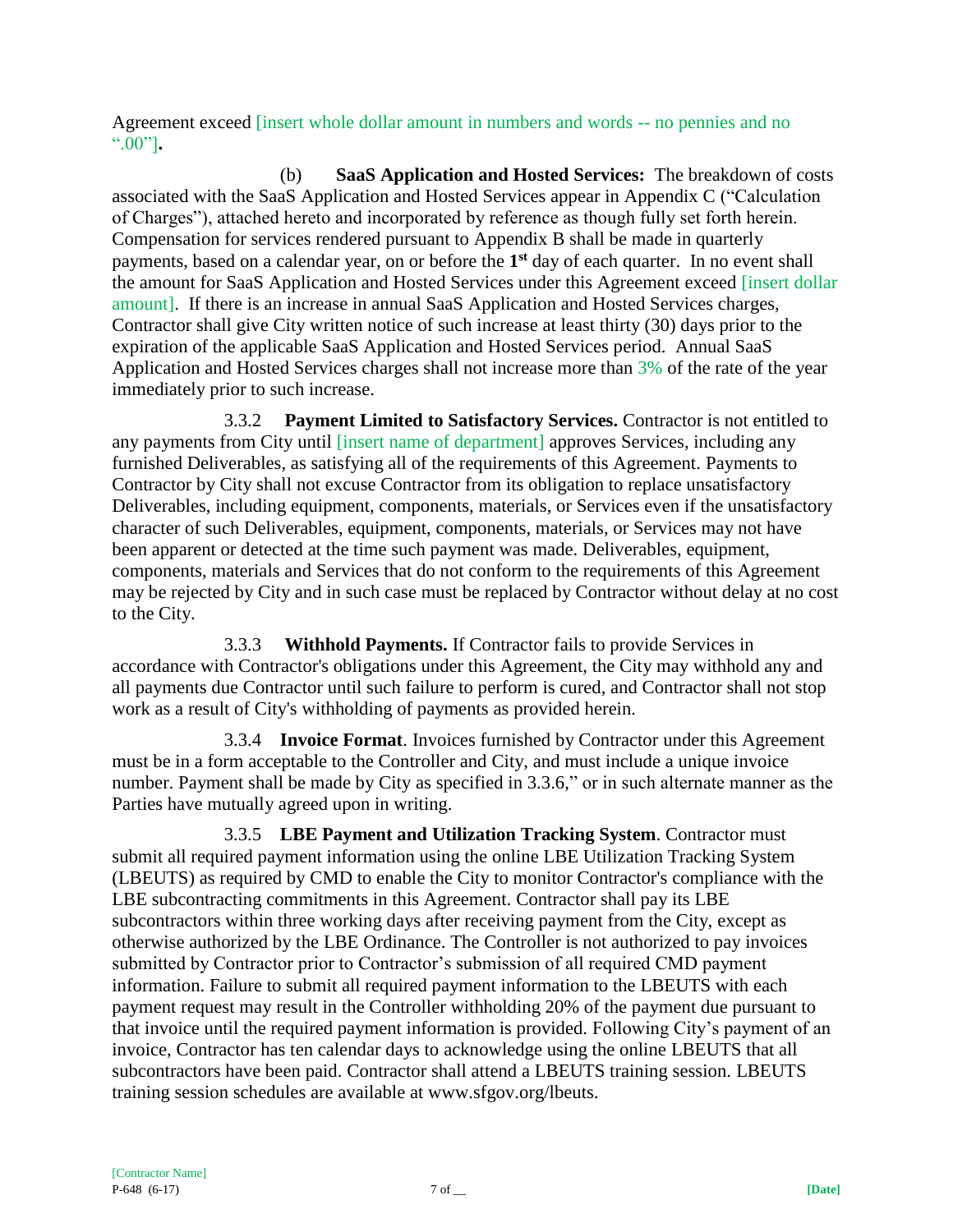Agreement exceed [insert whole dollar amount in numbers and words -- no pennies and no ".00"].

(b) **SaaS Application and Hosted Services:** The breakdown of costs associated with the SaaS Application and Hosted Services appear in Appendix C ("Calculation of Charges"), attached hereto and incorporated by reference as though fully set forth herein. Compensation for services rendered pursuant to Appendix B shall be made in quarterly payments, based on a calendar year, on or before the **1st** day of each quarter. In no event shall the amount for SaaS Application and Hosted Services under this Agreement exceed [insert dollar amount]. If there is an increase in annual SaaS Application and Hosted Services charges, Contractor shall give City written notice of such increase at least thirty (30) days prior to the expiration of the applicable SaaS Application and Hosted Services period. Annual SaaS Application and Hosted Services charges shall not increase more than 3% of the rate of the year immediately prior to such increase.

3.3.2 **Payment Limited to Satisfactory Services.** Contractor is not entitled to any payments from City until [insert name of department] approves Services, including any furnished Deliverables, as satisfying all of the requirements of this Agreement. Payments to Contractor by City shall not excuse Contractor from its obligation to replace unsatisfactory Deliverables, including equipment, components, materials, or Services even if the unsatisfactory character of such Deliverables, equipment, components, materials, or Services may not have been apparent or detected at the time such payment was made. Deliverables, equipment, components, materials and Services that do not conform to the requirements of this Agreement may be rejected by City and in such case must be replaced by Contractor without delay at no cost to the City.

3.3.3 **Withhold Payments.** If Contractor fails to provide Services in accordance with Contractor's obligations under this Agreement, the City may withhold any and all payments due Contractor until such failure to perform is cured, and Contractor shall not stop work as a result of City's withholding of payments as provided herein.

3.3.4 **Invoice Format**. Invoices furnished by Contractor under this Agreement must be in a form acceptable to the Controller and City, and must include a unique invoice number. Payment shall be made by City as specified in 3.3.6," or in such alternate manner as the Parties have mutually agreed upon in writing.

3.3.5 **LBE Payment and Utilization Tracking System**. Contractor must submit all required payment information using the online LBE Utilization Tracking System (LBEUTS) as required by CMD to enable the City to monitor Contractor's compliance with the LBE subcontracting commitments in this Agreement. Contractor shall pay its LBE subcontractors within three working days after receiving payment from the City, except as otherwise authorized by the LBE Ordinance. The Controller is not authorized to pay invoices submitted by Contractor prior to Contractor's submission of all required CMD payment information. Failure to submit all required payment information to the LBEUTS with each payment request may result in the Controller withholding 20% of the payment due pursuant to that invoice until the required payment information is provided. Following City's payment of an invoice, Contractor has ten calendar days to acknowledge using the online LBEUTS that all subcontractors have been paid. Contractor shall attend a LBEUTS training session. LBEUTS training session schedules are available at www.sfgov.org/lbeuts.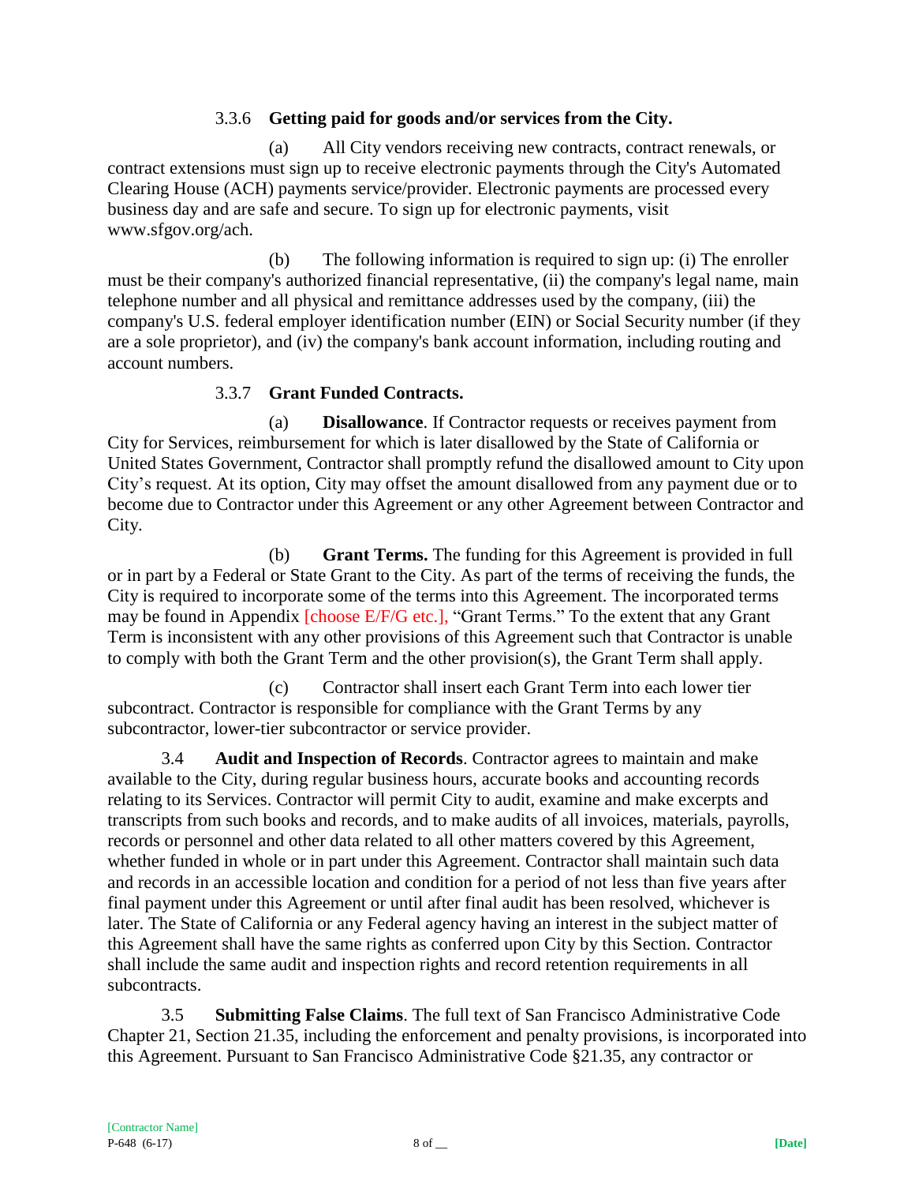3.3.6 **Getting paid for goods and/or services from the City.**

(a) All City vendors receiving new contracts, contract renewals, or contract extensions must sign up to receive electronic payments through the City's Automated Clearing House (ACH) payments service/provider. Electronic payments are processed every business day and are safe and secure. To sign up for electronic payments, visit www.sfgov.org/ach.

(b) The following information is required to sign up: (i) The enroller must be their company's authorized financial representative, (ii) the company's legal name, main telephone number and all physical and remittance addresses used by the company, (iii) the company's U.S. federal employer identification number (EIN) or Social Security number (if they are a sole proprietor), and (iv) the company's bank account information, including routing and account numbers.

3.3.7 **Grant Funded Contracts.**

(a) **Disallowance**. If Contractor requests or receives payment from City for Services, reimbursement for which is later disallowed by the State of California or United States Government, Contractor shall promptly refund the disallowed amount to City upon City's request. At its option, City may offset the amount disallowed from any payment due or to become due to Contractor under this Agreement or any other Agreement between Contractor and City.

(b) **Grant Terms.** The funding for this Agreement is provided in full or in part by a Federal or State Grant to the City. As part of the terms of receiving the funds, the City is required to incorporate some of the terms into this Agreement. The incorporated terms may be found in Appendix [choose E/F/G etc.], "Grant Terms." To the extent that any Grant Term is inconsistent with any other provisions of this Agreement such that Contractor is unable to comply with both the Grant Term and the other provision(s), the Grant Term shall apply.

(c) Contractor shall insert each Grant Term into each lower tier subcontract. Contractor is responsible for compliance with the Grant Terms by any subcontractor, lower-tier subcontractor or service provider.

3.4 **Audit and Inspection of Records**. Contractor agrees to maintain and make available to the City, during regular business hours, accurate books and accounting records relating to its Services. Contractor will permit City to audit, examine and make excerpts and transcripts from such books and records, and to make audits of all invoices, materials, payrolls, records or personnel and other data related to all other matters covered by this Agreement, whether funded in whole or in part under this Agreement. Contractor shall maintain such data and records in an accessible location and condition for a period of not less than five years after final payment under this Agreement or until after final audit has been resolved, whichever is later. The State of California or any Federal agency having an interest in the subject matter of this Agreement shall have the same rights as conferred upon City by this Section. Contractor shall include the same audit and inspection rights and record retention requirements in all subcontracts.

3.5 **Submitting False Claims**. The full text of San Francisco Administrative Code Chapter 21, Section 21.35, including the enforcement and penalty provisions, is incorporated into this Agreement. Pursuant to San Francisco Administrative Code §21.35, any contractor or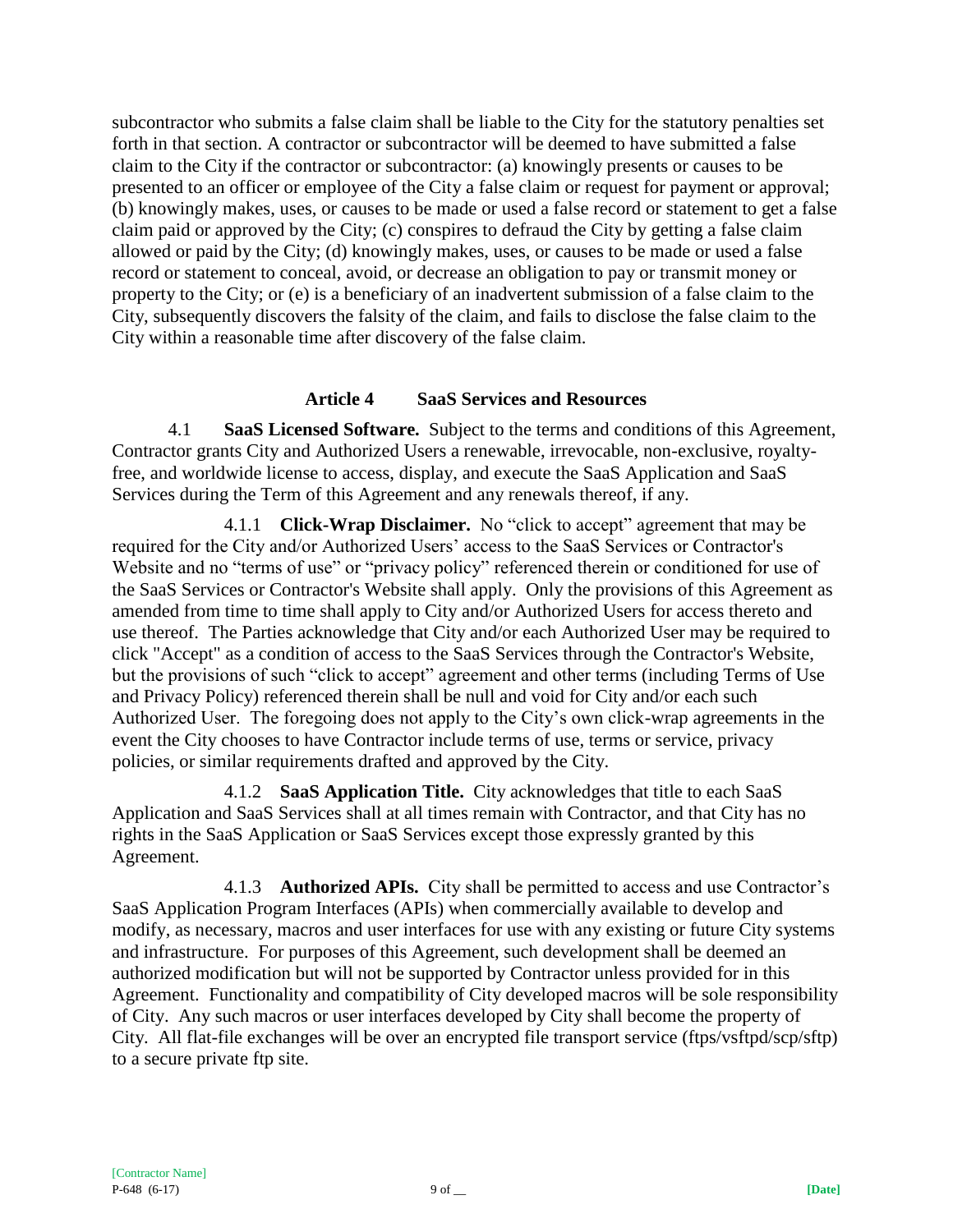subcontractor who submits a false claim shall be liable to the City for the statutory penalties set forth in that section. A contractor or subcontractor will be deemed to have submitted a false claim to the City if the contractor or subcontractor: (a) knowingly presents or causes to be presented to an officer or employee of the City a false claim or request for payment or approval; (b) knowingly makes, uses, or causes to be made or used a false record or statement to get a false claim paid or approved by the City; (c) conspires to defraud the City by getting a false claim allowed or paid by the City; (d) knowingly makes, uses, or causes to be made or used a false record or statement to conceal, avoid, or decrease an obligation to pay or transmit money or property to the City; or (e) is a beneficiary of an inadvertent submission of a false claim to the City, subsequently discovers the falsity of the claim, and fails to disclose the false claim to the City within a reasonable time after discovery of the false claim.

## Article 4 SaaS Services and Resources

4.1 **SaaS Licensed Software.** Subject to the terms and conditions of this Agreement, Contractor grants City and Authorized Users a renewable, irrevocable, non-exclusive, royalty-free, and worldwide license to access, display, and execute the SaaS Application and SaaS Services during the Term of this Agreement and any renewals thereof, if any.

4.1.1 **Click-Wrap Disclaimer.** No "click to accept" agreement that may be required for the City and/or Authorized Users' access to the SaaS Services or Contractor's Website and no "terms of use" or "privacy policy" referenced therein or conditioned for use of the SaaS Services or Contractor's Website shall apply. Only the provisions of this Agreement as amended from time to time shall apply to City and/or Authorized Users for access thereto and use thereof. The Parties acknowledge that City and/or each Authorized User may be required to click "Accept" as a condition of access to the SaaS Services through the Contractor's Website, but the provisions of such "click to accept" agreement and other terms (including Terms of Use and Privacy Policy) referenced therein shall be null and void for City and/or each such Authorized User. The foregoing does not apply to the City's own click-wrap agreements in the event the City chooses to have Contractor include terms of use, terms or service, privacy policies, or similar requirements drafted and approved by the City.

4.1.2 **SaaS Application Title.** City acknowledges that title to each SaaS Application and SaaS Services shall at all times remain with Contractor, and that City has no rights in the SaaS Application or SaaS Services except those expressly granted by this Agreement.

4.1.3 **Authorized APIs.** City shall be permitted to access and use Contractor's SaaS Application Program Interfaces (APIs) when commercially available to develop and modify, as necessary, macros and user interfaces for use with any existing or future City systems and infrastructure. For purposes of this Agreement, such development shall be deemed an authorized modification but will not be supported by Contractor unless provided for in this Agreement. Functionality and compatibility of City developed macros will be sole responsibility of City. Any such macros or user interfaces developed by City shall become the property of City. All flat-file exchanges will be over an encrypted file transport service (ftps/vsftpd/scp/sftp) to a secure private ftp site.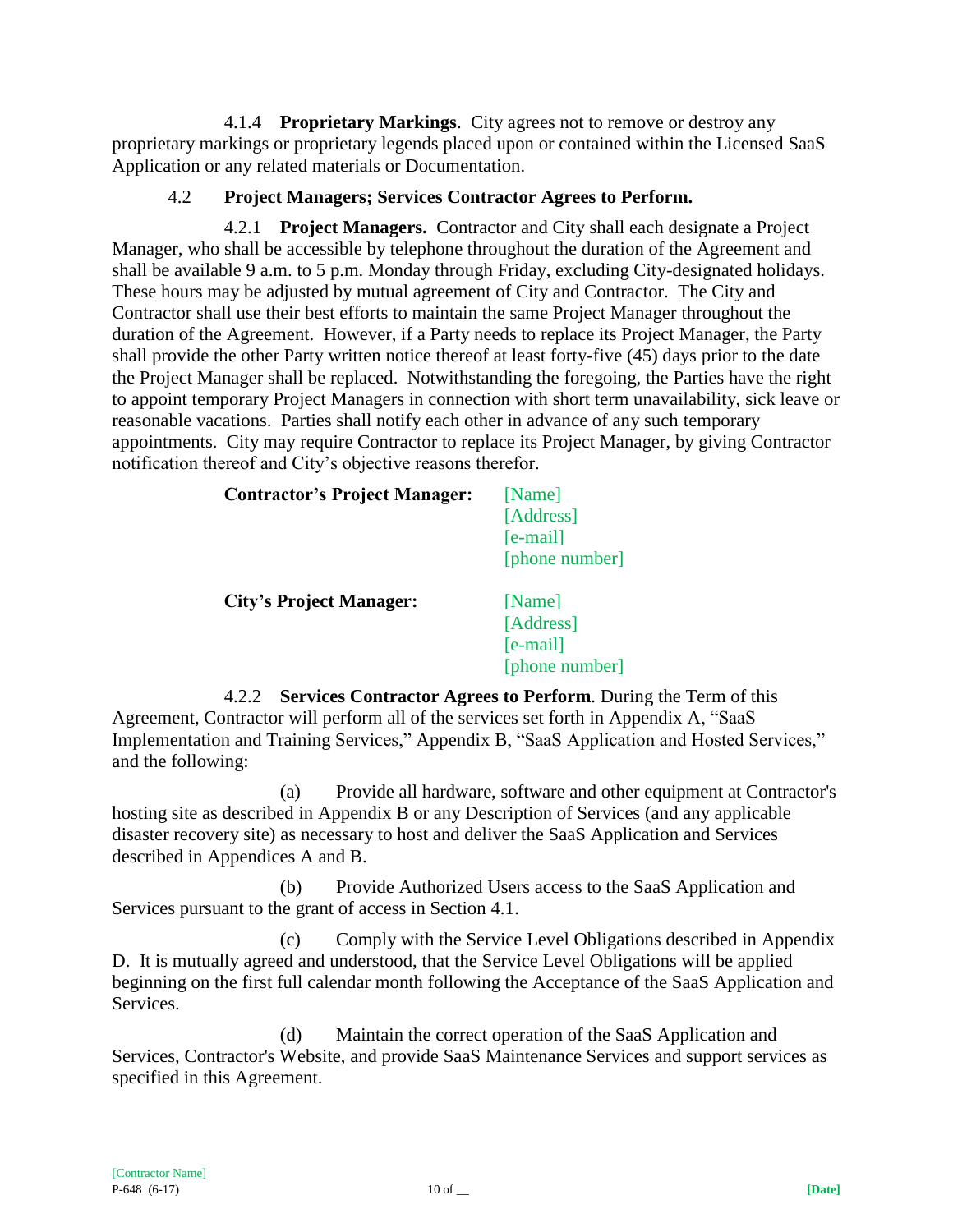4.1.4 **Proprietary Markings**. City agrees not to remove or destroy any proprietary markings or proprietary legends placed upon or contained within the Licensed SaaS Application or any related materials or Documentation.

### 4.2 Project Managers; Services Contractor Agrees to Perform.

4.2.1 **Project Managers.** Contractor and City shall each designate a Project Manager, who shall be accessible by telephone throughout the duration of the Agreement and shall be available 9 a.m. to 5 p.m. Monday through Friday, excluding City-designated holidays. These hours may be adjusted by mutual agreement of City and Contractor. The City and Contractor shall use their best efforts to maintain the same Project Manager throughout the duration of the Agreement. However, if a Party needs to replace its Project Manager, the Party shall provide the other Party written notice thereof at least forty-five (45) days prior to the date the Project Manager shall be replaced. Notwithstanding the foregoing, the Parties have the right to appoint temporary Project Managers in connection with short term unavailability, sick leave or reasonable vacations. Parties shall notify each other in advance of any such temporary appointments. City may require Contractor to replace its Project Manager, by giving Contractor notification thereof and City's objective reasons therefor.

**Contractor's Project Manager:**
[Name]
[Address]
[e-mail]
[phone number]

**City's Project Manager:**
[Name]
[Address]
[e-mail]
[phone number]

4.2.2 **Services Contractor Agrees to Perform**. During the Term of this Agreement, Contractor will perform all of the services set forth in Appendix A, "SaaS Implementation and Training Services," Appendix B, "SaaS Application and Hosted Services," and the following:

(a) Provide all hardware, software and other equipment at Contractor's hosting site as described in Appendix B or any Description of Services (and any applicable disaster recovery site) as necessary to host and deliver the SaaS Application and Services described in Appendices A and B.

(b) Provide Authorized Users access to the SaaS Application and Services pursuant to the grant of access in Section 4.1.

(c) Comply with the Service Level Obligations described in Appendix D. It is mutually agreed and understood, that the Service Level Obligations will be applied beginning on the first full calendar month following the Acceptance of the SaaS Application and Services.

(d) Maintain the correct operation of the SaaS Application and Services, Contractor's Website, and provide SaaS Maintenance Services and support services as specified in this Agreement.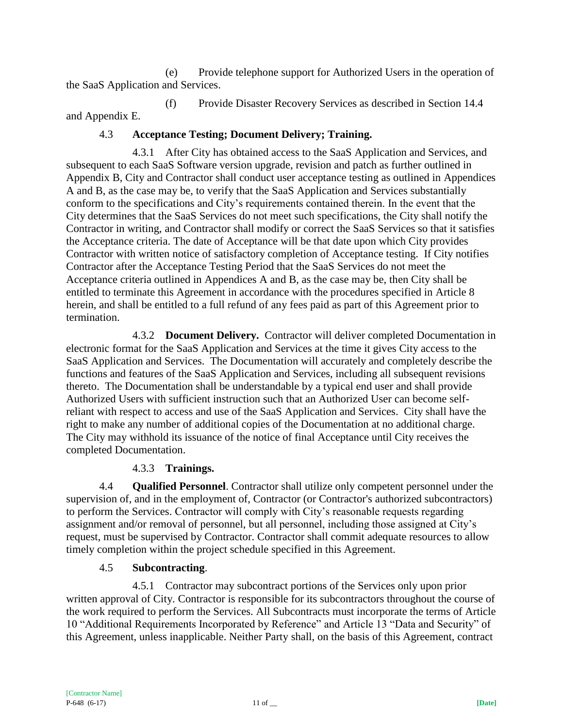(e) Provide telephone support for Authorized Users in the operation of the SaaS Application and Services.

(f) Provide Disaster Recovery Services as described in Section 14.4 and Appendix E.

4.3 **Acceptance Testing; Document Delivery; Training.**

4.3.1 After City has obtained access to the SaaS Application and Services, and subsequent to each SaaS Software version upgrade, revision and patch as further outlined in Appendix B, City and Contractor shall conduct user acceptance testing as outlined in Appendices A and B, as the case may be, to verify that the SaaS Application and Services substantially conform to the specifications and City's requirements contained therein. In the event that the City determines that the SaaS Services do not meet such specifications, the City shall notify the Contractor in writing, and Contractor shall modify or correct the SaaS Services so that it satisfies the Acceptance criteria. The date of Acceptance will be that date upon which City provides Contractor with written notice of satisfactory completion of Acceptance testing. If City notifies Contractor after the Acceptance Testing Period that the SaaS Services do not meet the Acceptance criteria outlined in Appendices A and B, as the case may be, then City shall be entitled to terminate this Agreement in accordance with the procedures specified in Article 8 herein, and shall be entitled to a full refund of any fees paid as part of this Agreement prior to termination.

4.3.2 **Document Delivery.** Contractor will deliver completed Documentation in electronic format for the SaaS Application and Services at the time it gives City access to the SaaS Application and Services. The Documentation will accurately and completely describe the functions and features of the SaaS Application and Services, including all subsequent revisions thereto. The Documentation shall be understandable by a typical end user and shall provide Authorized Users with sufficient instruction such that an Authorized User can become self-reliant with respect to access and use of the SaaS Application and Services. City shall have the right to make any number of additional copies of the Documentation at no additional charge. The City may withhold its issuance of the notice of final Acceptance until City receives the completed Documentation.

4.3.3 **Trainings.**

4.4 **Qualified Personnel**. Contractor shall utilize only competent personnel under the supervision of, and in the employment of, Contractor (or Contractor's authorized subcontractors) to perform the Services. Contractor will comply with City's reasonable requests regarding assignment and/or removal of personnel, but all personnel, including those assigned at City's request, must be supervised by Contractor. Contractor shall commit adequate resources to allow timely completion within the project schedule specified in this Agreement.

4.5 **Subcontracting**.

4.5.1 Contractor may subcontract portions of the Services only upon prior written approval of City. Contractor is responsible for its subcontractors throughout the course of the work required to perform the Services. All Subcontracts must incorporate the terms of Article 10 "Additional Requirements Incorporated by Reference" and Article 13 "Data and Security" of this Agreement, unless inapplicable. Neither Party shall, on the basis of this Agreement, contract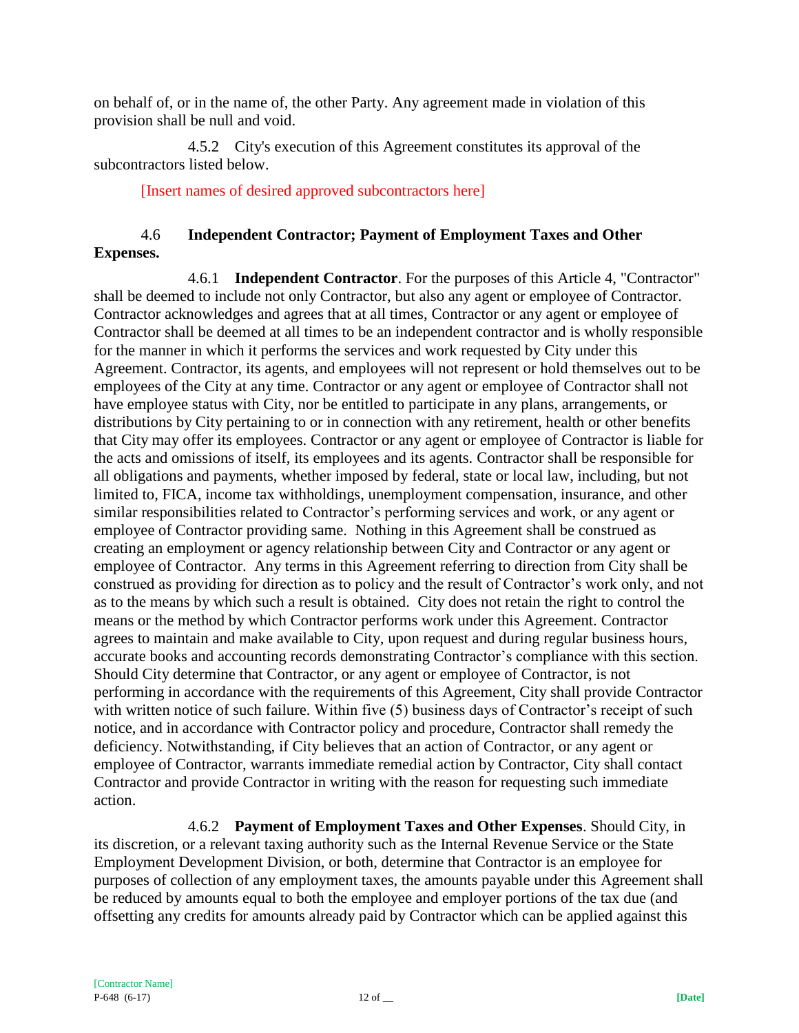on behalf of, or in the name of, the other Party. Any agreement made in violation of this provision shall be null and void.

4.5.2 City's execution of this Agreement constitutes its approval of the subcontractors listed below.

[Insert names of desired approved subcontractors here]

### 4.6 Independent Contractor; Payment of Employment Taxes and Other Expenses.

4.6.1 **Independent Contractor**. For the purposes of this Article 4, "Contractor" shall be deemed to include not only Contractor, but also any agent or employee of Contractor. Contractor acknowledges and agrees that at all times, Contractor or any agent or employee of Contractor shall be deemed at all times to be an independent contractor and is wholly responsible for the manner in which it performs the services and work requested by City under this Agreement. Contractor, its agents, and employees will not represent or hold themselves out to be employees of the City at any time. Contractor or any agent or employee of Contractor shall not have employee status with City, nor be entitled to participate in any plans, arrangements, or distributions by City pertaining to or in connection with any retirement, health or other benefits that City may offer its employees. Contractor or any agent or employee of Contractor is liable for the acts and omissions of itself, its employees and its agents. Contractor shall be responsible for all obligations and payments, whether imposed by federal, state or local law, including, but not limited to, FICA, income tax withholdings, unemployment compensation, insurance, and other similar responsibilities related to Contractor's performing services and work, or any agent or employee of Contractor providing same. Nothing in this Agreement shall be construed as creating an employment or agency relationship between City and Contractor or any agent or employee of Contractor. Any terms in this Agreement referring to direction from City shall be construed as providing for direction as to policy and the result of Contractor's work only, and not as to the means by which such a result is obtained. City does not retain the right to control the means or the method by which Contractor performs work under this Agreement. Contractor agrees to maintain and make available to City, upon request and during regular business hours, accurate books and accounting records demonstrating Contractor's compliance with this section. Should City determine that Contractor, or any agent or employee of Contractor, is not performing in accordance with the requirements of this Agreement, City shall provide Contractor with written notice of such failure. Within five (5) business days of Contractor's receipt of such notice, and in accordance with Contractor policy and procedure, Contractor shall remedy the deficiency. Notwithstanding, if City believes that an action of Contractor, or any agent or employee of Contractor, warrants immediate remedial action by Contractor, City shall contact Contractor and provide Contractor in writing with the reason for requesting such immediate action.

4.6.2 **Payment of Employment Taxes and Other Expenses**. Should City, in its discretion, or a relevant taxing authority such as the Internal Revenue Service or the State Employment Development Division, or both, determine that Contractor is an employee for purposes of collection of any employment taxes, the amounts payable under this Agreement shall be reduced by amounts equal to both the employee and employer portions of the tax due (and offsetting any credits for amounts already paid by Contractor which can be applied against this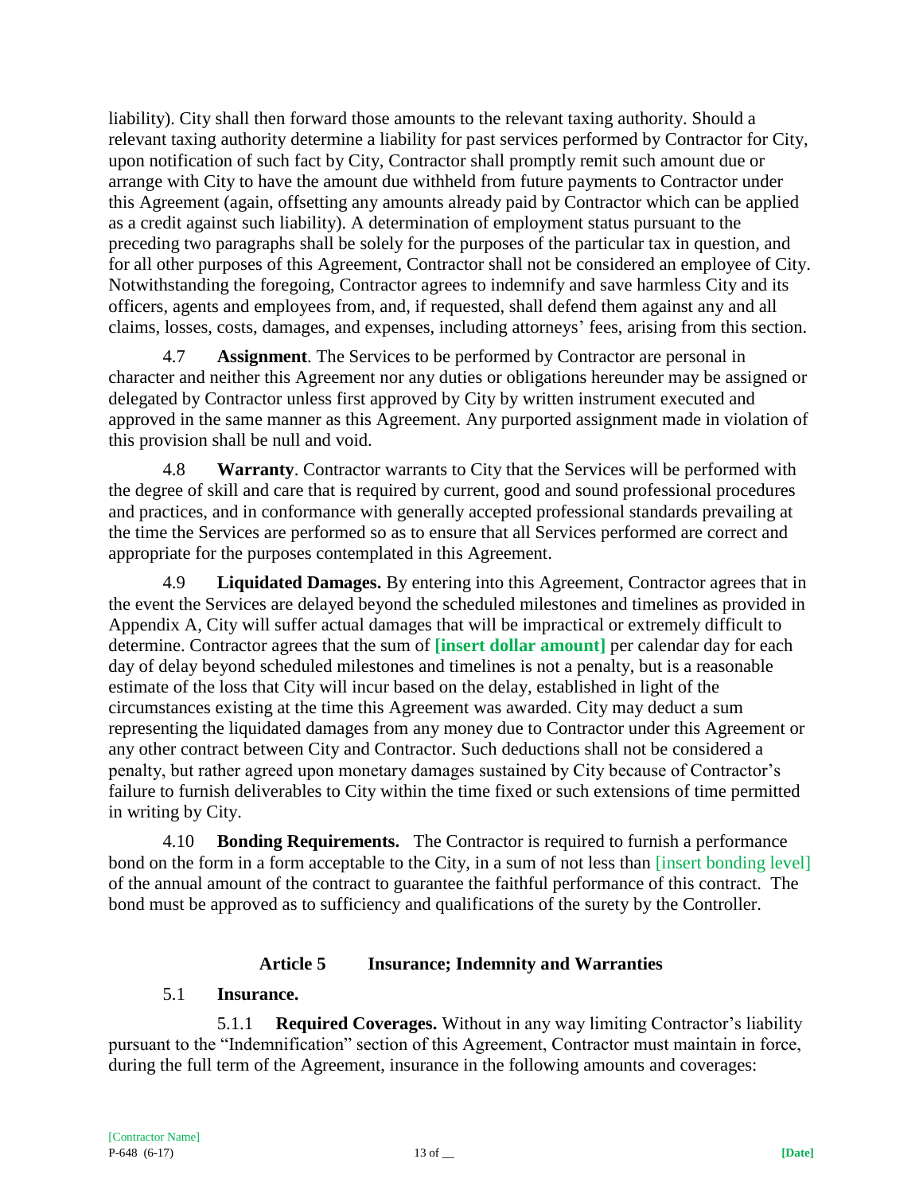liability). City shall then forward those amounts to the relevant taxing authority. Should a relevant taxing authority determine a liability for past services performed by Contractor for City, upon notification of such fact by City, Contractor shall promptly remit such amount due or arrange with City to have the amount due withheld from future payments to Contractor under this Agreement (again, offsetting any amounts already paid by Contractor which can be applied as a credit against such liability). A determination of employment status pursuant to the preceding two paragraphs shall be solely for the purposes of the particular tax in question, and for all other purposes of this Agreement, Contractor shall not be considered an employee of City. Notwithstanding the foregoing, Contractor agrees to indemnify and save harmless City and its officers, agents and employees from, and, if requested, shall defend them against any and all claims, losses, costs, damages, and expenses, including attorneys' fees, arising from this section.

4.7 **Assignment**. The Services to be performed by Contractor are personal in character and neither this Agreement nor any duties or obligations hereunder may be assigned or delegated by Contractor unless first approved by City by written instrument executed and approved in the same manner as this Agreement. Any purported assignment made in violation of this provision shall be null and void.

4.8 **Warranty**. Contractor warrants to City that the Services will be performed with the degree of skill and care that is required by current, good and sound professional procedures and practices, and in conformance with generally accepted professional standards prevailing at the time the Services are performed so as to ensure that all Services performed are correct and appropriate for the purposes contemplated in this Agreement.

4.9 **Liquidated Damages.** By entering into this Agreement, Contractor agrees that in the event the Services are delayed beyond the scheduled milestones and timelines as provided in Appendix A, City will suffer actual damages that will be impractical or extremely difficult to determine. Contractor agrees that the sum of **[insert dollar amount]** per calendar day for each day of delay beyond scheduled milestones and timelines is not a penalty, but is a reasonable estimate of the loss that City will incur based on the delay, established in light of the circumstances existing at the time this Agreement was awarded. City may deduct a sum representing the liquidated damages from any money due to Contractor under this Agreement or any other contract between City and Contractor. Such deductions shall not be considered a penalty, but rather agreed upon monetary damages sustained by City because of Contractor's failure to furnish deliverables to City within the time fixed or such extensions of time permitted in writing by City.

4.10 **Bonding Requirements.** The Contractor is required to furnish a performance bond on the form in a form acceptable to the City, in a sum of not less than [insert bonding level] of the annual amount of the contract to guarantee the faithful performance of this contract. The bond must be approved as to sufficiency and qualifications of the surety by the Controller.

## Article 5 Insurance; Indemnity and Warranties

### 5.1 Insurance.

5.1.1 **Required Coverages.** Without in any way limiting Contractor's liability pursuant to the "Indemnification" section of this Agreement, Contractor must maintain in force, during the full term of the Agreement, insurance in the following amounts and coverages: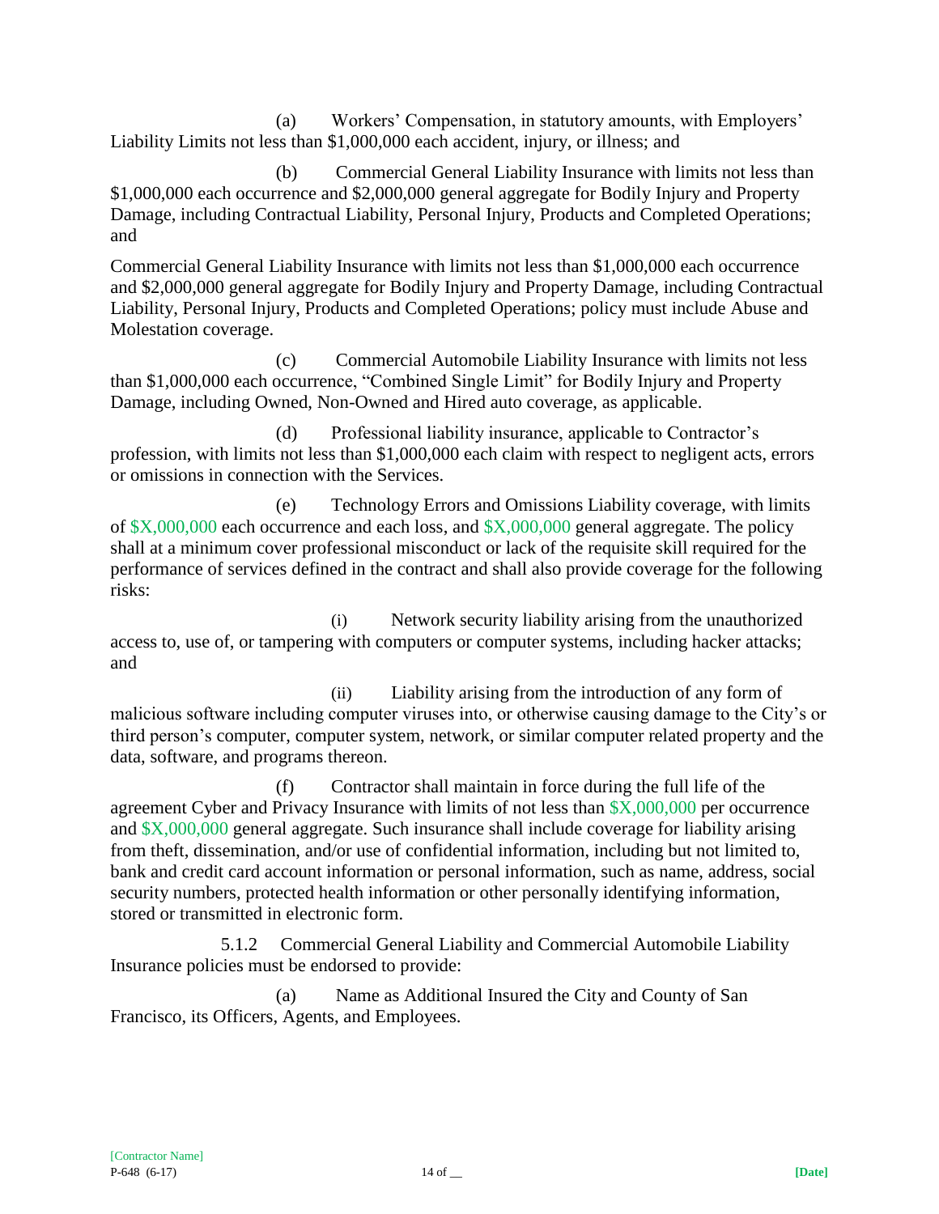(a) Workers' Compensation, in statutory amounts, with Employers' Liability Limits not less than $1,000,000 each accident, injury, or illness; and

(b) Commercial General Liability Insurance with limits not less than $1,000,000 each occurrence and $2,000,000 general aggregate for Bodily Injury and Property Damage, including Contractual Liability, Personal Injury, Products and Completed Operations; and

Commercial General Liability Insurance with limits not less than $1,000,000 each occurrence and $2,000,000 general aggregate for Bodily Injury and Property Damage, including Contractual Liability, Personal Injury, Products and Completed Operations; policy must include Abuse and Molestation coverage.

(c) Commercial Automobile Liability Insurance with limits not less than $1,000,000 each occurrence, "Combined Single Limit" for Bodily Injury and Property Damage, including Owned, Non-Owned and Hired auto coverage, as applicable.

(d) Professional liability insurance, applicable to Contractor's profession, with limits not less than $1,000,000 each claim with respect to negligent acts, errors or omissions in connection with the Services.

(e) Technology Errors and Omissions Liability coverage, with limits of $X,000,000 each occurrence and each loss, and $X,000,000 general aggregate. The policy shall at a minimum cover professional misconduct or lack of the requisite skill required for the performance of services defined in the contract and shall also provide coverage for the following risks:

(i) Network security liability arising from the unauthorized access to, use of, or tampering with computers or computer systems, including hacker attacks; and

(ii) Liability arising from the introduction of any form of malicious software including computer viruses into, or otherwise causing damage to the City's or third person's computer, computer system, network, or similar computer related property and the data, software, and programs thereon.

(f) Contractor shall maintain in force during the full life of the agreement Cyber and Privacy Insurance with limits of not less than $X,000,000 per occurrence and $X,000,000 general aggregate. Such insurance shall include coverage for liability arising from theft, dissemination, and/or use of confidential information, including but not limited to, bank and credit card account information or personal information, such as name, address, social security numbers, protected health information or other personally identifying information, stored or transmitted in electronic form.

5.1.2 Commercial General Liability and Commercial Automobile Liability Insurance policies must be endorsed to provide:

(a) Name as Additional Insured the City and County of San Francisco, its Officers, Agents, and Employees.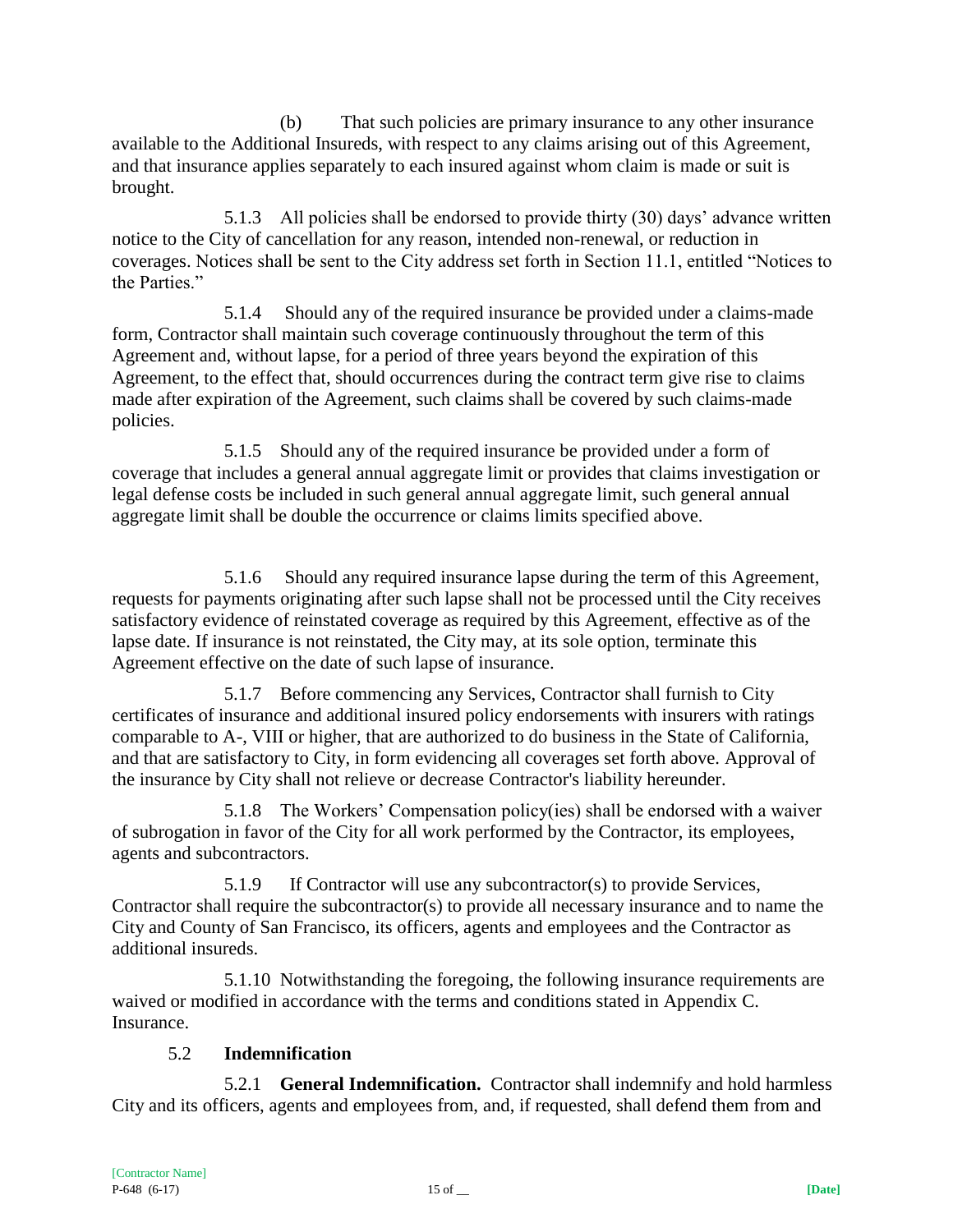(b) That such policies are primary insurance to any other insurance available to the Additional Insureds, with respect to any claims arising out of this Agreement, and that insurance applies separately to each insured against whom claim is made or suit is brought.

5.1.3 All policies shall be endorsed to provide thirty (30) days' advance written notice to the City of cancellation for any reason, intended non-renewal, or reduction in coverages. Notices shall be sent to the City address set forth in Section 11.1, entitled "Notices to the Parties."

5.1.4 Should any of the required insurance be provided under a claims-made form, Contractor shall maintain such coverage continuously throughout the term of this Agreement and, without lapse, for a period of three years beyond the expiration of this Agreement, to the effect that, should occurrences during the contract term give rise to claims made after expiration of the Agreement, such claims shall be covered by such claims-made policies.

5.1.5 Should any of the required insurance be provided under a form of coverage that includes a general annual aggregate limit or provides that claims investigation or legal defense costs be included in such general annual aggregate limit, such general annual aggregate limit shall be double the occurrence or claims limits specified above.

5.1.6 Should any required insurance lapse during the term of this Agreement, requests for payments originating after such lapse shall not be processed until the City receives satisfactory evidence of reinstated coverage as required by this Agreement, effective as of the lapse date. If insurance is not reinstated, the City may, at its sole option, terminate this Agreement effective on the date of such lapse of insurance.

5.1.7 Before commencing any Services, Contractor shall furnish to City certificates of insurance and additional insured policy endorsements with insurers with ratings comparable to A-, VIII or higher, that are authorized to do business in the State of California, and that are satisfactory to City, in form evidencing all coverages set forth above. Approval of the insurance by City shall not relieve or decrease Contractor's liability hereunder.

5.1.8 The Workers' Compensation policy(ies) shall be endorsed with a waiver of subrogation in favor of the City for all work performed by the Contractor, its employees, agents and subcontractors.

5.1.9 If Contractor will use any subcontractor(s) to provide Services, Contractor shall require the subcontractor(s) to provide all necessary insurance and to name the City and County of San Francisco, its officers, agents and employees and the Contractor as additional insureds.

5.1.10 Notwithstanding the foregoing, the following insurance requirements are waived or modified in accordance with the terms and conditions stated in Appendix C. Insurance.

### 5.2 Indemnification

5.2.1 **General Indemnification.** Contractor shall indemnify and hold harmless City and its officers, agents and employees from, and, if requested, shall defend them from and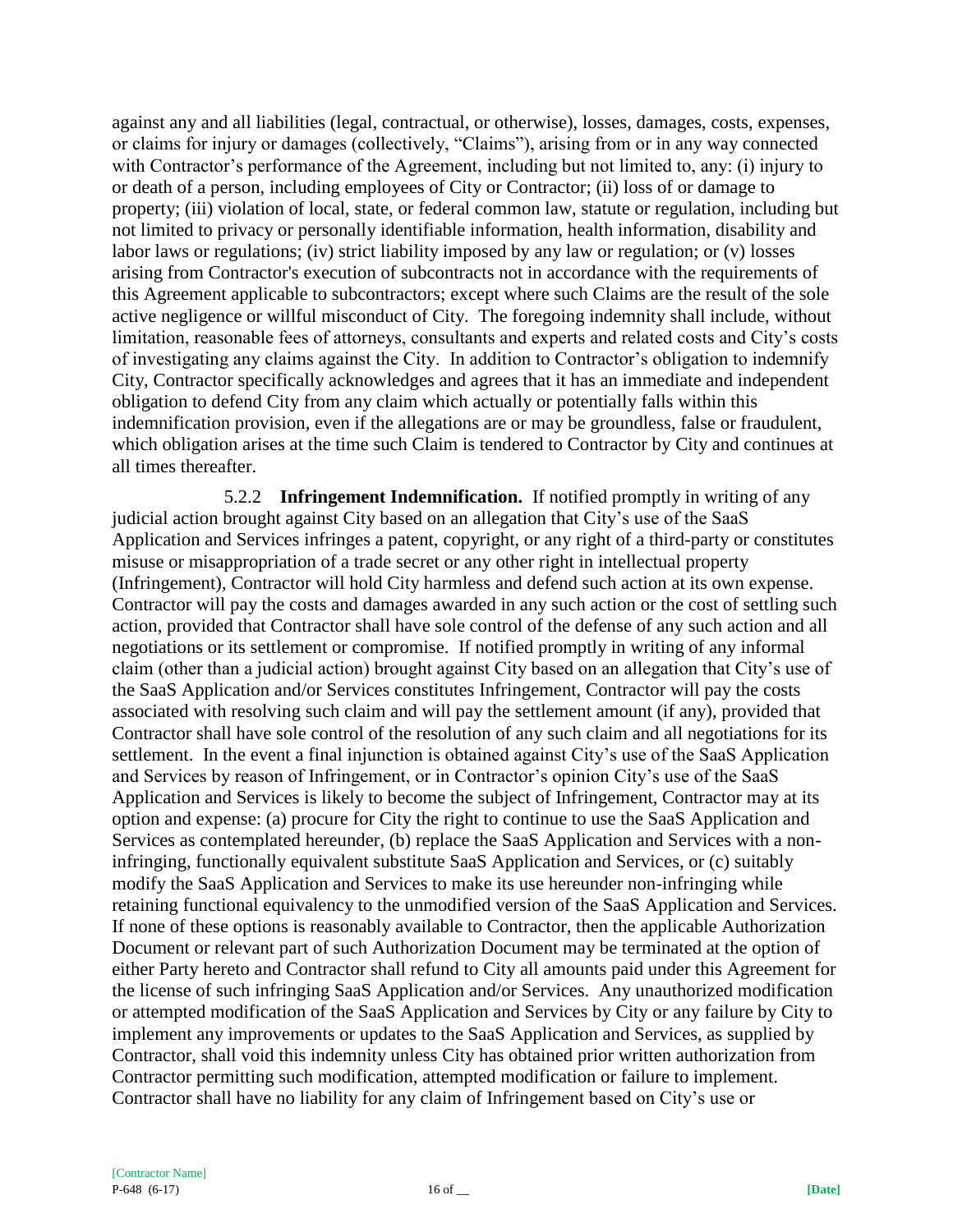against any and all liabilities (legal, contractual, or otherwise), losses, damages, costs, expenses, or claims for injury or damages (collectively, "Claims"), arising from or in any way connected with Contractor's performance of the Agreement, including but not limited to, any: (i) injury to or death of a person, including employees of City or Contractor; (ii) loss of or damage to property; (iii) violation of local, state, or federal common law, statute or regulation, including but not limited to privacy or personally identifiable information, health information, disability and labor laws or regulations; (iv) strict liability imposed by any law or regulation; or (v) losses arising from Contractor's execution of subcontracts not in accordance with the requirements of this Agreement applicable to subcontractors; except where such Claims are the result of the sole active negligence or willful misconduct of City. The foregoing indemnity shall include, without limitation, reasonable fees of attorneys, consultants and experts and related costs and City's costs of investigating any claims against the City. In addition to Contractor's obligation to indemnify City, Contractor specifically acknowledges and agrees that it has an immediate and independent obligation to defend City from any claim which actually or potentially falls within this indemnification provision, even if the allegations are or may be groundless, false or fraudulent, which obligation arises at the time such Claim is tendered to Contractor by City and continues at all times thereafter.

5.2.2 **Infringement Indemnification.** If notified promptly in writing of any judicial action brought against City based on an allegation that City's use of the SaaS Application and Services infringes a patent, copyright, or any right of a third-party or constitutes misuse or misappropriation of a trade secret or any other right in intellectual property (Infringement), Contractor will hold City harmless and defend such action at its own expense. Contractor will pay the costs and damages awarded in any such action or the cost of settling such action, provided that Contractor shall have sole control of the defense of any such action and all negotiations or its settlement or compromise. If notified promptly in writing of any informal claim (other than a judicial action) brought against City based on an allegation that City's use of the SaaS Application and/or Services constitutes Infringement, Contractor will pay the costs associated with resolving such claim and will pay the settlement amount (if any), provided that Contractor shall have sole control of the resolution of any such claim and all negotiations for its settlement. In the event a final injunction is obtained against City's use of the SaaS Application and Services by reason of Infringement, or in Contractor's opinion City's use of the SaaS Application and Services is likely to become the subject of Infringement, Contractor may at its option and expense: (a) procure for City the right to continue to use the SaaS Application and Services as contemplated hereunder, (b) replace the SaaS Application and Services with a non-infringing, functionally equivalent substitute SaaS Application and Services, or (c) suitably modify the SaaS Application and Services to make its use hereunder non-infringing while retaining functional equivalency to the unmodified version of the SaaS Application and Services. If none of these options is reasonably available to Contractor, then the applicable Authorization Document or relevant part of such Authorization Document may be terminated at the option of either Party hereto and Contractor shall refund to City all amounts paid under this Agreement for the license of such infringing SaaS Application and/or Services. Any unauthorized modification or attempted modification of the SaaS Application and Services by City or any failure by City to implement any improvements or updates to the SaaS Application and Services, as supplied by Contractor, shall void this indemnity unless City has obtained prior written authorization from Contractor permitting such modification, attempted modification or failure to implement. Contractor shall have no liability for any claim of Infringement based on City's use or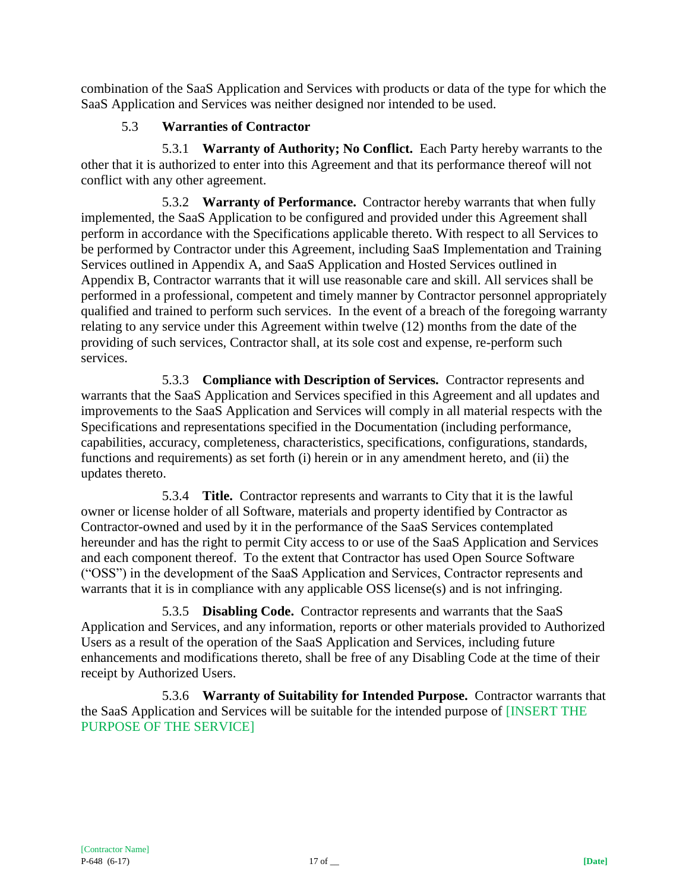combination of the SaaS Application and Services with products or data of the type for which the SaaS Application and Services was neither designed nor intended to be used.

### 5.3 Warranties of Contractor

5.3.1 **Warranty of Authority; No Conflict.** Each Party hereby warrants to the other that it is authorized to enter into this Agreement and that its performance thereof will not conflict with any other agreement.

5.3.2 **Warranty of Performance.** Contractor hereby warrants that when fully implemented, the SaaS Application to be configured and provided under this Agreement shall perform in accordance with the Specifications applicable thereto. With respect to all Services to be performed by Contractor under this Agreement, including SaaS Implementation and Training Services outlined in Appendix A, and SaaS Application and Hosted Services outlined in Appendix B, Contractor warrants that it will use reasonable care and skill. All services shall be performed in a professional, competent and timely manner by Contractor personnel appropriately qualified and trained to perform such services. In the event of a breach of the foregoing warranty relating to any service under this Agreement within twelve (12) months from the date of the providing of such services, Contractor shall, at its sole cost and expense, re-perform such services.

5.3.3 **Compliance with Description of Services.** Contractor represents and warrants that the SaaS Application and Services specified in this Agreement and all updates and improvements to the SaaS Application and Services will comply in all material respects with the Specifications and representations specified in the Documentation (including performance, capabilities, accuracy, completeness, characteristics, specifications, configurations, standards, functions and requirements) as set forth (i) herein or in any amendment hereto, and (ii) the updates thereto.

5.3.4 **Title.** Contractor represents and warrants to City that it is the lawful owner or license holder of all Software, materials and property identified by Contractor as Contractor-owned and used by it in the performance of the SaaS Services contemplated hereunder and has the right to permit City access to or use of the SaaS Application and Services and each component thereof. To the extent that Contractor has used Open Source Software ("OSS") in the development of the SaaS Application and Services, Contractor represents and warrants that it is in compliance with any applicable OSS license(s) and is not infringing.

5.3.5 **Disabling Code.** Contractor represents and warrants that the SaaS Application and Services, and any information, reports or other materials provided to Authorized Users as a result of the operation of the SaaS Application and Services, including future enhancements and modifications thereto, shall be free of any Disabling Code at the time of their receipt by Authorized Users.

5.3.6 **Warranty of Suitability for Intended Purpose.** Contractor warrants that the SaaS Application and Services will be suitable for the intended purpose of [INSERT THE PURPOSE OF THE SERVICE]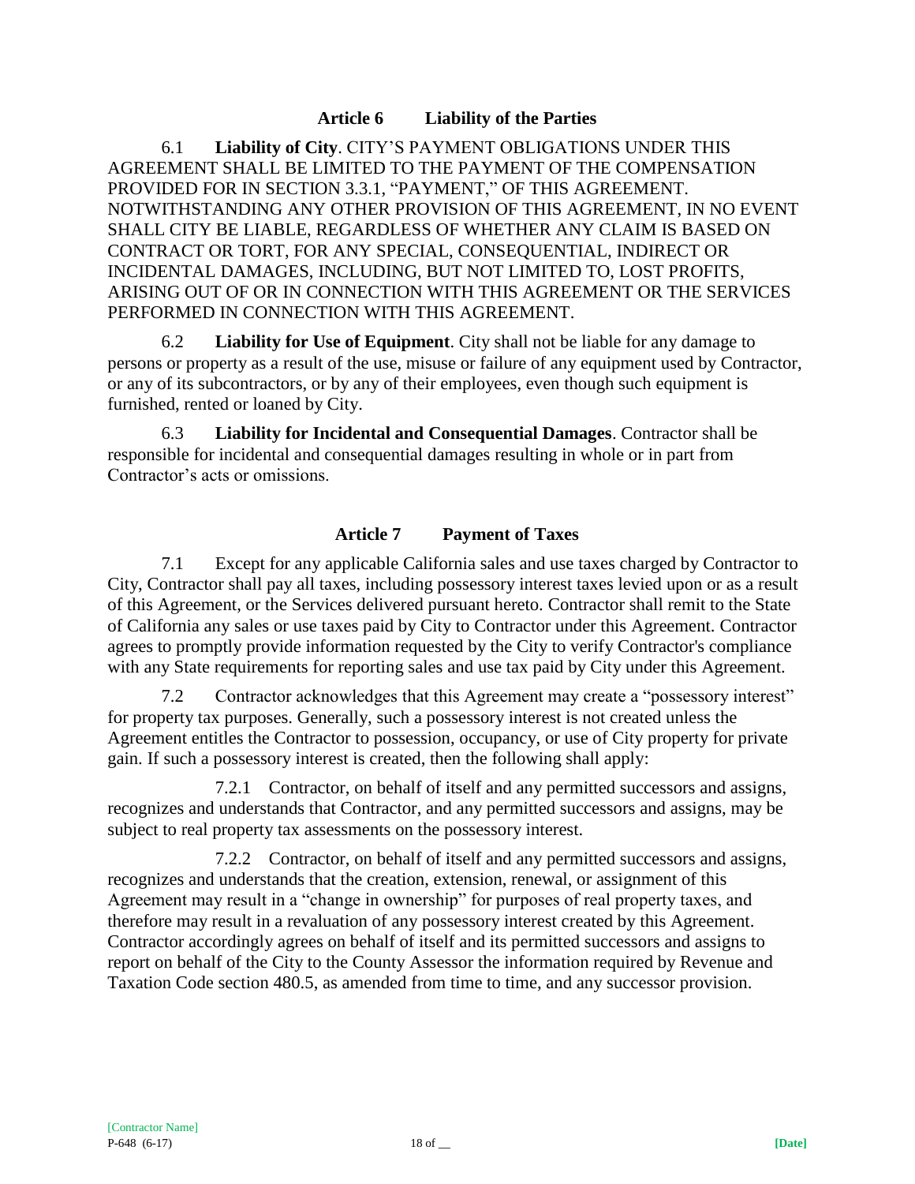## Article 6 Liability of the Parties

6.1 **Liability of City**. CITY'S PAYMENT OBLIGATIONS UNDER THIS AGREEMENT SHALL BE LIMITED TO THE PAYMENT OF THE COMPENSATION PROVIDED FOR IN SECTION 3.3.1, "PAYMENT," OF THIS AGREEMENT. NOTWITHSTANDING ANY OTHER PROVISION OF THIS AGREEMENT, IN NO EVENT SHALL CITY BE LIABLE, REGARDLESS OF WHETHER ANY CLAIM IS BASED ON CONTRACT OR TORT, FOR ANY SPECIAL, CONSEQUENTIAL, INDIRECT OR INCIDENTAL DAMAGES, INCLUDING, BUT NOT LIMITED TO, LOST PROFITS, ARISING OUT OF OR IN CONNECTION WITH THIS AGREEMENT OR THE SERVICES PERFORMED IN CONNECTION WITH THIS AGREEMENT.

6.2 **Liability for Use of Equipment**. City shall not be liable for any damage to persons or property as a result of the use, misuse or failure of any equipment used by Contractor, or any of its subcontractors, or by any of their employees, even though such equipment is furnished, rented or loaned by City.

6.3 **Liability for Incidental and Consequential Damages**. Contractor shall be responsible for incidental and consequential damages resulting in whole or in part from Contractor's acts or omissions.

## Article 7 Payment of Taxes

7.1 Except for any applicable California sales and use taxes charged by Contractor to City, Contractor shall pay all taxes, including possessory interest taxes levied upon or as a result of this Agreement, or the Services delivered pursuant hereto. Contractor shall remit to the State of California any sales or use taxes paid by City to Contractor under this Agreement. Contractor agrees to promptly provide information requested by the City to verify Contractor's compliance with any State requirements for reporting sales and use tax paid by City under this Agreement.

7.2 Contractor acknowledges that this Agreement may create a "possessory interest" for property tax purposes. Generally, such a possessory interest is not created unless the Agreement entitles the Contractor to possession, occupancy, or use of City property for private gain. If such a possessory interest is created, then the following shall apply:

7.2.1 Contractor, on behalf of itself and any permitted successors and assigns, recognizes and understands that Contractor, and any permitted successors and assigns, may be subject to real property tax assessments on the possessory interest.

7.2.2 Contractor, on behalf of itself and any permitted successors and assigns, recognizes and understands that the creation, extension, renewal, or assignment of this Agreement may result in a "change in ownership" for purposes of real property taxes, and therefore may result in a revaluation of any possessory interest created by this Agreement. Contractor accordingly agrees on behalf of itself and its permitted successors and assigns to report on behalf of the City to the County Assessor the information required by Revenue and Taxation Code section 480.5, as amended from time to time, and any successor provision.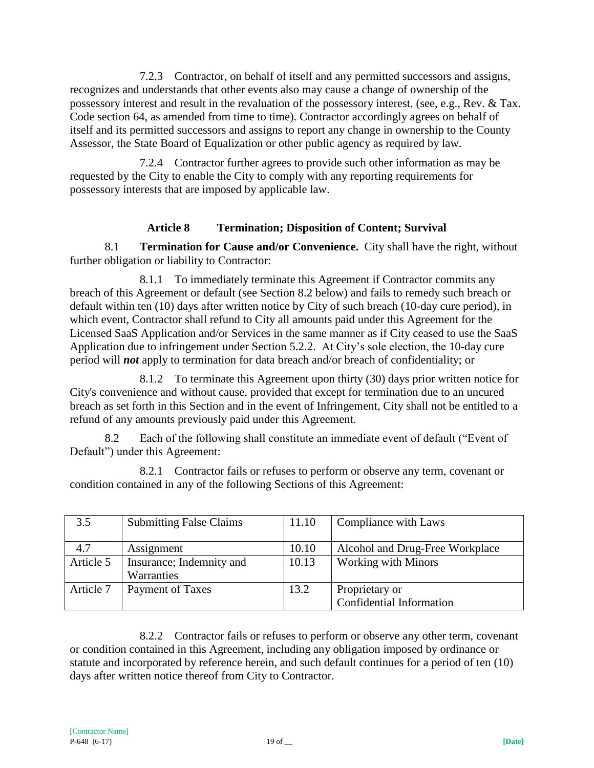7.2.3 Contractor, on behalf of itself and any permitted successors and assigns, recognizes and understands that other events also may cause a change of ownership of the possessory interest and result in the revaluation of the possessory interest. (see, e.g., Rev. & Tax. Code section 64, as amended from time to time). Contractor accordingly agrees on behalf of itself and its permitted successors and assigns to report any change in ownership to the County Assessor, the State Board of Equalization or other public agency as required by law.

7.2.4 Contractor further agrees to provide such other information as may be requested by the City to enable the City to comply with any reporting requirements for possessory interests that are imposed by applicable law.

## Article 8 Termination; Disposition of Content; Survival

8.1 **Termination for Cause and/or Convenience.** City shall have the right, without further obligation or liability to Contractor:

8.1.1 To immediately terminate this Agreement if Contractor commits any breach of this Agreement or default (see Section 8.2 below) and fails to remedy such breach or default within ten (10) days after written notice by City of such breach (10-day cure period), in which event, Contractor shall refund to City all amounts paid under this Agreement for the Licensed SaaS Application and/or Services in the same manner as if City ceased to use the SaaS Application due to infringement under Section 5.2.2. At City's sole election, the 10-day cure period will ***not*** apply to termination for data breach and/or breach of confidentiality; or

8.1.2 To terminate this Agreement upon thirty (30) days prior written notice for City's convenience and without cause, provided that except for termination due to an uncured breach as set forth in this Section and in the event of Infringement, City shall not be entitled to a refund of any amounts previously paid under this Agreement.

8.2 Each of the following shall constitute an immediate event of default ("Event of Default") under this Agreement:

8.2.1 Contractor fails or refuses to perform or observe any term, covenant or condition contained in any of the following Sections of this Agreement:

| | | | |
|---|---|---|---|
| 3.5 | Submitting False Claims | 11.10 | Compliance with Laws |
| 4.7 | Assignment | 10.10 | Alcohol and Drug-Free Workplace |
| Article 5 | Insurance; Indemnity and Warranties | 10.13 | Working with Minors |
| Article 7 | Payment of Taxes | 13.2 | Proprietary or Confidential Information |

8.2.2 Contractor fails or refuses to perform or observe any other term, covenant or condition contained in this Agreement, including any obligation imposed by ordinance or statute and incorporated by reference herein, and such default continues for a period of ten (10) days after written notice thereof from City to Contractor.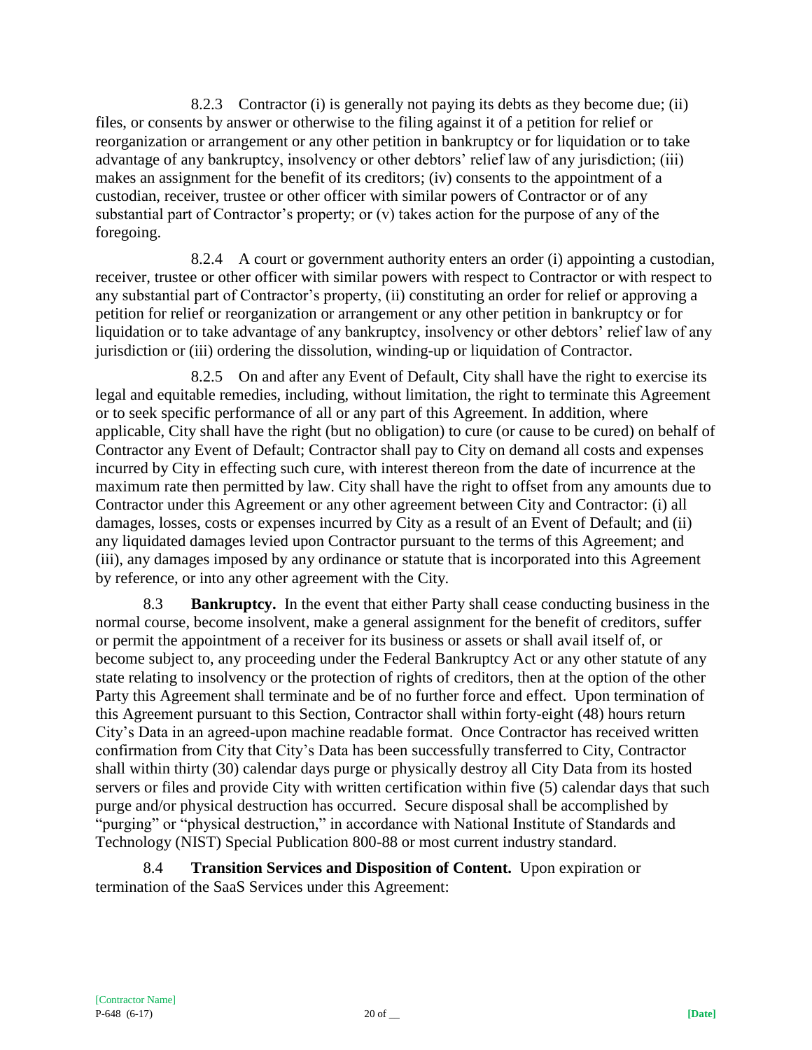8.2.3 Contractor (i) is generally not paying its debts as they become due; (ii) files, or consents by answer or otherwise to the filing against it of a petition for relief or reorganization or arrangement or any other petition in bankruptcy or for liquidation or to take advantage of any bankruptcy, insolvency or other debtors' relief law of any jurisdiction; (iii) makes an assignment for the benefit of its creditors; (iv) consents to the appointment of a custodian, receiver, trustee or other officer with similar powers of Contractor or of any substantial part of Contractor's property; or (v) takes action for the purpose of any of the foregoing.

8.2.4 A court or government authority enters an order (i) appointing a custodian, receiver, trustee or other officer with similar powers with respect to Contractor or with respect to any substantial part of Contractor's property, (ii) constituting an order for relief or approving a petition for relief or reorganization or arrangement or any other petition in bankruptcy or for liquidation or to take advantage of any bankruptcy, insolvency or other debtors' relief law of any jurisdiction or (iii) ordering the dissolution, winding-up or liquidation of Contractor.

8.2.5 On and after any Event of Default, City shall have the right to exercise its legal and equitable remedies, including, without limitation, the right to terminate this Agreement or to seek specific performance of all or any part of this Agreement. In addition, where applicable, City shall have the right (but no obligation) to cure (or cause to be cured) on behalf of Contractor any Event of Default; Contractor shall pay to City on demand all costs and expenses incurred by City in effecting such cure, with interest thereon from the date of incurrence at the maximum rate then permitted by law. City shall have the right to offset from any amounts due to Contractor under this Agreement or any other agreement between City and Contractor: (i) all damages, losses, costs or expenses incurred by City as a result of an Event of Default; and (ii) any liquidated damages levied upon Contractor pursuant to the terms of this Agreement; and (iii), any damages imposed by any ordinance or statute that is incorporated into this Agreement by reference, or into any other agreement with the City.

8.3 **Bankruptcy.** In the event that either Party shall cease conducting business in the normal course, become insolvent, make a general assignment for the benefit of creditors, suffer or permit the appointment of a receiver for its business or assets or shall avail itself of, or become subject to, any proceeding under the Federal Bankruptcy Act or any other statute of any state relating to insolvency or the protection of rights of creditors, then at the option of the other Party this Agreement shall terminate and be of no further force and effect. Upon termination of this Agreement pursuant to this Section, Contractor shall within forty-eight (48) hours return City's Data in an agreed-upon machine readable format. Once Contractor has received written confirmation from City that City's Data has been successfully transferred to City, Contractor shall within thirty (30) calendar days purge or physically destroy all City Data from its hosted servers or files and provide City with written certification within five (5) calendar days that such purge and/or physical destruction has occurred. Secure disposal shall be accomplished by "purging" or "physical destruction," in accordance with National Institute of Standards and Technology (NIST) Special Publication 800-88 or most current industry standard.

8.4 **Transition Services and Disposition of Content.** Upon expiration or termination of the SaaS Services under this Agreement: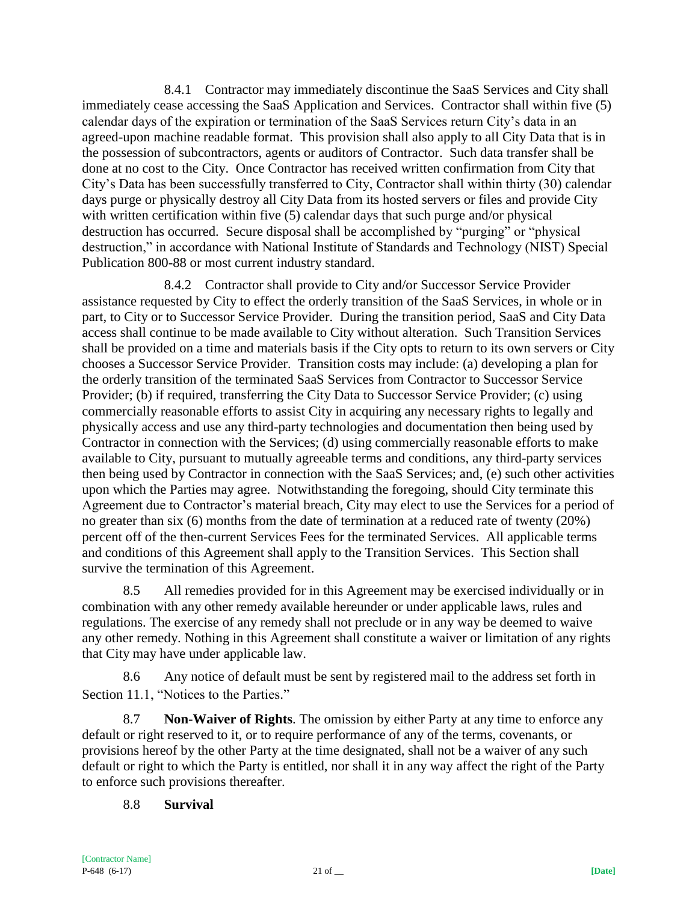8.4.1 Contractor may immediately discontinue the SaaS Services and City shall immediately cease accessing the SaaS Application and Services. Contractor shall within five (5) calendar days of the expiration or termination of the SaaS Services return City's data in an agreed-upon machine readable format. This provision shall also apply to all City Data that is in the possession of subcontractors, agents or auditors of Contractor. Such data transfer shall be done at no cost to the City. Once Contractor has received written confirmation from City that City's Data has been successfully transferred to City, Contractor shall within thirty (30) calendar days purge or physically destroy all City Data from its hosted servers or files and provide City with written certification within five (5) calendar days that such purge and/or physical destruction has occurred. Secure disposal shall be accomplished by "purging" or "physical destruction," in accordance with National Institute of Standards and Technology (NIST) Special Publication 800-88 or most current industry standard.

8.4.2 Contractor shall provide to City and/or Successor Service Provider assistance requested by City to effect the orderly transition of the SaaS Services, in whole or in part, to City or to Successor Service Provider. During the transition period, SaaS and City Data access shall continue to be made available to City without alteration. Such Transition Services shall be provided on a time and materials basis if the City opts to return to its own servers or City chooses a Successor Service Provider. Transition costs may include: (a) developing a plan for the orderly transition of the terminated SaaS Services from Contractor to Successor Service Provider; (b) if required, transferring the City Data to Successor Service Provider; (c) using commercially reasonable efforts to assist City in acquiring any necessary rights to legally and physically access and use any third-party technologies and documentation then being used by Contractor in connection with the Services; (d) using commercially reasonable efforts to make available to City, pursuant to mutually agreeable terms and conditions, any third-party services then being used by Contractor in connection with the SaaS Services; and, (e) such other activities upon which the Parties may agree. Notwithstanding the foregoing, should City terminate this Agreement due to Contractor's material breach, City may elect to use the Services for a period of no greater than six (6) months from the date of termination at a reduced rate of twenty (20%) percent off of the then-current Services Fees for the terminated Services. All applicable terms and conditions of this Agreement shall apply to the Transition Services. This Section shall survive the termination of this Agreement.

8.5 All remedies provided for in this Agreement may be exercised individually or in combination with any other remedy available hereunder or under applicable laws, rules and regulations. The exercise of any remedy shall not preclude or in any way be deemed to waive any other remedy. Nothing in this Agreement shall constitute a waiver or limitation of any rights that City may have under applicable law.

8.6 Any notice of default must be sent by registered mail to the address set forth in Section 11.1, "Notices to the Parties."

8.7 **Non-Waiver of Rights**. The omission by either Party at any time to enforce any default or right reserved to it, or to require performance of any of the terms, covenants, or provisions hereof by the other Party at the time designated, shall not be a waiver of any such default or right to which the Party is entitled, nor shall it in any way affect the right of the Party to enforce such provisions thereafter.

8.8 **Survival**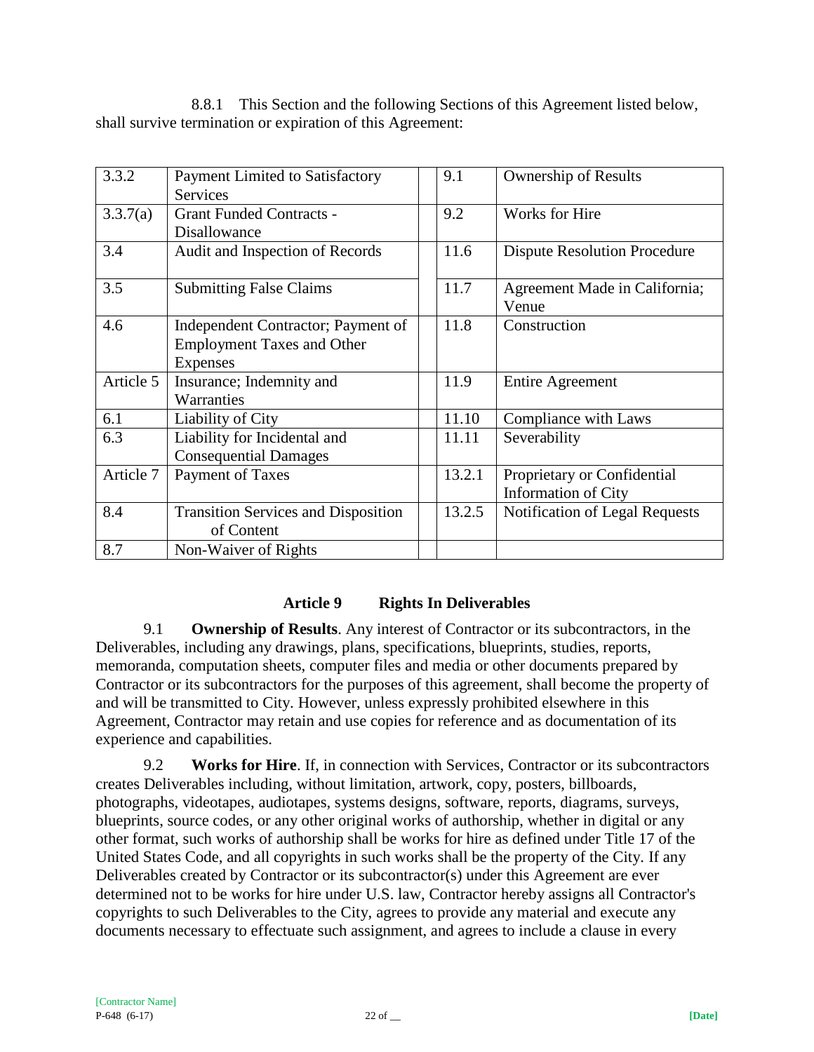8.8.1 This Section and the following Sections of this Agreement listed below, shall survive termination or expiration of this Agreement:

| | | | | |
|---|---|---|---|---|
| 3.3.2 | Payment Limited to Satisfactory Services | | 9.1 | Ownership of Results |
| 3.3.7(a) | Grant Funded Contracts - Disallowance | | 9.2 | Works for Hire |
| 3.4 | Audit and Inspection of Records | | 11.6 | Dispute Resolution Procedure |
| 3.5 | Submitting False Claims | | 11.7 | Agreement Made in California; Venue |
| 4.6 | Independent Contractor; Payment of Employment Taxes and Other Expenses | | 11.8 | Construction |
| Article 5 | Insurance; Indemnity and Warranties | | 11.9 | Entire Agreement |
| 6.1 | Liability of City | | 11.10 | Compliance with Laws |
| 6.3 | Liability for Incidental and Consequential Damages | | 11.11 | Severability |
| Article 7 | Payment of Taxes | | 13.2.1 | Proprietary or Confidential Information of City |
| 8.4 | Transition Services and Disposition of Content | | 13.2.5 | Notification of Legal Requests |
| 8.7 | Non-Waiver of Rights | | | |

## Article 9 Rights In Deliverables

9.1 **Ownership of Results**. Any interest of Contractor or its subcontractors, in the Deliverables, including any drawings, plans, specifications, blueprints, studies, reports, memoranda, computation sheets, computer files and media or other documents prepared by Contractor or its subcontractors for the purposes of this agreement, shall become the property of and will be transmitted to City. However, unless expressly prohibited elsewhere in this Agreement, Contractor may retain and use copies for reference and as documentation of its experience and capabilities.

9.2 **Works for Hire**. If, in connection with Services, Contractor or its subcontractors creates Deliverables including, without limitation, artwork, copy, posters, billboards, photographs, videotapes, audiotapes, systems designs, software, reports, diagrams, surveys, blueprints, source codes, or any other original works of authorship, whether in digital or any other format, such works of authorship shall be works for hire as defined under Title 17 of the United States Code, and all copyrights in such works shall be the property of the City. If any Deliverables created by Contractor or its subcontractor(s) under this Agreement are ever determined not to be works for hire under U.S. law, Contractor hereby assigns all Contractor's copyrights to such Deliverables to the City, agrees to provide any material and execute any documents necessary to effectuate such assignment, and agrees to include a clause in every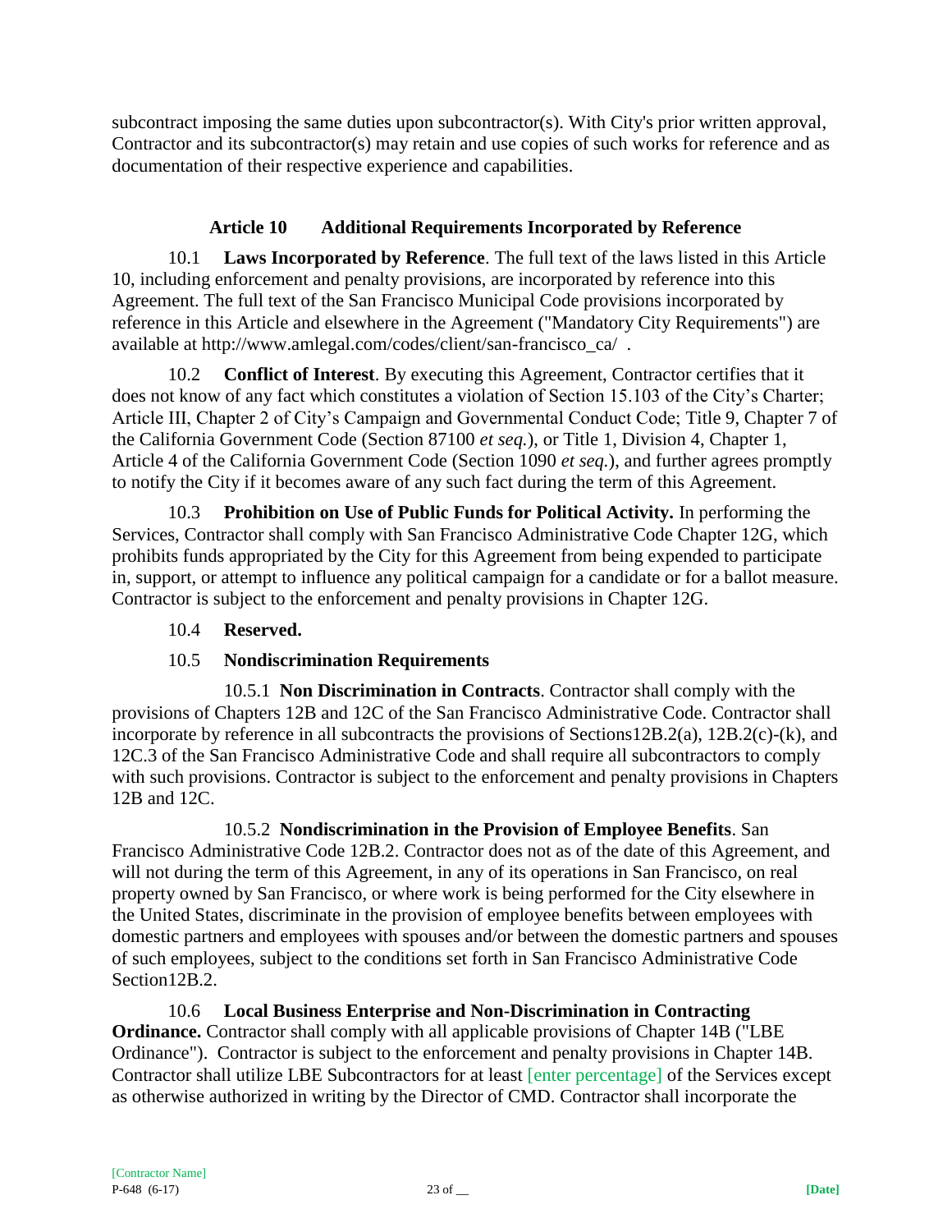subcontract imposing the same duties upon subcontractor(s). With City's prior written approval, Contractor and its subcontractor(s) may retain and use copies of such works for reference and as documentation of their respective experience and capabilities.

## Article 10 Additional Requirements Incorporated by Reference

10.1 **Laws Incorporated by Reference**. The full text of the laws listed in this Article 10, including enforcement and penalty provisions, are incorporated by reference into this Agreement. The full text of the San Francisco Municipal Code provisions incorporated by reference in this Article and elsewhere in the Agreement ("Mandatory City Requirements") are available at http://www.amlegal.com/codes/client/san-francisco_ca/ .

10.2 **Conflict of Interest**. By executing this Agreement, Contractor certifies that it does not know of any fact which constitutes a violation of Section 15.103 of the City's Charter; Article III, Chapter 2 of City's Campaign and Governmental Conduct Code; Title 9, Chapter 7 of the California Government Code (Section 87100 *et seq.*), or Title 1, Division 4, Chapter 1, Article 4 of the California Government Code (Section 1090 *et seq.*), and further agrees promptly to notify the City if it becomes aware of any such fact during the term of this Agreement.

10.3 **Prohibition on Use of Public Funds for Political Activity.** In performing the Services, Contractor shall comply with San Francisco Administrative Code Chapter 12G, which prohibits funds appropriated by the City for this Agreement from being expended to participate in, support, or attempt to influence any political campaign for a candidate or for a ballot measure. Contractor is subject to the enforcement and penalty provisions in Chapter 12G.

10.4 **Reserved.**

10.5 **Nondiscrimination Requirements**

10.5.1 **Non Discrimination in Contracts**. Contractor shall comply with the provisions of Chapters 12B and 12C of the San Francisco Administrative Code. Contractor shall incorporate by reference in all subcontracts the provisions of Sections12B.2(a), 12B.2(c)-(k), and 12C.3 of the San Francisco Administrative Code and shall require all subcontractors to comply with such provisions. Contractor is subject to the enforcement and penalty provisions in Chapters 12B and 12C.

10.5.2 **Nondiscrimination in the Provision of Employee Benefits**. San Francisco Administrative Code 12B.2. Contractor does not as of the date of this Agreement, and will not during the term of this Agreement, in any of its operations in San Francisco, on real property owned by San Francisco, or where work is being performed for the City elsewhere in the United States, discriminate in the provision of employee benefits between employees with domestic partners and employees with spouses and/or between the domestic partners and spouses of such employees, subject to the conditions set forth in San Francisco Administrative Code Section12B.2.

10.6 **Local Business Enterprise and Non-Discrimination in Contracting Ordinance.** Contractor shall comply with all applicable provisions of Chapter 14B ("LBE Ordinance"). Contractor is subject to the enforcement and penalty provisions in Chapter 14B. Contractor shall utilize LBE Subcontractors for at least [enter percentage] of the Services except as otherwise authorized in writing by the Director of CMD. Contractor shall incorporate the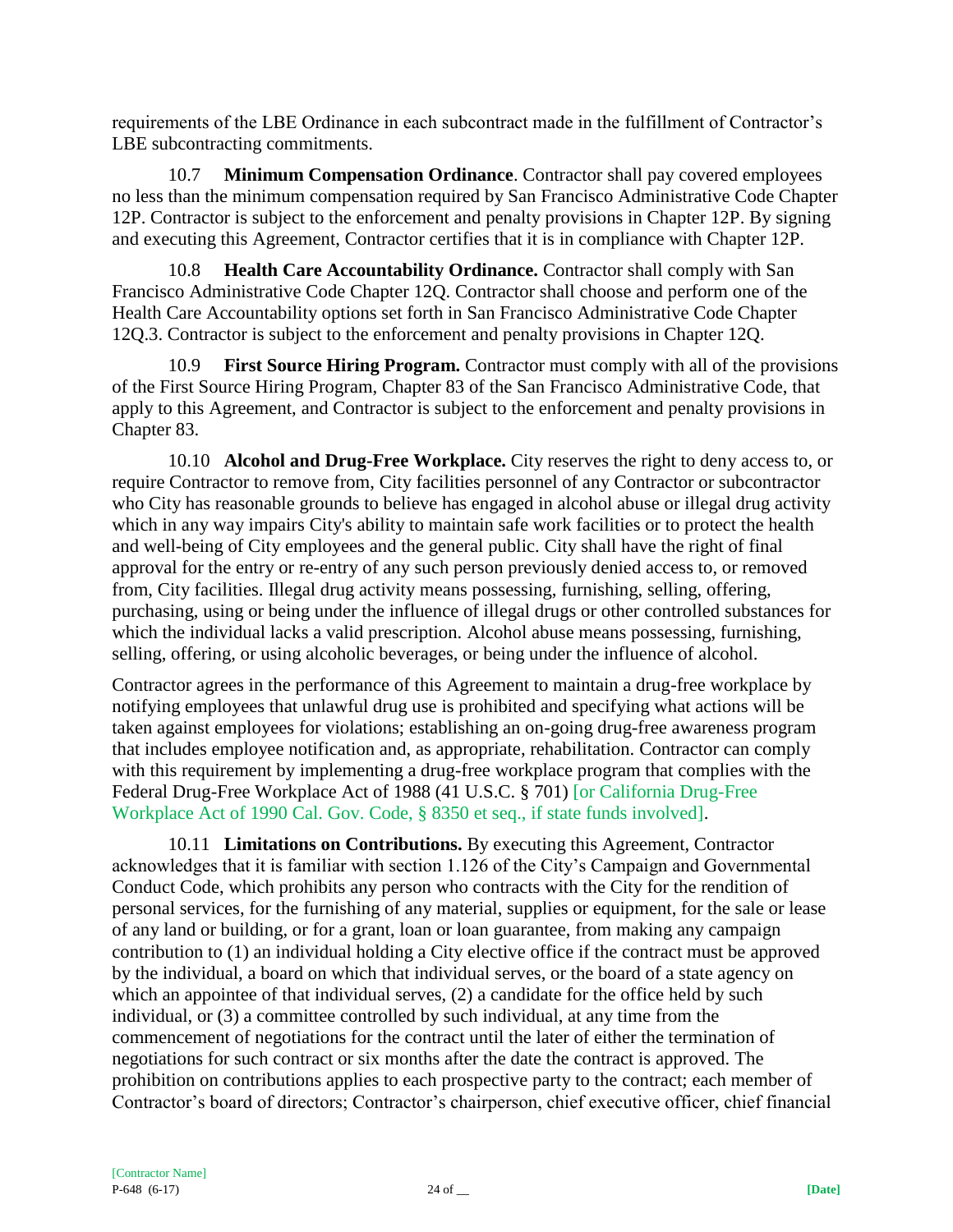requirements of the LBE Ordinance in each subcontract made in the fulfillment of Contractor's LBE subcontracting commitments.

10.7 **Minimum Compensation Ordinance**. Contractor shall pay covered employees no less than the minimum compensation required by San Francisco Administrative Code Chapter 12P. Contractor is subject to the enforcement and penalty provisions in Chapter 12P. By signing and executing this Agreement, Contractor certifies that it is in compliance with Chapter 12P.

10.8 **Health Care Accountability Ordinance.** Contractor shall comply with San Francisco Administrative Code Chapter 12Q. Contractor shall choose and perform one of the Health Care Accountability options set forth in San Francisco Administrative Code Chapter 12Q.3. Contractor is subject to the enforcement and penalty provisions in Chapter 12Q.

10.9 **First Source Hiring Program.** Contractor must comply with all of the provisions of the First Source Hiring Program, Chapter 83 of the San Francisco Administrative Code, that apply to this Agreement, and Contractor is subject to the enforcement and penalty provisions in Chapter 83.

10.10 **Alcohol and Drug-Free Workplace.** City reserves the right to deny access to, or require Contractor to remove from, City facilities personnel of any Contractor or subcontractor who City has reasonable grounds to believe has engaged in alcohol abuse or illegal drug activity which in any way impairs City's ability to maintain safe work facilities or to protect the health and well-being of City employees and the general public. City shall have the right of final approval for the entry or re-entry of any such person previously denied access to, or removed from, City facilities. Illegal drug activity means possessing, furnishing, selling, offering, purchasing, using or being under the influence of illegal drugs or other controlled substances for which the individual lacks a valid prescription. Alcohol abuse means possessing, furnishing, selling, offering, or using alcoholic beverages, or being under the influence of alcohol.

Contractor agrees in the performance of this Agreement to maintain a drug-free workplace by notifying employees that unlawful drug use is prohibited and specifying what actions will be taken against employees for violations; establishing an on-going drug-free awareness program that includes employee notification and, as appropriate, rehabilitation. Contractor can comply with this requirement by implementing a drug-free workplace program that complies with the Federal Drug-Free Workplace Act of 1988 (41 U.S.C. § 701) [or California Drug-Free Workplace Act of 1990 Cal. Gov. Code, § 8350 et seq., if state funds involved].

10.11 **Limitations on Contributions.** By executing this Agreement, Contractor acknowledges that it is familiar with section 1.126 of the City's Campaign and Governmental Conduct Code, which prohibits any person who contracts with the City for the rendition of personal services, for the furnishing of any material, supplies or equipment, for the sale or lease of any land or building, or for a grant, loan or loan guarantee, from making any campaign contribution to (1) an individual holding a City elective office if the contract must be approved by the individual, a board on which that individual serves, or the board of a state agency on which an appointee of that individual serves, (2) a candidate for the office held by such individual, or (3) a committee controlled by such individual, at any time from the commencement of negotiations for the contract until the later of either the termination of negotiations for such contract or six months after the date the contract is approved. The prohibition on contributions applies to each prospective party to the contract; each member of Contractor's board of directors; Contractor's chairperson, chief executive officer, chief financial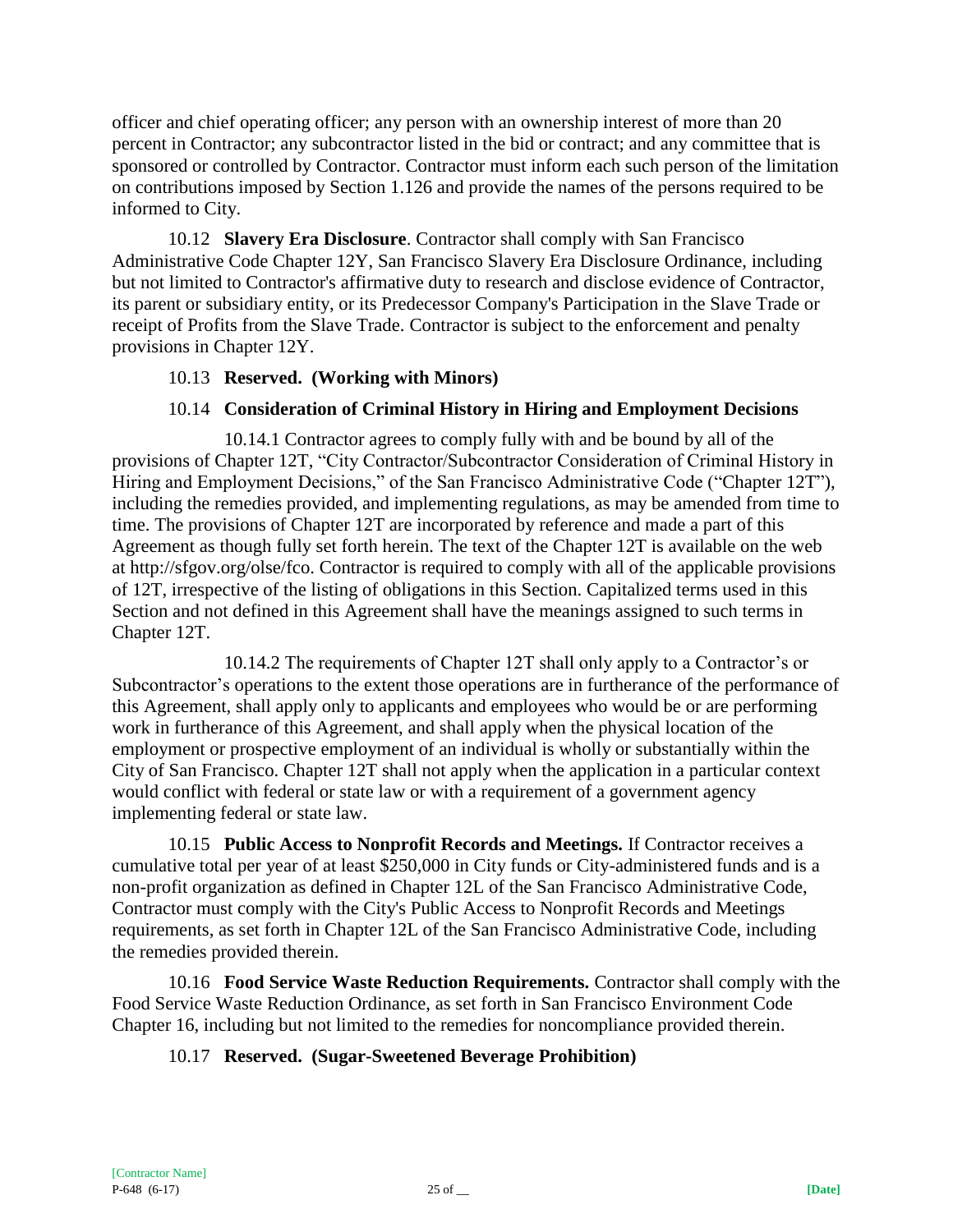officer and chief operating officer; any person with an ownership interest of more than 20 percent in Contractor; any subcontractor listed in the bid or contract; and any committee that is sponsored or controlled by Contractor. Contractor must inform each such person of the limitation on contributions imposed by Section 1.126 and provide the names of the persons required to be informed to City.

10.12 **Slavery Era Disclosure**. Contractor shall comply with San Francisco Administrative Code Chapter 12Y, San Francisco Slavery Era Disclosure Ordinance, including but not limited to Contractor's affirmative duty to research and disclose evidence of Contractor, its parent or subsidiary entity, or its Predecessor Company's Participation in the Slave Trade or receipt of Profits from the Slave Trade. Contractor is subject to the enforcement and penalty provisions in Chapter 12Y.

10.13 **Reserved. (Working with Minors)**

10.14 **Consideration of Criminal History in Hiring and Employment Decisions**

10.14.1 Contractor agrees to comply fully with and be bound by all of the provisions of Chapter 12T, "City Contractor/Subcontractor Consideration of Criminal History in Hiring and Employment Decisions," of the San Francisco Administrative Code ("Chapter 12T"), including the remedies provided, and implementing regulations, as may be amended from time to time. The provisions of Chapter 12T are incorporated by reference and made a part of this Agreement as though fully set forth herein. The text of the Chapter 12T is available on the web at http://sfgov.org/olse/fco. Contractor is required to comply with all of the applicable provisions of 12T, irrespective of the listing of obligations in this Section. Capitalized terms used in this Section and not defined in this Agreement shall have the meanings assigned to such terms in Chapter 12T.

10.14.2 The requirements of Chapter 12T shall only apply to a Contractor's or Subcontractor's operations to the extent those operations are in furtherance of the performance of this Agreement, shall apply only to applicants and employees who would be or are performing work in furtherance of this Agreement, and shall apply when the physical location of the employment or prospective employment of an individual is wholly or substantially within the City of San Francisco. Chapter 12T shall not apply when the application in a particular context would conflict with federal or state law or with a requirement of a government agency implementing federal or state law.

10.15 **Public Access to Nonprofit Records and Meetings.** If Contractor receives a cumulative total per year of at least $250,000 in City funds or City-administered funds and is a non-profit organization as defined in Chapter 12L of the San Francisco Administrative Code, Contractor must comply with the City's Public Access to Nonprofit Records and Meetings requirements, as set forth in Chapter 12L of the San Francisco Administrative Code, including the remedies provided therein.

10.16 **Food Service Waste Reduction Requirements.** Contractor shall comply with the Food Service Waste Reduction Ordinance, as set forth in San Francisco Environment Code Chapter 16, including but not limited to the remedies for noncompliance provided therein.

10.17 **Reserved. (Sugar-Sweetened Beverage Prohibition)**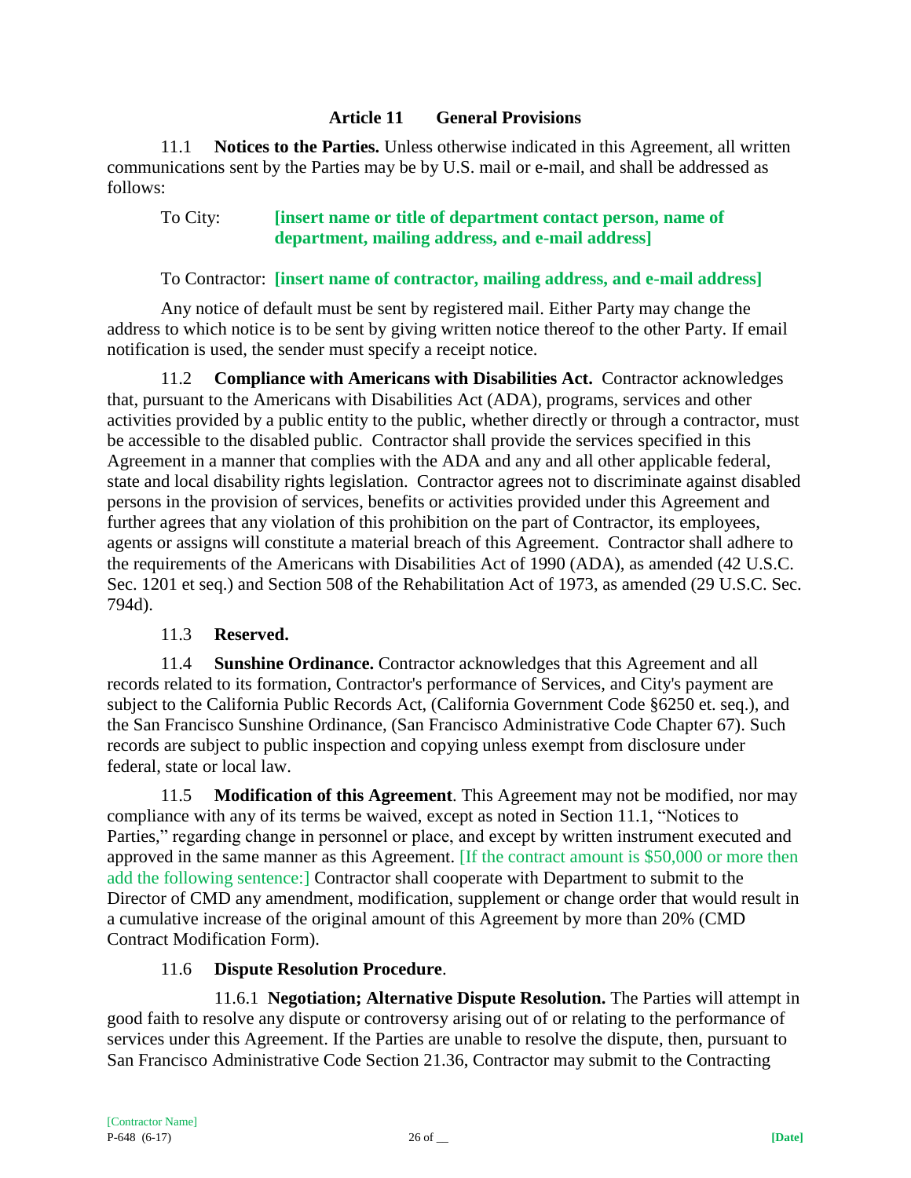## Article 11 General Provisions

11.1 **Notices to the Parties.** Unless otherwise indicated in this Agreement, all written communications sent by the Parties may be by U.S. mail or e-mail, and shall be addressed as follows:

To City: **[insert name or title of department contact person, name of department, mailing address, and e-mail address]**

To Contractor: **[insert name of contractor, mailing address, and e-mail address]**

Any notice of default must be sent by registered mail. Either Party may change the address to which notice is to be sent by giving written notice thereof to the other Party. If email notification is used, the sender must specify a receipt notice.

11.2 **Compliance with Americans with Disabilities Act.** Contractor acknowledges that, pursuant to the Americans with Disabilities Act (ADA), programs, services and other activities provided by a public entity to the public, whether directly or through a contractor, must be accessible to the disabled public. Contractor shall provide the services specified in this Agreement in a manner that complies with the ADA and any and all other applicable federal, state and local disability rights legislation. Contractor agrees not to discriminate against disabled persons in the provision of services, benefits or activities provided under this Agreement and further agrees that any violation of this prohibition on the part of Contractor, its employees, agents or assigns will constitute a material breach of this Agreement. Contractor shall adhere to the requirements of the Americans with Disabilities Act of 1990 (ADA), as amended (42 U.S.C. Sec. 1201 et seq.) and Section 508 of the Rehabilitation Act of 1973, as amended (29 U.S.C. Sec. 794d).

11.3 **Reserved.**

11.4 **Sunshine Ordinance.** Contractor acknowledges that this Agreement and all records related to its formation, Contractor's performance of Services, and City's payment are subject to the California Public Records Act, (California Government Code §6250 et. seq.), and the San Francisco Sunshine Ordinance, (San Francisco Administrative Code Chapter 67). Such records are subject to public inspection and copying unless exempt from disclosure under federal, state or local law.

11.5 **Modification of this Agreement**. This Agreement may not be modified, nor may compliance with any of its terms be waived, except as noted in Section 11.1, "Notices to Parties," regarding change in personnel or place, and except by written instrument executed and approved in the same manner as this Agreement. [If the contract amount is $50,000 or more then add the following sentence:] Contractor shall cooperate with Department to submit to the Director of CMD any amendment, modification, supplement or change order that would result in a cumulative increase of the original amount of this Agreement by more than 20% (CMD Contract Modification Form).

11.6 **Dispute Resolution Procedure**.

11.6.1 **Negotiation; Alternative Dispute Resolution.** The Parties will attempt in good faith to resolve any dispute or controversy arising out of or relating to the performance of services under this Agreement. If the Parties are unable to resolve the dispute, then, pursuant to San Francisco Administrative Code Section 21.36, Contractor may submit to the Contracting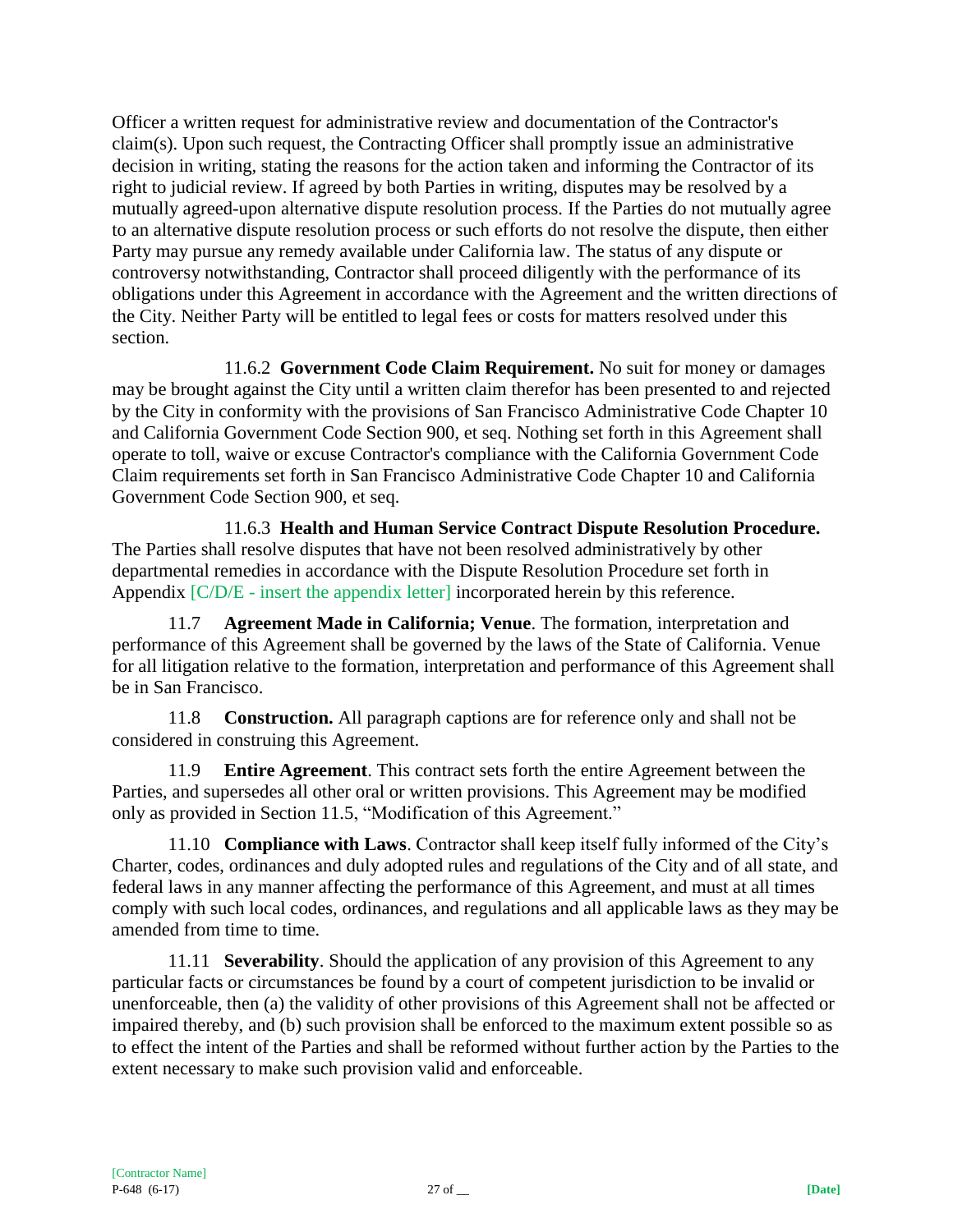Officer a written request for administrative review and documentation of the Contractor's claim(s). Upon such request, the Contracting Officer shall promptly issue an administrative decision in writing, stating the reasons for the action taken and informing the Contractor of its right to judicial review. If agreed by both Parties in writing, disputes may be resolved by a mutually agreed-upon alternative dispute resolution process. If the Parties do not mutually agree to an alternative dispute resolution process or such efforts do not resolve the dispute, then either Party may pursue any remedy available under California law. The status of any dispute or controversy notwithstanding, Contractor shall proceed diligently with the performance of its obligations under this Agreement in accordance with the Agreement and the written directions of the City. Neither Party will be entitled to legal fees or costs for matters resolved under this section.

11.6.2 **Government Code Claim Requirement.** No suit for money or damages may be brought against the City until a written claim therefor has been presented to and rejected by the City in conformity with the provisions of San Francisco Administrative Code Chapter 10 and California Government Code Section 900, et seq. Nothing set forth in this Agreement shall operate to toll, waive or excuse Contractor's compliance with the California Government Code Claim requirements set forth in San Francisco Administrative Code Chapter 10 and California Government Code Section 900, et seq.

11.6.3 **Health and Human Service Contract Dispute Resolution Procedure.** The Parties shall resolve disputes that have not been resolved administratively by other departmental remedies in accordance with the Dispute Resolution Procedure set forth in Appendix [C/D/E - insert the appendix letter] incorporated herein by this reference.

11.7 **Agreement Made in California; Venue**. The formation, interpretation and performance of this Agreement shall be governed by the laws of the State of California. Venue for all litigation relative to the formation, interpretation and performance of this Agreement shall be in San Francisco.

11.8 **Construction.** All paragraph captions are for reference only and shall not be considered in construing this Agreement.

11.9 **Entire Agreement**. This contract sets forth the entire Agreement between the Parties, and supersedes all other oral or written provisions. This Agreement may be modified only as provided in Section 11.5, "Modification of this Agreement."

11.10 **Compliance with Laws**. Contractor shall keep itself fully informed of the City's Charter, codes, ordinances and duly adopted rules and regulations of the City and of all state, and federal laws in any manner affecting the performance of this Agreement, and must at all times comply with such local codes, ordinances, and regulations and all applicable laws as they may be amended from time to time.

11.11 **Severability**. Should the application of any provision of this Agreement to any particular facts or circumstances be found by a court of competent jurisdiction to be invalid or unenforceable, then (a) the validity of other provisions of this Agreement shall not be affected or impaired thereby, and (b) such provision shall be enforced to the maximum extent possible so as to effect the intent of the Parties and shall be reformed without further action by the Parties to the extent necessary to make such provision valid and enforceable.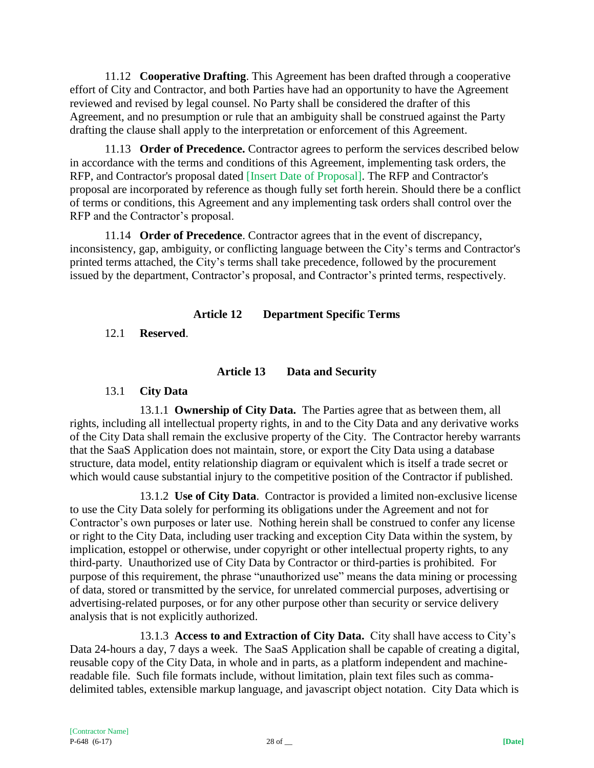11.12 **Cooperative Drafting**. This Agreement has been drafted through a cooperative effort of City and Contractor, and both Parties have had an opportunity to have the Agreement reviewed and revised by legal counsel. No Party shall be considered the drafter of this Agreement, and no presumption or rule that an ambiguity shall be construed against the Party drafting the clause shall apply to the interpretation or enforcement of this Agreement.

11.13 **Order of Precedence.** Contractor agrees to perform the services described below in accordance with the terms and conditions of this Agreement, implementing task orders, the RFP, and Contractor's proposal dated [Insert Date of Proposal]. The RFP and Contractor's proposal are incorporated by reference as though fully set forth herein. Should there be a conflict of terms or conditions, this Agreement and any implementing task orders shall control over the RFP and the Contractor's proposal.

11.14 **Order of Precedence**. Contractor agrees that in the event of discrepancy, inconsistency, gap, ambiguity, or conflicting language between the City's terms and Contractor's printed terms attached, the City's terms shall take precedence, followed by the procurement issued by the department, Contractor's proposal, and Contractor's printed terms, respectively.

## Article 12 Department Specific Terms

12.1 **Reserved**.

## Article 13 Data and Security

### 13.1 City Data

13.1.1 **Ownership of City Data.** The Parties agree that as between them, all rights, including all intellectual property rights, in and to the City Data and any derivative works of the City Data shall remain the exclusive property of the City. The Contractor hereby warrants that the SaaS Application does not maintain, store, or export the City Data using a database structure, data model, entity relationship diagram or equivalent which is itself a trade secret or which would cause substantial injury to the competitive position of the Contractor if published.

13.1.2 **Use of City Data**. Contractor is provided a limited non-exclusive license to use the City Data solely for performing its obligations under the Agreement and not for Contractor's own purposes or later use. Nothing herein shall be construed to confer any license or right to the City Data, including user tracking and exception City Data within the system, by implication, estoppel or otherwise, under copyright or other intellectual property rights, to any third-party. Unauthorized use of City Data by Contractor or third-parties is prohibited. For purpose of this requirement, the phrase "unauthorized use" means the data mining or processing of data, stored or transmitted by the service, for unrelated commercial purposes, advertising or advertising-related purposes, or for any other purpose other than security or service delivery analysis that is not explicitly authorized.

13.1.3 **Access to and Extraction of City Data.** City shall have access to City's Data 24-hours a day, 7 days a week. The SaaS Application shall be capable of creating a digital, reusable copy of the City Data, in whole and in parts, as a platform independent and machine-readable file. Such file formats include, without limitation, plain text files such as comma-delimited tables, extensible markup language, and javascript object notation. City Data which is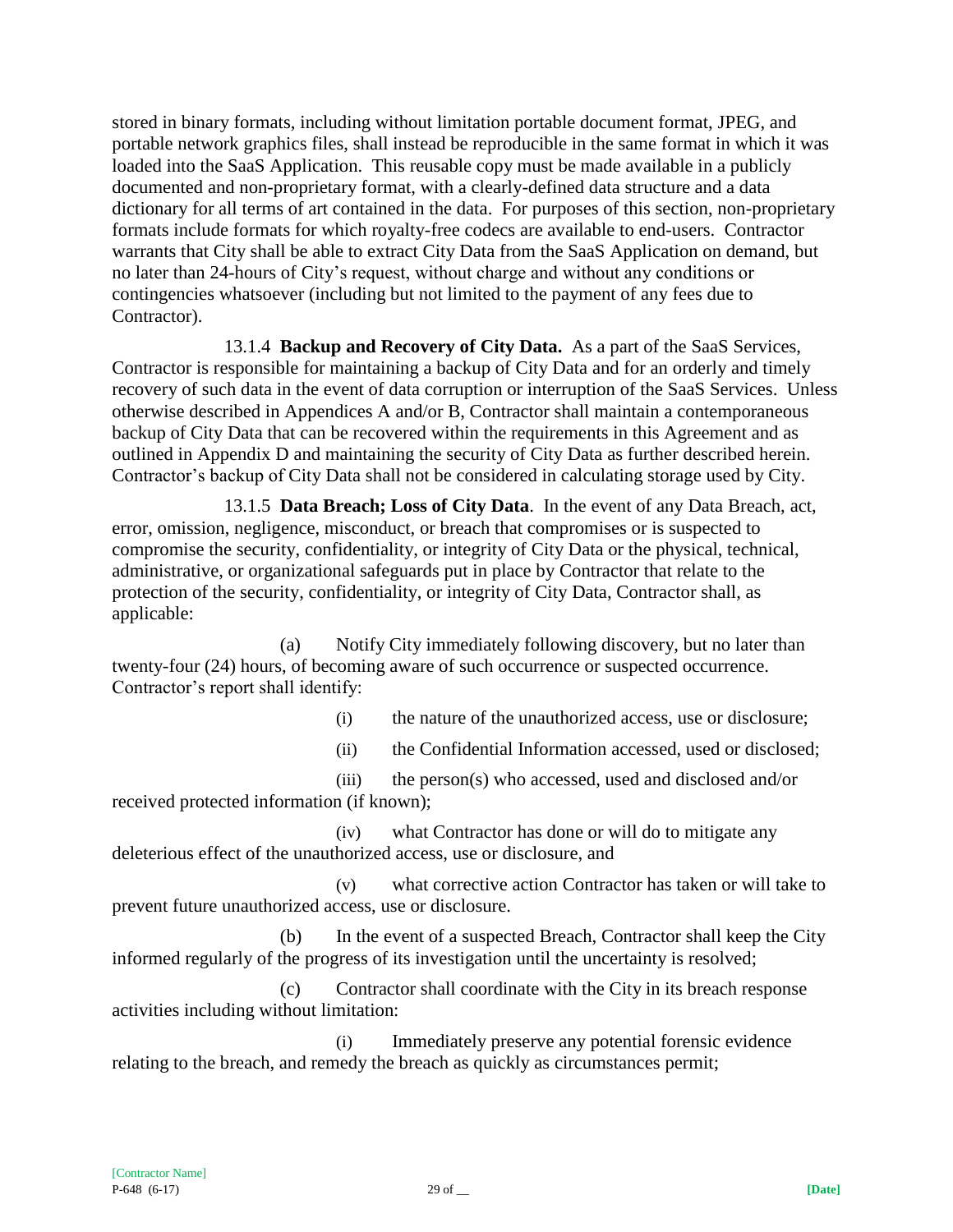stored in binary formats, including without limitation portable document format, JPEG, and portable network graphics files, shall instead be reproducible in the same format in which it was loaded into the SaaS Application. This reusable copy must be made available in a publicly documented and non-proprietary format, with a clearly-defined data structure and a data dictionary for all terms of art contained in the data. For purposes of this section, non-proprietary formats include formats for which royalty-free codecs are available to end-users. Contractor warrants that City shall be able to extract City Data from the SaaS Application on demand, but no later than 24-hours of City's request, without charge and without any conditions or contingencies whatsoever (including but not limited to the payment of any fees due to Contractor).

13.1.4 **Backup and Recovery of City Data.** As a part of the SaaS Services, Contractor is responsible for maintaining a backup of City Data and for an orderly and timely recovery of such data in the event of data corruption or interruption of the SaaS Services. Unless otherwise described in Appendices A and/or B, Contractor shall maintain a contemporaneous backup of City Data that can be recovered within the requirements in this Agreement and as outlined in Appendix D and maintaining the security of City Data as further described herein. Contractor's backup of City Data shall not be considered in calculating storage used by City.

13.1.5 **Data Breach; Loss of City Data**. In the event of any Data Breach, act, error, omission, negligence, misconduct, or breach that compromises or is suspected to compromise the security, confidentiality, or integrity of City Data or the physical, technical, administrative, or organizational safeguards put in place by Contractor that relate to the protection of the security, confidentiality, or integrity of City Data, Contractor shall, as applicable:

(a) Notify City immediately following discovery, but no later than twenty-four (24) hours, of becoming aware of such occurrence or suspected occurrence. Contractor's report shall identify:

(i) the nature of the unauthorized access, use or disclosure;

(ii) the Confidential Information accessed, used or disclosed;

(iii) the person(s) who accessed, used and disclosed and/or received protected information (if known);

(iv) what Contractor has done or will do to mitigate any deleterious effect of the unauthorized access, use or disclosure, and

(v) what corrective action Contractor has taken or will take to prevent future unauthorized access, use or disclosure.

(b) In the event of a suspected Breach, Contractor shall keep the City informed regularly of the progress of its investigation until the uncertainty is resolved;

(c) Contractor shall coordinate with the City in its breach response activities including without limitation:

(i) Immediately preserve any potential forensic evidence relating to the breach, and remedy the breach as quickly as circumstances permit;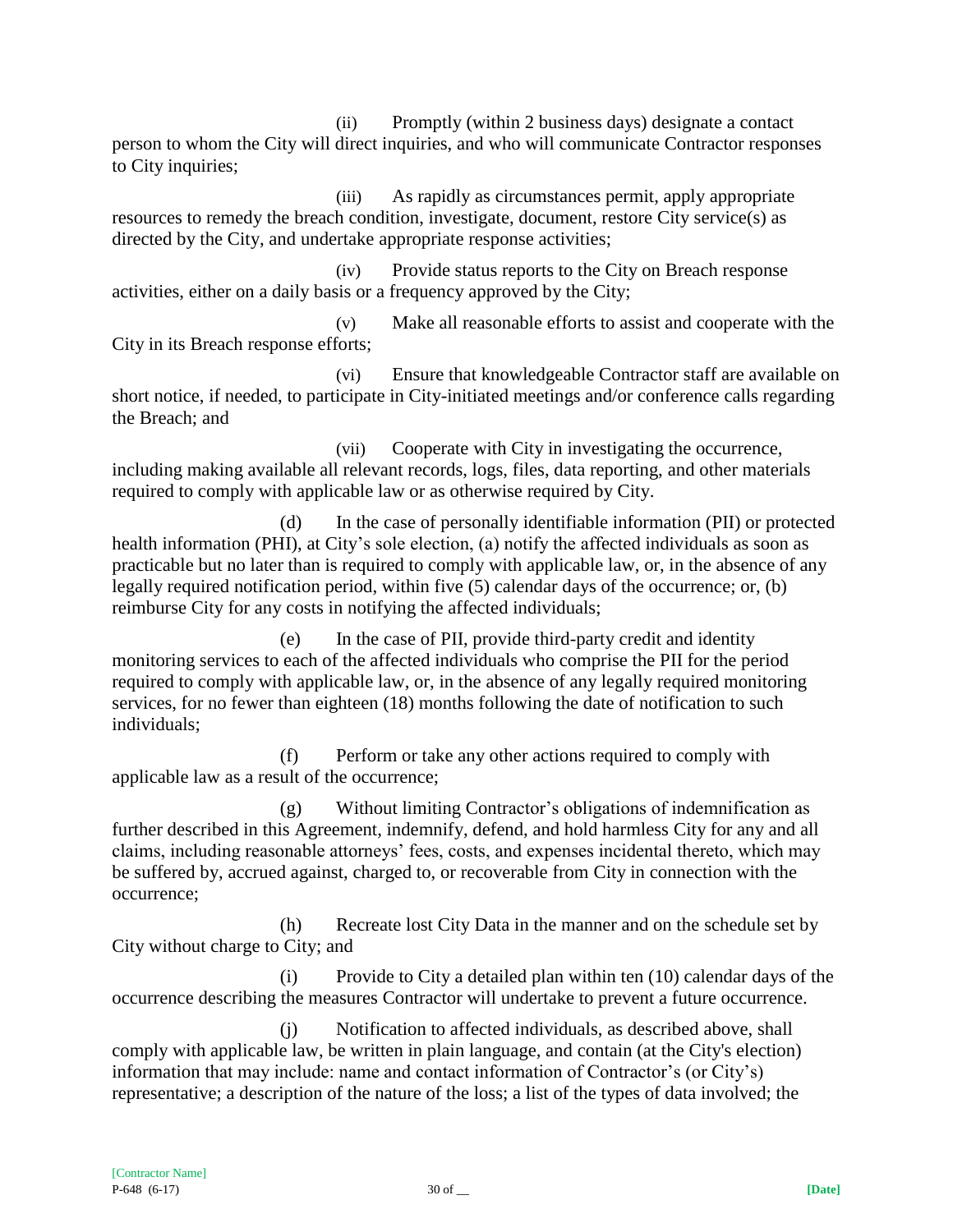(ii) Promptly (within 2 business days) designate a contact person to whom the City will direct inquiries, and who will communicate Contractor responses to City inquiries;

(iii) As rapidly as circumstances permit, apply appropriate resources to remedy the breach condition, investigate, document, restore City service(s) as directed by the City, and undertake appropriate response activities;

(iv) Provide status reports to the City on Breach response activities, either on a daily basis or a frequency approved by the City;

(v) Make all reasonable efforts to assist and cooperate with the City in its Breach response efforts;

(vi) Ensure that knowledgeable Contractor staff are available on short notice, if needed, to participate in City-initiated meetings and/or conference calls regarding the Breach; and

(vii) Cooperate with City in investigating the occurrence, including making available all relevant records, logs, files, data reporting, and other materials required to comply with applicable law or as otherwise required by City.

(d) In the case of personally identifiable information (PII) or protected health information (PHI), at City's sole election, (a) notify the affected individuals as soon as practicable but no later than is required to comply with applicable law, or, in the absence of any legally required notification period, within five (5) calendar days of the occurrence; or, (b) reimburse City for any costs in notifying the affected individuals;

(e) In the case of PII, provide third-party credit and identity monitoring services to each of the affected individuals who comprise the PII for the period required to comply with applicable law, or, in the absence of any legally required monitoring services, for no fewer than eighteen (18) months following the date of notification to such individuals;

(f) Perform or take any other actions required to comply with applicable law as a result of the occurrence;

(g) Without limiting Contractor's obligations of indemnification as further described in this Agreement, indemnify, defend, and hold harmless City for any and all claims, including reasonable attorneys' fees, costs, and expenses incidental thereto, which may be suffered by, accrued against, charged to, or recoverable from City in connection with the occurrence;

(h) Recreate lost City Data in the manner and on the schedule set by City without charge to City; and

(i) Provide to City a detailed plan within ten (10) calendar days of the occurrence describing the measures Contractor will undertake to prevent a future occurrence.

(j) Notification to affected individuals, as described above, shall comply with applicable law, be written in plain language, and contain (at the City's election) information that may include: name and contact information of Contractor's (or City's) representative; a description of the nature of the loss; a list of the types of data involved; the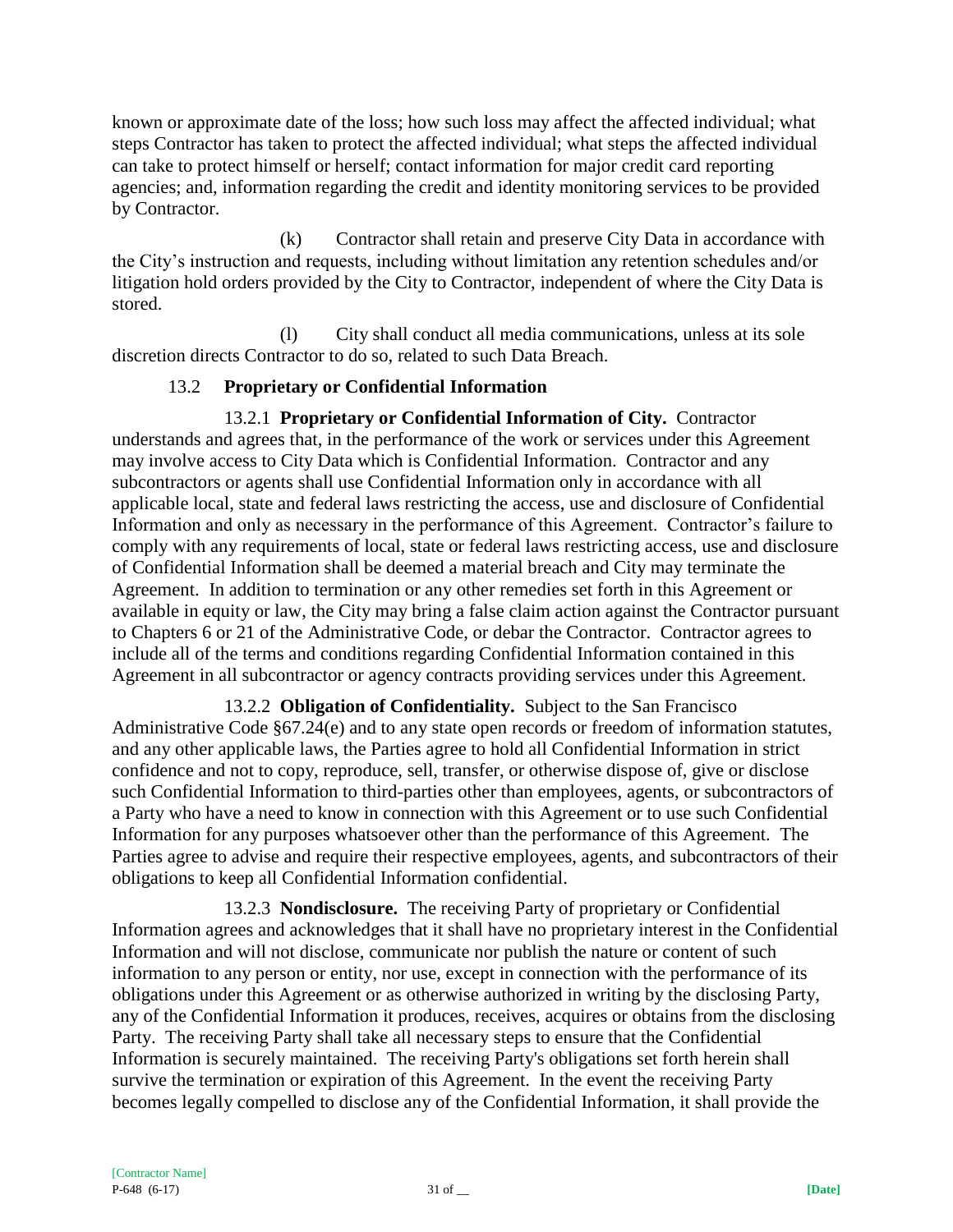known or approximate date of the loss; how such loss may affect the affected individual; what steps Contractor has taken to protect the affected individual; what steps the affected individual can take to protect himself or herself; contact information for major credit card reporting agencies; and, information regarding the credit and identity monitoring services to be provided by Contractor.

(k) Contractor shall retain and preserve City Data in accordance with the City's instruction and requests, including without limitation any retention schedules and/or litigation hold orders provided by the City to Contractor, independent of where the City Data is stored.

(l) City shall conduct all media communications, unless at its sole discretion directs Contractor to do so, related to such Data Breach.

### 13.2 **Proprietary or Confidential Information**

13.2.1 **Proprietary or Confidential Information of City.** Contractor understands and agrees that, in the performance of the work or services under this Agreement may involve access to City Data which is Confidential Information. Contractor and any subcontractors or agents shall use Confidential Information only in accordance with all applicable local, state and federal laws restricting the access, use and disclosure of Confidential Information and only as necessary in the performance of this Agreement. Contractor's failure to comply with any requirements of local, state or federal laws restricting access, use and disclosure of Confidential Information shall be deemed a material breach and City may terminate the Agreement. In addition to termination or any other remedies set forth in this Agreement or available in equity or law, the City may bring a false claim action against the Contractor pursuant to Chapters 6 or 21 of the Administrative Code, or debar the Contractor. Contractor agrees to include all of the terms and conditions regarding Confidential Information contained in this Agreement in all subcontractor or agency contracts providing services under this Agreement.

13.2.2 **Obligation of Confidentiality.** Subject to the San Francisco Administrative Code §67.24(e) and to any state open records or freedom of information statutes, and any other applicable laws, the Parties agree to hold all Confidential Information in strict confidence and not to copy, reproduce, sell, transfer, or otherwise dispose of, give or disclose such Confidential Information to third-parties other than employees, agents, or subcontractors of a Party who have a need to know in connection with this Agreement or to use such Confidential Information for any purposes whatsoever other than the performance of this Agreement. The Parties agree to advise and require their respective employees, agents, and subcontractors of their obligations to keep all Confidential Information confidential.

13.2.3 **Nondisclosure.** The receiving Party of proprietary or Confidential Information agrees and acknowledges that it shall have no proprietary interest in the Confidential Information and will not disclose, communicate nor publish the nature or content of such information to any person or entity, nor use, except in connection with the performance of its obligations under this Agreement or as otherwise authorized in writing by the disclosing Party, any of the Confidential Information it produces, receives, acquires or obtains from the disclosing Party. The receiving Party shall take all necessary steps to ensure that the Confidential Information is securely maintained. The receiving Party's obligations set forth herein shall survive the termination or expiration of this Agreement. In the event the receiving Party becomes legally compelled to disclose any of the Confidential Information, it shall provide the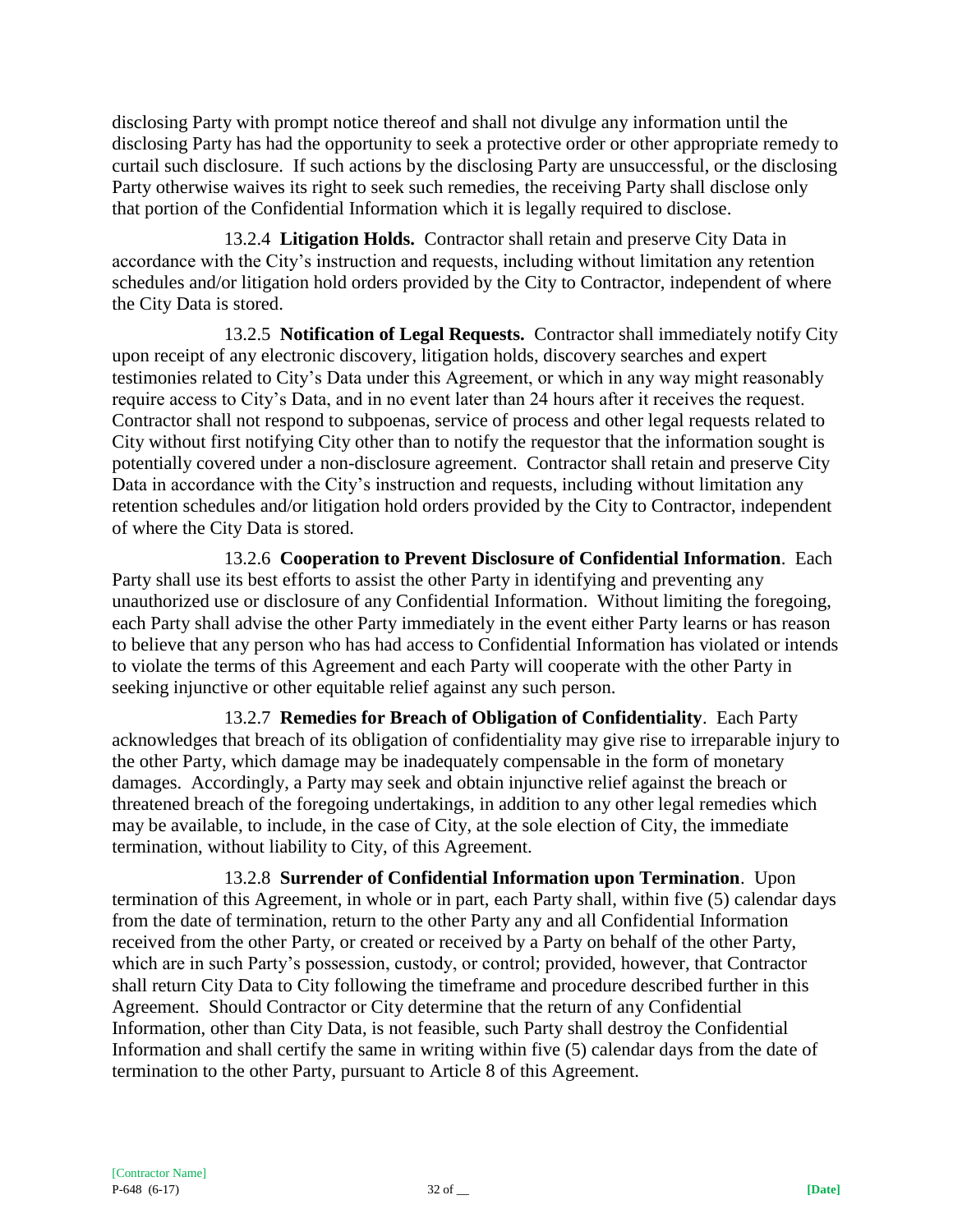disclosing Party with prompt notice thereof and shall not divulge any information until the disclosing Party has had the opportunity to seek a protective order or other appropriate remedy to curtail such disclosure. If such actions by the disclosing Party are unsuccessful, or the disclosing Party otherwise waives its right to seek such remedies, the receiving Party shall disclose only that portion of the Confidential Information which it is legally required to disclose.

13.2.4 **Litigation Holds.** Contractor shall retain and preserve City Data in accordance with the City's instruction and requests, including without limitation any retention schedules and/or litigation hold orders provided by the City to Contractor, independent of where the City Data is stored.

13.2.5 **Notification of Legal Requests.** Contractor shall immediately notify City upon receipt of any electronic discovery, litigation holds, discovery searches and expert testimonies related to City's Data under this Agreement, or which in any way might reasonably require access to City's Data, and in no event later than 24 hours after it receives the request. Contractor shall not respond to subpoenas, service of process and other legal requests related to City without first notifying City other than to notify the requestor that the information sought is potentially covered under a non-disclosure agreement. Contractor shall retain and preserve City Data in accordance with the City's instruction and requests, including without limitation any retention schedules and/or litigation hold orders provided by the City to Contractor, independent of where the City Data is stored.

13.2.6 **Cooperation to Prevent Disclosure of Confidential Information**. Each Party shall use its best efforts to assist the other Party in identifying and preventing any unauthorized use or disclosure of any Confidential Information. Without limiting the foregoing, each Party shall advise the other Party immediately in the event either Party learns or has reason to believe that any person who has had access to Confidential Information has violated or intends to violate the terms of this Agreement and each Party will cooperate with the other Party in seeking injunctive or other equitable relief against any such person.

13.2.7 **Remedies for Breach of Obligation of Confidentiality**. Each Party acknowledges that breach of its obligation of confidentiality may give rise to irreparable injury to the other Party, which damage may be inadequately compensable in the form of monetary damages. Accordingly, a Party may seek and obtain injunctive relief against the breach or threatened breach of the foregoing undertakings, in addition to any other legal remedies which may be available, to include, in the case of City, at the sole election of City, the immediate termination, without liability to City, of this Agreement.

13.2.8 **Surrender of Confidential Information upon Termination**. Upon termination of this Agreement, in whole or in part, each Party shall, within five (5) calendar days from the date of termination, return to the other Party any and all Confidential Information received from the other Party, or created or received by a Party on behalf of the other Party, which are in such Party's possession, custody, or control; provided, however, that Contractor shall return City Data to City following the timeframe and procedure described further in this Agreement. Should Contractor or City determine that the return of any Confidential Information, other than City Data, is not feasible, such Party shall destroy the Confidential Information and shall certify the same in writing within five (5) calendar days from the date of termination to the other Party, pursuant to Article 8 of this Agreement.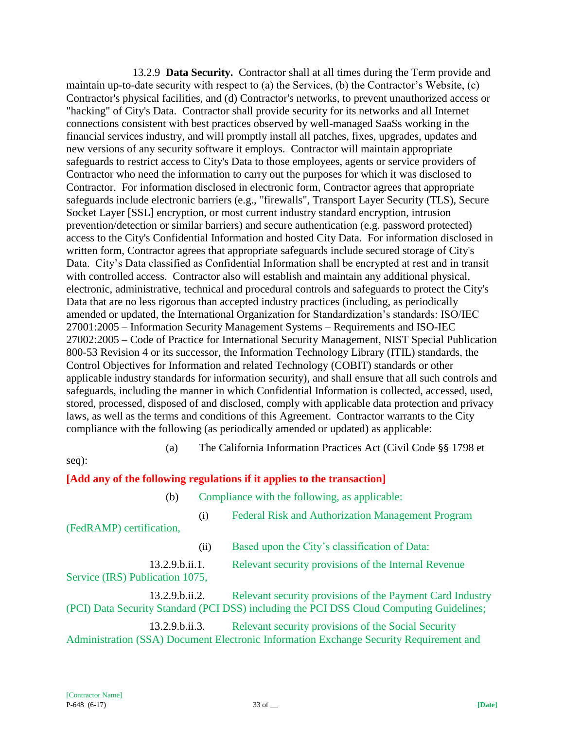13.2.9 **Data Security.** Contractor shall at all times during the Term provide and maintain up-to-date security with respect to (a) the Services, (b) the Contractor's Website, (c) Contractor's physical facilities, and (d) Contractor's networks, to prevent unauthorized access or "hacking" of City's Data. Contractor shall provide security for its networks and all Internet connections consistent with best practices observed by well-managed SaaSs working in the financial services industry, and will promptly install all patches, fixes, upgrades, updates and new versions of any security software it employs. Contractor will maintain appropriate safeguards to restrict access to City's Data to those employees, agents or service providers of Contractor who need the information to carry out the purposes for which it was disclosed to Contractor. For information disclosed in electronic form, Contractor agrees that appropriate safeguards include electronic barriers (e.g., "firewalls", Transport Layer Security (TLS), Secure Socket Layer [SSL] encryption, or most current industry standard encryption, intrusion prevention/detection or similar barriers) and secure authentication (e.g. password protected) access to the City's Confidential Information and hosted City Data. For information disclosed in written form, Contractor agrees that appropriate safeguards include secured storage of City's Data. City's Data classified as Confidential Information shall be encrypted at rest and in transit with controlled access. Contractor also will establish and maintain any additional physical, electronic, administrative, technical and procedural controls and safeguards to protect the City's Data that are no less rigorous than accepted industry practices (including, as periodically amended or updated, the International Organization for Standardization's standards: ISO/IEC 27001:2005 – Information Security Management Systems – Requirements and ISO-IEC 27002:2005 – Code of Practice for International Security Management, NIST Special Publication 800-53 Revision 4 or its successor, the Information Technology Library (ITIL) standards, the Control Objectives for Information and related Technology (COBIT) standards or other applicable industry standards for information security), and shall ensure that all such controls and safeguards, including the manner in which Confidential Information is collected, accessed, used, stored, processed, disposed of and disclosed, comply with applicable data protection and privacy laws, as well as the terms and conditions of this Agreement. Contractor warrants to the City compliance with the following (as periodically amended or updated) as applicable:

(a) The California Information Practices Act (Civil Code §§ 1798 et seq):

**[Add any of the following regulations if it applies to the transaction]**

(b) Compliance with the following, as applicable:

(i) Federal Risk and Authorization Management Program (FedRAMP) certification,

(ii) Based upon the City's classification of Data:

13.2.9.b.ii.1. Relevant security provisions of the Internal Revenue Service (IRS) Publication 1075,

13.2.9.b.ii.2. Relevant security provisions of the Payment Card Industry (PCI) Data Security Standard (PCI DSS) including the PCI DSS Cloud Computing Guidelines;

13.2.9.b.ii.3. Relevant security provisions of the Social Security Administration (SSA) Document Electronic Information Exchange Security Requirement and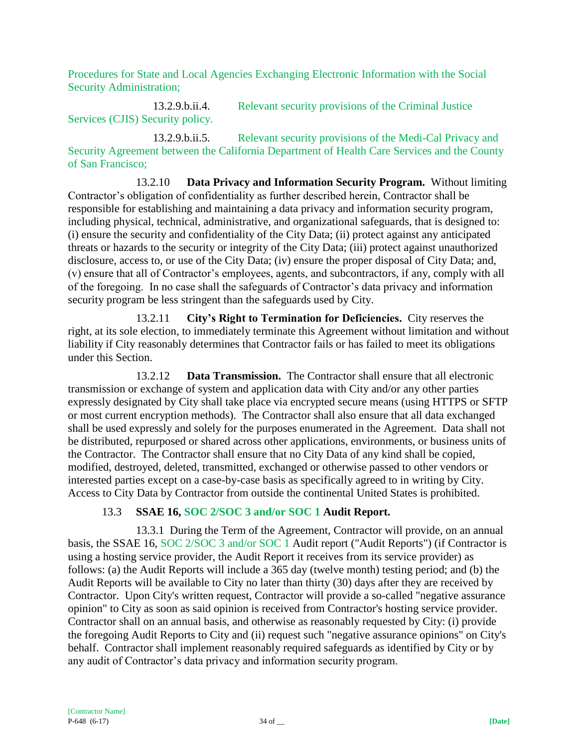Procedures for State and Local Agencies Exchanging Electronic Information with the Social Security Administration;

13.2.9.b.ii.4. Relevant security provisions of the Criminal Justice Services (CJIS) Security policy.

13.2.9.b.ii.5. Relevant security provisions of the Medi-Cal Privacy and Security Agreement between the California Department of Health Care Services and the County of San Francisco;

13.2.10 **Data Privacy and Information Security Program.** Without limiting Contractor's obligation of confidentiality as further described herein, Contractor shall be responsible for establishing and maintaining a data privacy and information security program, including physical, technical, administrative, and organizational safeguards, that is designed to: (i) ensure the security and confidentiality of the City Data; (ii) protect against any anticipated threats or hazards to the security or integrity of the City Data; (iii) protect against unauthorized disclosure, access to, or use of the City Data; (iv) ensure the proper disposal of City Data; and, (v) ensure that all of Contractor's employees, agents, and subcontractors, if any, comply with all of the foregoing. In no case shall the safeguards of Contractor's data privacy and information security program be less stringent than the safeguards used by City.

13.2.11 **City's Right to Termination for Deficiencies.** City reserves the right, at its sole election, to immediately terminate this Agreement without limitation and without liability if City reasonably determines that Contractor fails or has failed to meet its obligations under this Section.

13.2.12 **Data Transmission.** The Contractor shall ensure that all electronic transmission or exchange of system and application data with City and/or any other parties expressly designated by City shall take place via encrypted secure means (using HTTPS or SFTP or most current encryption methods). The Contractor shall also ensure that all data exchanged shall be used expressly and solely for the purposes enumerated in the Agreement. Data shall not be distributed, repurposed or shared across other applications, environments, or business units of the Contractor. The Contractor shall ensure that no City Data of any kind shall be copied, modified, destroyed, deleted, transmitted, exchanged or otherwise passed to other vendors or interested parties except on a case-by-case basis as specifically agreed to in writing by City. Access to City Data by Contractor from outside the continental United States is prohibited.

### 13.3 SSAE 16, SOC 2/SOC 3 and/or SOC 1 Audit Report.

13.3.1 During the Term of the Agreement, Contractor will provide, on an annual basis, the SSAE 16, SOC 2/SOC 3 and/or SOC 1 Audit report ("Audit Reports") (if Contractor is using a hosting service provider, the Audit Report it receives from its service provider) as follows: (a) the Audit Reports will include a 365 day (twelve month) testing period; and (b) the Audit Reports will be available to City no later than thirty (30) days after they are received by Contractor. Upon City's written request, Contractor will provide a so-called "negative assurance opinion" to City as soon as said opinion is received from Contractor's hosting service provider. Contractor shall on an annual basis, and otherwise as reasonably requested by City: (i) provide the foregoing Audit Reports to City and (ii) request such "negative assurance opinions" on City's behalf. Contractor shall implement reasonably required safeguards as identified by City or by any audit of Contractor's data privacy and information security program.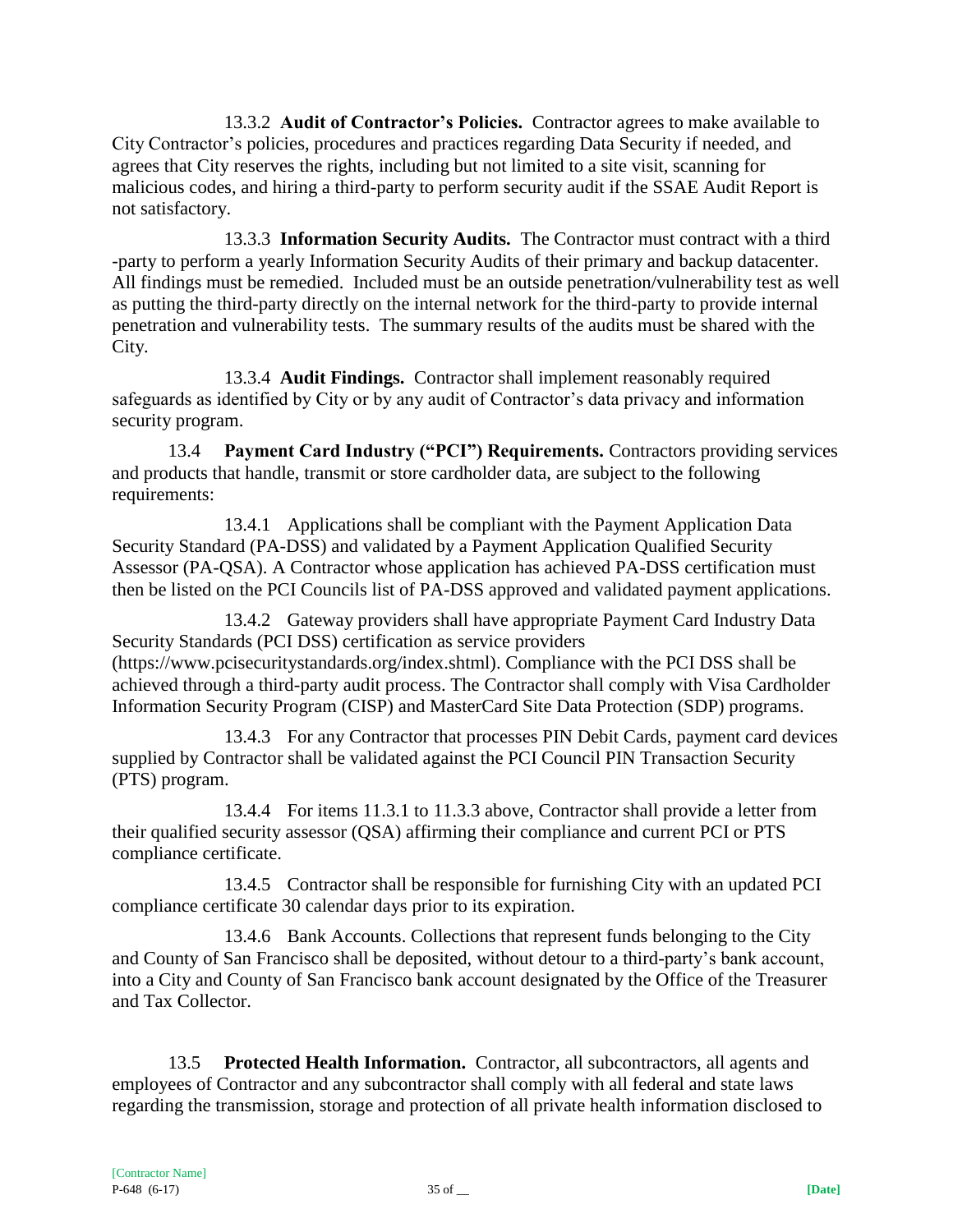13.3.2 **Audit of Contractor's Policies.** Contractor agrees to make available to City Contractor's policies, procedures and practices regarding Data Security if needed, and agrees that City reserves the rights, including but not limited to a site visit, scanning for malicious codes, and hiring a third-party to perform security audit if the SSAE Audit Report is not satisfactory.

13.3.3 **Information Security Audits.** The Contractor must contract with a third -party to perform a yearly Information Security Audits of their primary and backup datacenter. All findings must be remedied. Included must be an outside penetration/vulnerability test as well as putting the third-party directly on the internal network for the third-party to provide internal penetration and vulnerability tests. The summary results of the audits must be shared with the City.

13.3.4 **Audit Findings.** Contractor shall implement reasonably required safeguards as identified by City or by any audit of Contractor's data privacy and information security program.

13.4 **Payment Card Industry ("PCI") Requirements.** Contractors providing services and products that handle, transmit or store cardholder data, are subject to the following requirements:

13.4.1 Applications shall be compliant with the Payment Application Data Security Standard (PA-DSS) and validated by a Payment Application Qualified Security Assessor (PA-QSA). A Contractor whose application has achieved PA-DSS certification must then be listed on the PCI Councils list of PA-DSS approved and validated payment applications.

13.4.2 Gateway providers shall have appropriate Payment Card Industry Data Security Standards (PCI DSS) certification as service providers (https://www.pcisecuritystandards.org/index.shtml). Compliance with the PCI DSS shall be achieved through a third-party audit process. The Contractor shall comply with Visa Cardholder Information Security Program (CISP) and MasterCard Site Data Protection (SDP) programs.

13.4.3 For any Contractor that processes PIN Debit Cards, payment card devices supplied by Contractor shall be validated against the PCI Council PIN Transaction Security (PTS) program.

13.4.4 For items 11.3.1 to 11.3.3 above, Contractor shall provide a letter from their qualified security assessor (QSA) affirming their compliance and current PCI or PTS compliance certificate.

13.4.5 Contractor shall be responsible for furnishing City with an updated PCI compliance certificate 30 calendar days prior to its expiration.

13.4.6 Bank Accounts. Collections that represent funds belonging to the City and County of San Francisco shall be deposited, without detour to a third-party's bank account, into a City and County of San Francisco bank account designated by the Office of the Treasurer and Tax Collector.

13.5 **Protected Health Information.** Contractor, all subcontractors, all agents and employees of Contractor and any subcontractor shall comply with all federal and state laws regarding the transmission, storage and protection of all private health information disclosed to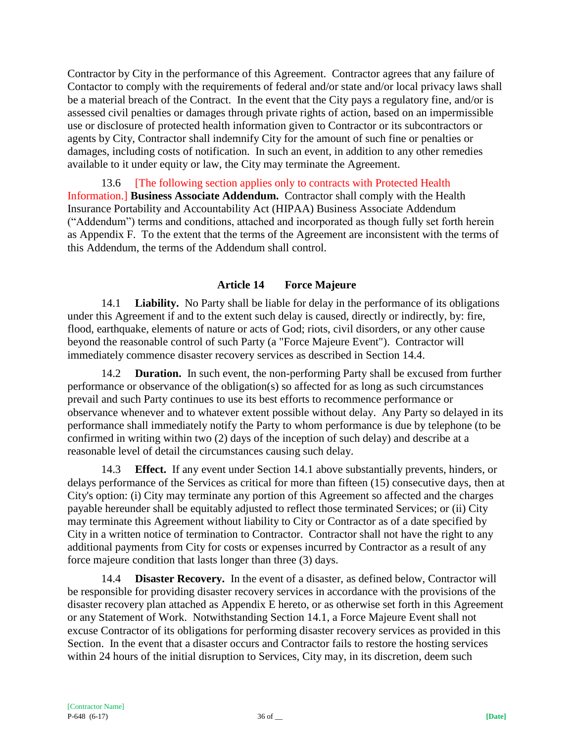Contractor by City in the performance of this Agreement. Contractor agrees that any failure of Contactor to comply with the requirements of federal and/or state and/or local privacy laws shall be a material breach of the Contract. In the event that the City pays a regulatory fine, and/or is assessed civil penalties or damages through private rights of action, based on an impermissible use or disclosure of protected health information given to Contractor or its subcontractors or agents by City, Contractor shall indemnify City for the amount of such fine or penalties or damages, including costs of notification. In such an event, in addition to any other remedies available to it under equity or law, the City may terminate the Agreement.

13.6 [The following section applies only to contracts with Protected Health Information.] **Business Associate Addendum.** Contractor shall comply with the Health Insurance Portability and Accountability Act (HIPAA) Business Associate Addendum ("Addendum") terms and conditions, attached and incorporated as though fully set forth herein as Appendix F. To the extent that the terms of the Agreement are inconsistent with the terms of this Addendum, the terms of the Addendum shall control.

## Article 14 Force Majeure

14.1 **Liability.** No Party shall be liable for delay in the performance of its obligations under this Agreement if and to the extent such delay is caused, directly or indirectly, by: fire, flood, earthquake, elements of nature or acts of God; riots, civil disorders, or any other cause beyond the reasonable control of such Party (a "Force Majeure Event"). Contractor will immediately commence disaster recovery services as described in Section 14.4.

14.2 **Duration.** In such event, the non-performing Party shall be excused from further performance or observance of the obligation(s) so affected for as long as such circumstances prevail and such Party continues to use its best efforts to recommence performance or observance whenever and to whatever extent possible without delay. Any Party so delayed in its performance shall immediately notify the Party to whom performance is due by telephone (to be confirmed in writing within two (2) days of the inception of such delay) and describe at a reasonable level of detail the circumstances causing such delay.

14.3 **Effect.** If any event under Section 14.1 above substantially prevents, hinders, or delays performance of the Services as critical for more than fifteen (15) consecutive days, then at City's option: (i) City may terminate any portion of this Agreement so affected and the charges payable hereunder shall be equitably adjusted to reflect those terminated Services; or (ii) City may terminate this Agreement without liability to City or Contractor as of a date specified by City in a written notice of termination to Contractor. Contractor shall not have the right to any additional payments from City for costs or expenses incurred by Contractor as a result of any force majeure condition that lasts longer than three (3) days.

14.4 **Disaster Recovery.** In the event of a disaster, as defined below, Contractor will be responsible for providing disaster recovery services in accordance with the provisions of the disaster recovery plan attached as Appendix E hereto, or as otherwise set forth in this Agreement or any Statement of Work. Notwithstanding Section 14.1, a Force Majeure Event shall not excuse Contractor of its obligations for performing disaster recovery services as provided in this Section. In the event that a disaster occurs and Contractor fails to restore the hosting services within 24 hours of the initial disruption to Services, City may, in its discretion, deem such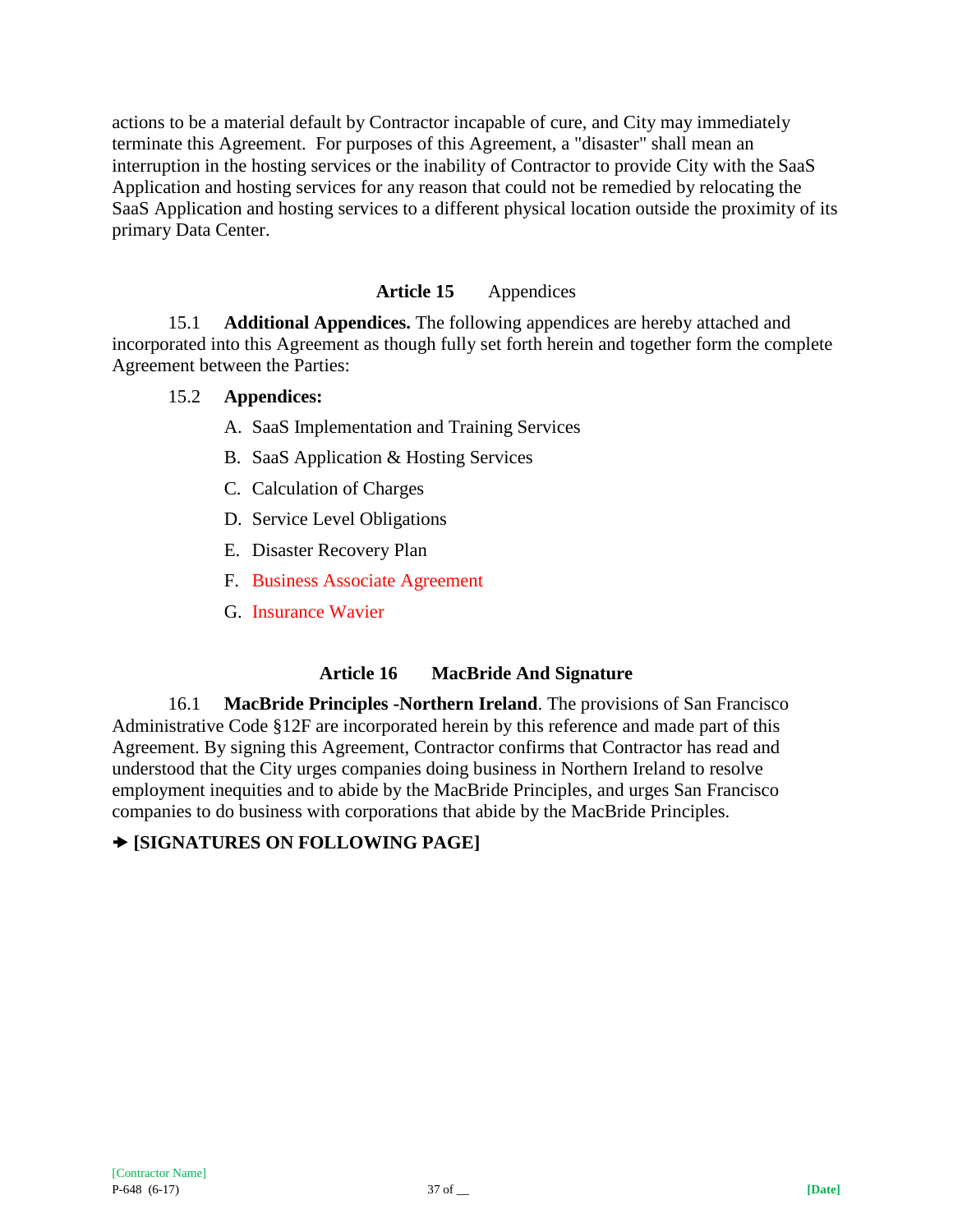actions to be a material default by Contractor incapable of cure, and City may immediately terminate this Agreement. For purposes of this Agreement, a "disaster" shall mean an interruption in the hosting services or the inability of Contractor to provide City with the SaaS Application and hosting services for any reason that could not be remedied by relocating the SaaS Application and hosting services to a different physical location outside the proximity of its primary Data Center.

## Article 15 Appendices

15.1 **Additional Appendices.** The following appendices are hereby attached and incorporated into this Agreement as though fully set forth herein and together form the complete Agreement between the Parties:

15.2 **Appendices:**

A. SaaS Implementation and Training Services

B. SaaS Application & Hosting Services

C. Calculation of Charges

D. Service Level Obligations

E. Disaster Recovery Plan

F. Business Associate Agreement

G. Insurance Wavier

## Article 16 MacBride And Signature

16.1 **MacBride Principles -Northern Ireland**. The provisions of San Francisco Administrative Code §12F are incorporated herein by this reference and made part of this Agreement. By signing this Agreement, Contractor confirms that Contractor has read and understood that the City urges companies doing business in Northern Ireland to resolve employment inequities and to abide by the MacBride Principles, and urges San Francisco companies to do business with corporations that abide by the MacBride Principles.

**→ [SIGNATURES ON FOLLOWING PAGE]**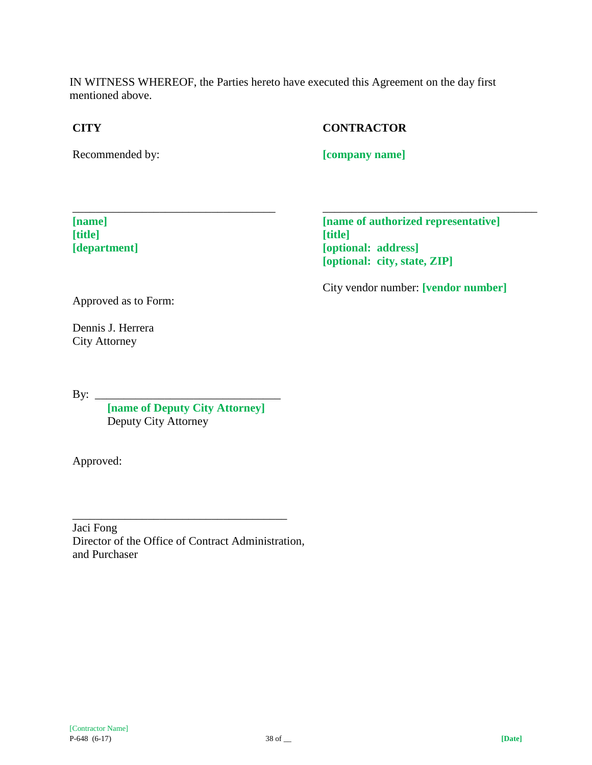IN WITNESS WHEREOF, the Parties hereto have executed this Agreement on the day first mentioned above.

**CITY**

Recommended by:

___________________________________

**[name]**
**[title]**
**[department]**

Approved as to Form:

Dennis J. Herrera
City Attorney

By: ______________________________
**[name of Deputy City Attorney]**
Deputy City Attorney

Approved:

_____________________________________
Jaci Fong
Director of the Office of Contract Administration,
and Purchaser

**CONTRACTOR**

**[company name]**

_____________________________________

**[name of authorized representative]**
**[title]**
**[optional: address]**
**[optional: city, state, ZIP]**

City vendor number: **[vendor number]**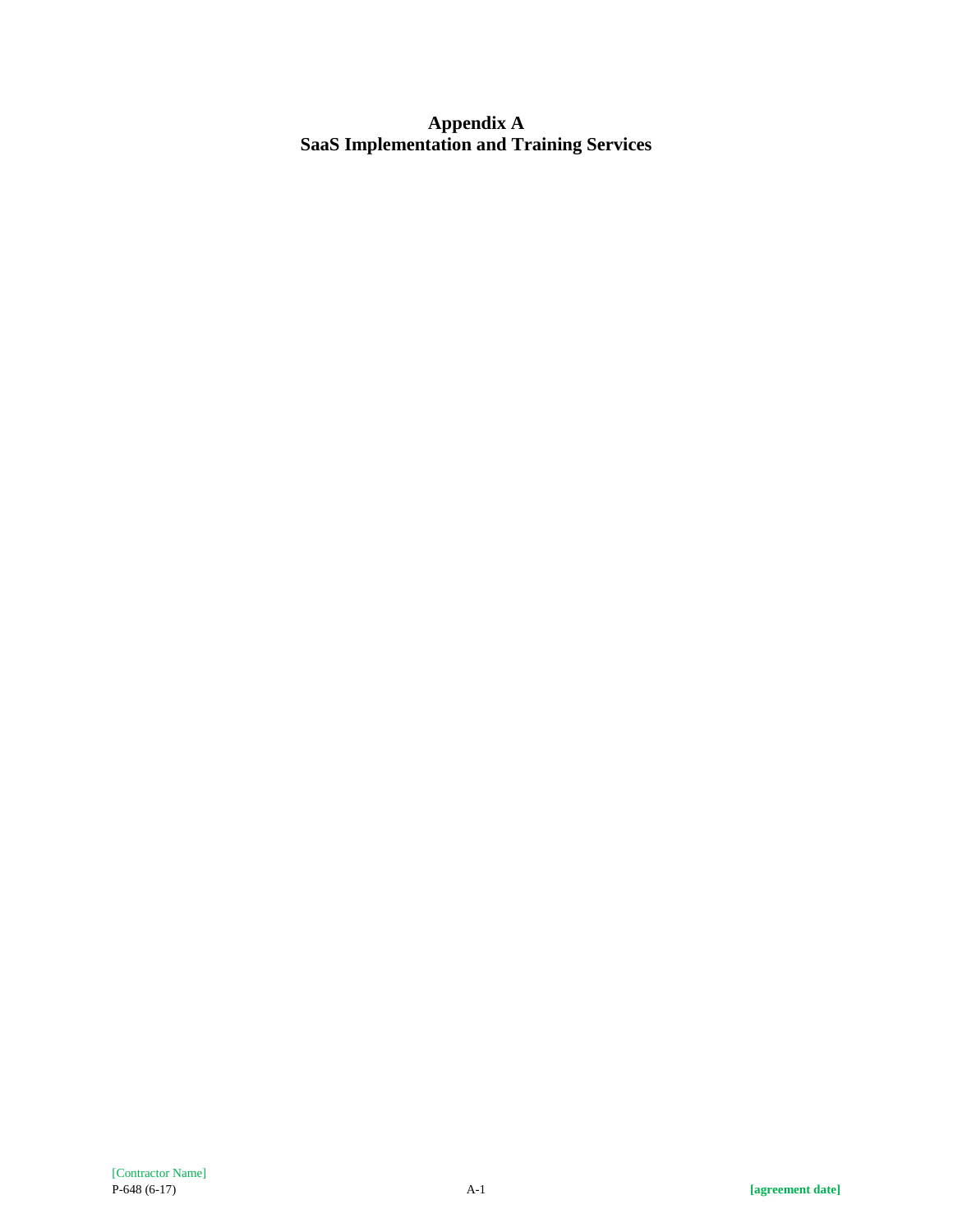# Appendix A
# SaaS Implementation and Training Services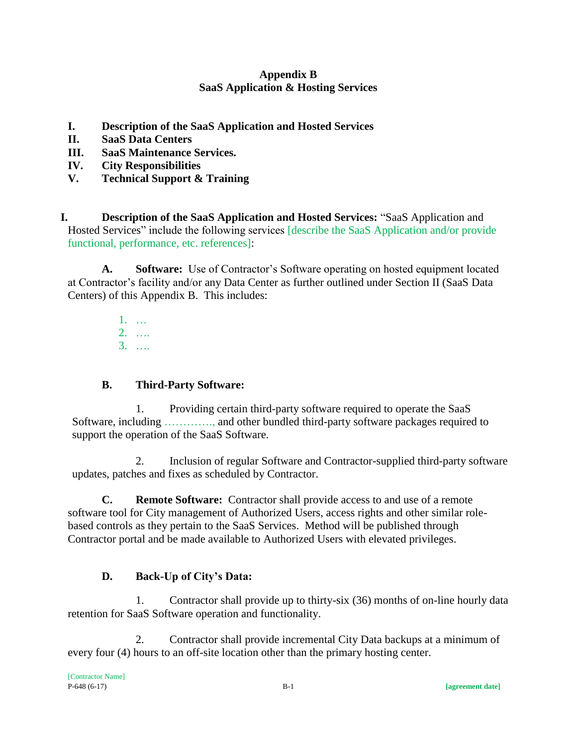# Appendix B
# SaaS Application & Hosting Services

**I. Description of the SaaS Application and Hosted Services**
**II. SaaS Data Centers**
**III. SaaS Maintenance Services.**
**IV. City Responsibilities**
**V. Technical Support & Training**

**I. Description of the SaaS Application and Hosted Services:** "SaaS Application and Hosted Services" include the following services [describe the SaaS Application and/or provide functional, performance, etc. references]:

**A. Software:** Use of Contractor's Software operating on hosted equipment located at Contractor's facility and/or any Data Center as further outlined under Section II (SaaS Data Centers) of this Appendix B. This includes:

1. …
2. ….
3. ….

**B. Third-Party Software:**

1. Providing certain third-party software required to operate the SaaS Software, including …………., and other bundled third-party software packages required to support the operation of the SaaS Software.

2. Inclusion of regular Software and Contractor-supplied third-party software updates, patches and fixes as scheduled by Contractor.

**C. Remote Software:** Contractor shall provide access to and use of a remote software tool for City management of Authorized Users, access rights and other similar role-based controls as they pertain to the SaaS Services. Method will be published through Contractor portal and be made available to Authorized Users with elevated privileges.

**D. Back-Up of City's Data:**

1. Contractor shall provide up to thirty-six (36) months of on-line hourly data retention for SaaS Software operation and functionality.

2. Contractor shall provide incremental City Data backups at a minimum of every four (4) hours to an off-site location other than the primary hosting center.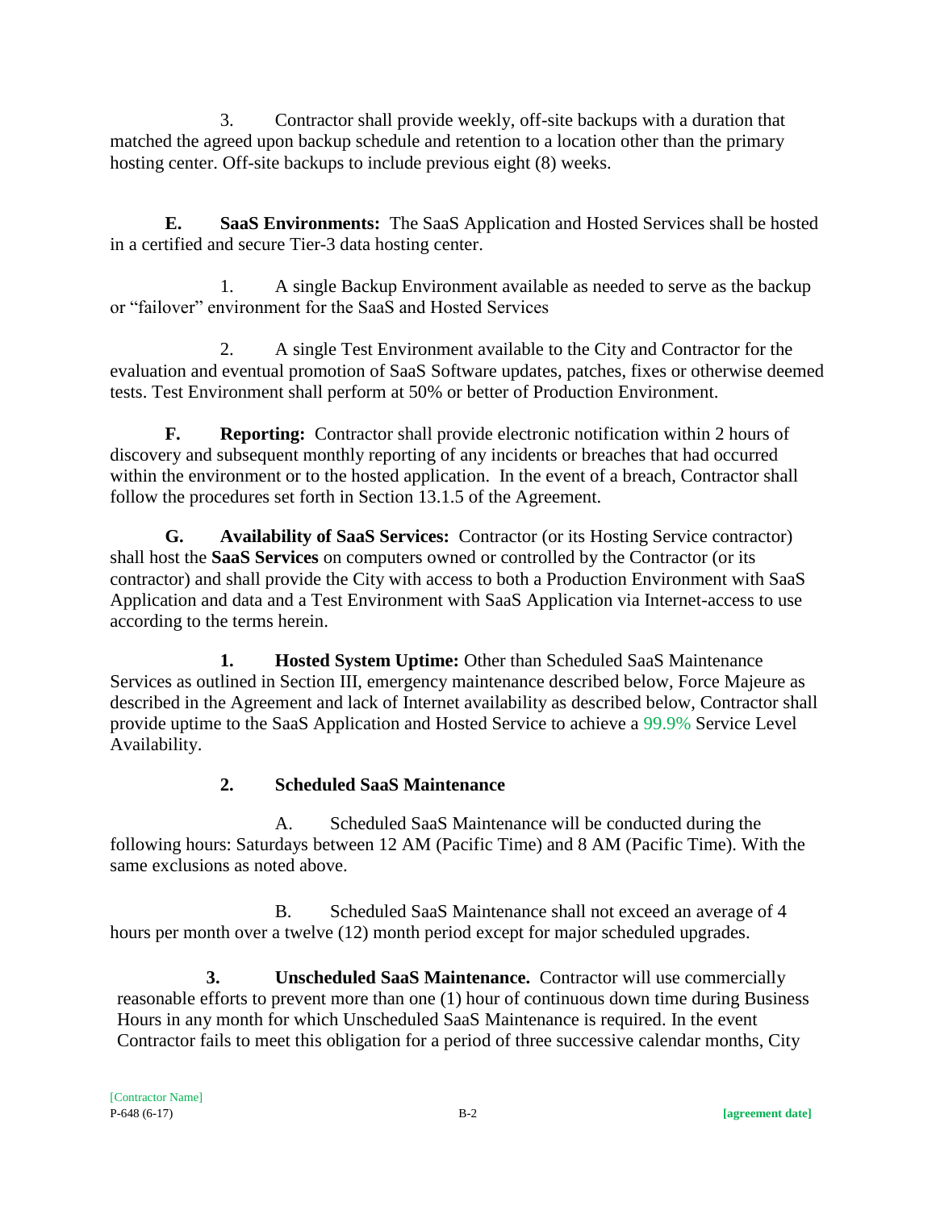3. Contractor shall provide weekly, off-site backups with a duration that matched the agreed upon backup schedule and retention to a location other than the primary hosting center. Off-site backups to include previous eight (8) weeks.

**E. SaaS Environments:** The SaaS Application and Hosted Services shall be hosted in a certified and secure Tier-3 data hosting center.

1. A single Backup Environment available as needed to serve as the backup or "failover" environment for the SaaS and Hosted Services

2. A single Test Environment available to the City and Contractor for the evaluation and eventual promotion of SaaS Software updates, patches, fixes or otherwise deemed tests. Test Environment shall perform at 50% or better of Production Environment.

**F. Reporting:** Contractor shall provide electronic notification within 2 hours of discovery and subsequent monthly reporting of any incidents or breaches that had occurred within the environment or to the hosted application. In the event of a breach, Contractor shall follow the procedures set forth in Section 13.1.5 of the Agreement.

**G. Availability of SaaS Services:** Contractor (or its Hosting Service contractor) shall host the **SaaS Services** on computers owned or controlled by the Contractor (or its contractor) and shall provide the City with access to both a Production Environment with SaaS Application and data and a Test Environment with SaaS Application via Internet-access to use according to the terms herein.

**1. Hosted System Uptime:** Other than Scheduled SaaS Maintenance Services as outlined in Section III, emergency maintenance described below, Force Majeure as described in the Agreement and lack of Internet availability as described below, Contractor shall provide uptime to the SaaS Application and Hosted Service to achieve a 99.9% Service Level Availability.

**2. Scheduled SaaS Maintenance**

A. Scheduled SaaS Maintenance will be conducted during the following hours: Saturdays between 12 AM (Pacific Time) and 8 AM (Pacific Time). With the same exclusions as noted above.

B. Scheduled SaaS Maintenance shall not exceed an average of 4 hours per month over a twelve (12) month period except for major scheduled upgrades.

**3. Unscheduled SaaS Maintenance.** Contractor will use commercially reasonable efforts to prevent more than one (1) hour of continuous down time during Business Hours in any month for which Unscheduled SaaS Maintenance is required. In the event Contractor fails to meet this obligation for a period of three successive calendar months, City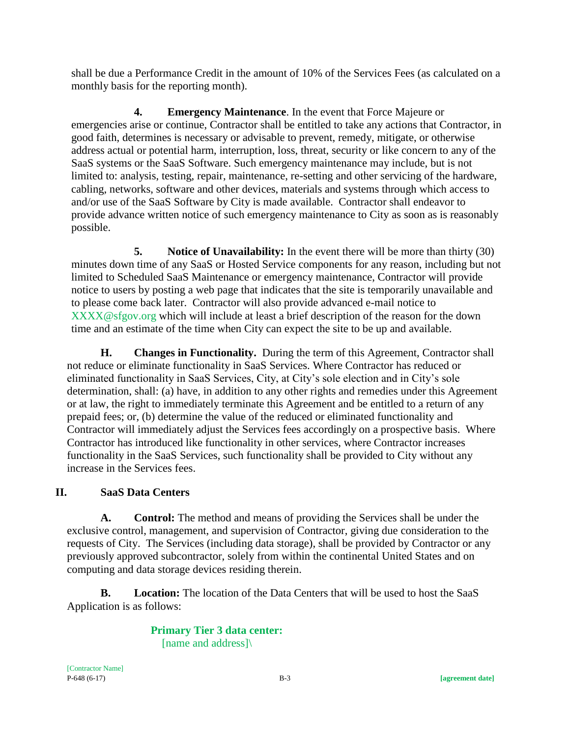shall be due a Performance Credit in the amount of 10% of the Services Fees (as calculated on a monthly basis for the reporting month).

**4. Emergency Maintenance**. In the event that Force Majeure or emergencies arise or continue, Contractor shall be entitled to take any actions that Contractor, in good faith, determines is necessary or advisable to prevent, remedy, mitigate, or otherwise address actual or potential harm, interruption, loss, threat, security or like concern to any of the SaaS systems or the SaaS Software. Such emergency maintenance may include, but is not limited to: analysis, testing, repair, maintenance, re-setting and other servicing of the hardware, cabling, networks, software and other devices, materials and systems through which access to and/or use of the SaaS Software by City is made available. Contractor shall endeavor to provide advance written notice of such emergency maintenance to City as soon as is reasonably possible.

**5. Notice of Unavailability:** In the event there will be more than thirty (30) minutes down time of any SaaS or Hosted Service components for any reason, including but not limited to Scheduled SaaS Maintenance or emergency maintenance, Contractor will provide notice to users by posting a web page that indicates that the site is temporarily unavailable and to please come back later. Contractor will also provide advanced e-mail notice to XXXX@sfgov.org which will include at least a brief description of the reason for the down time and an estimate of the time when City can expect the site to be up and available.

**H. Changes in Functionality.** During the term of this Agreement, Contractor shall not reduce or eliminate functionality in SaaS Services. Where Contractor has reduced or eliminated functionality in SaaS Services, City, at City's sole election and in City's sole determination, shall: (a) have, in addition to any other rights and remedies under this Agreement or at law, the right to immediately terminate this Agreement and be entitled to a return of any prepaid fees; or, (b) determine the value of the reduced or eliminated functionality and Contractor will immediately adjust the Services fees accordingly on a prospective basis. Where Contractor has introduced like functionality in other services, where Contractor increases functionality in the SaaS Services, such functionality shall be provided to City without any increase in the Services fees.

## II. SaaS Data Centers

**A. Control:** The method and means of providing the Services shall be under the exclusive control, management, and supervision of Contractor, giving due consideration to the requests of City. The Services (including data storage), shall be provided by Contractor or any previously approved subcontractor, solely from within the continental United States and on computing and data storage devices residing therein.

**B. Location:** The location of the Data Centers that will be used to host the SaaS Application is as follows:

**Primary Tier 3 data center:**
[name and address]\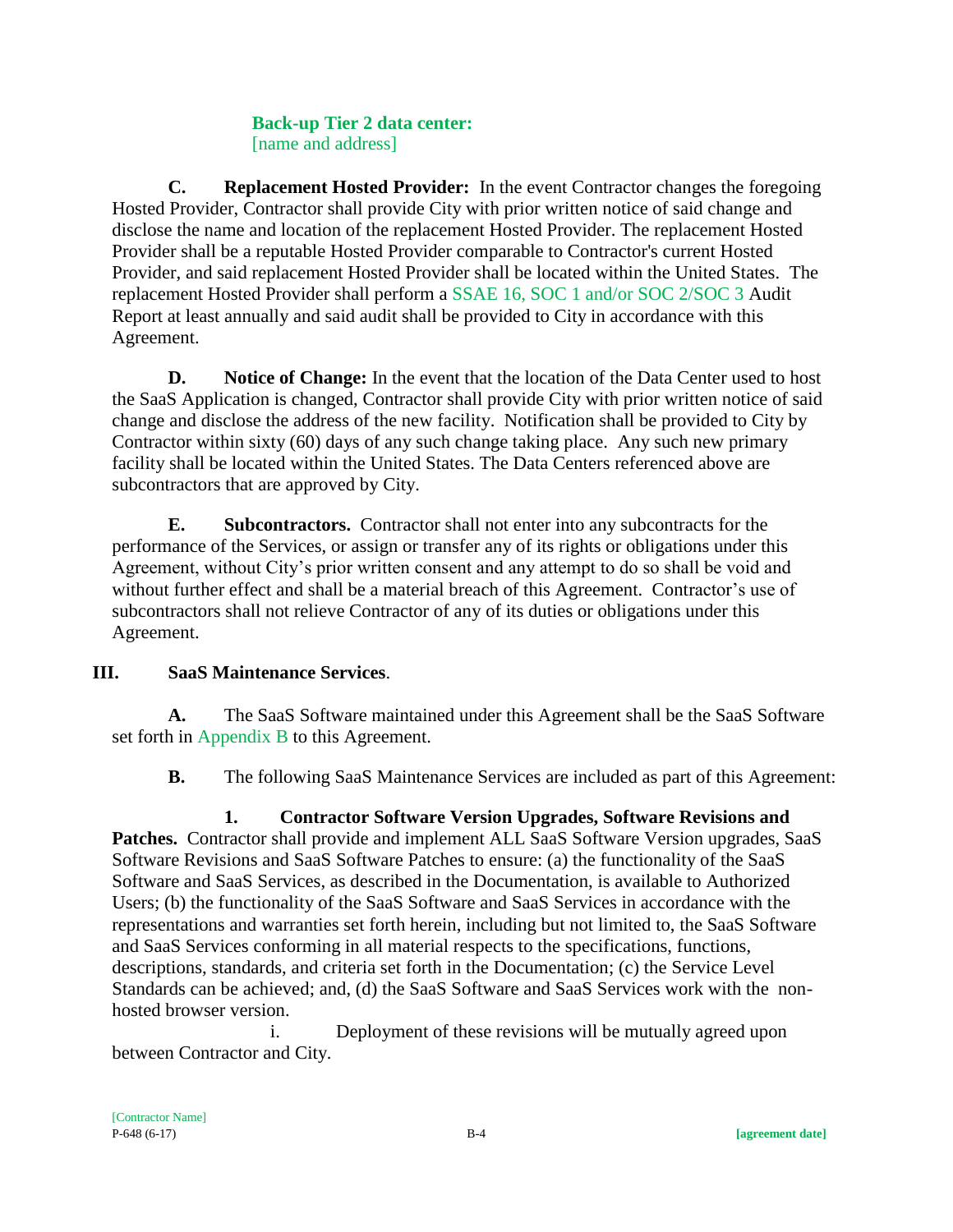**Back-up Tier 2 data center:**
[name and address]

**C. Replacement Hosted Provider:** In the event Contractor changes the foregoing Hosted Provider, Contractor shall provide City with prior written notice of said change and disclose the name and location of the replacement Hosted Provider. The replacement Hosted Provider shall be a reputable Hosted Provider comparable to Contractor's current Hosted Provider, and said replacement Hosted Provider shall be located within the United States. The replacement Hosted Provider shall perform a SSAE 16, SOC 1 and/or SOC 2/SOC 3 Audit Report at least annually and said audit shall be provided to City in accordance with this Agreement.

**D. Notice of Change:** In the event that the location of the Data Center used to host the SaaS Application is changed, Contractor shall provide City with prior written notice of said change and disclose the address of the new facility. Notification shall be provided to City by Contractor within sixty (60) days of any such change taking place. Any such new primary facility shall be located within the United States. The Data Centers referenced above are subcontractors that are approved by City.

**E. Subcontractors.** Contractor shall not enter into any subcontracts for the performance of the Services, or assign or transfer any of its rights or obligations under this Agreement, without City's prior written consent and any attempt to do so shall be void and without further effect and shall be a material breach of this Agreement. Contractor's use of subcontractors shall not relieve Contractor of any of its duties or obligations under this Agreement.

## III. SaaS Maintenance Services.

**A.** The SaaS Software maintained under this Agreement shall be the SaaS Software set forth in Appendix B to this Agreement.

**B.** The following SaaS Maintenance Services are included as part of this Agreement:

**1. Contractor Software Version Upgrades, Software Revisions and Patches.** Contractor shall provide and implement ALL SaaS Software Version upgrades, SaaS Software Revisions and SaaS Software Patches to ensure: (a) the functionality of the SaaS Software and SaaS Services, as described in the Documentation, is available to Authorized Users; (b) the functionality of the SaaS Software and SaaS Services in accordance with the representations and warranties set forth herein, including but not limited to, the SaaS Software and SaaS Services conforming in all material respects to the specifications, functions, descriptions, standards, and criteria set forth in the Documentation; (c) the Service Level Standards can be achieved; and, (d) the SaaS Software and SaaS Services work with the non-hosted browser version.

i. Deployment of these revisions will be mutually agreed upon between Contractor and City.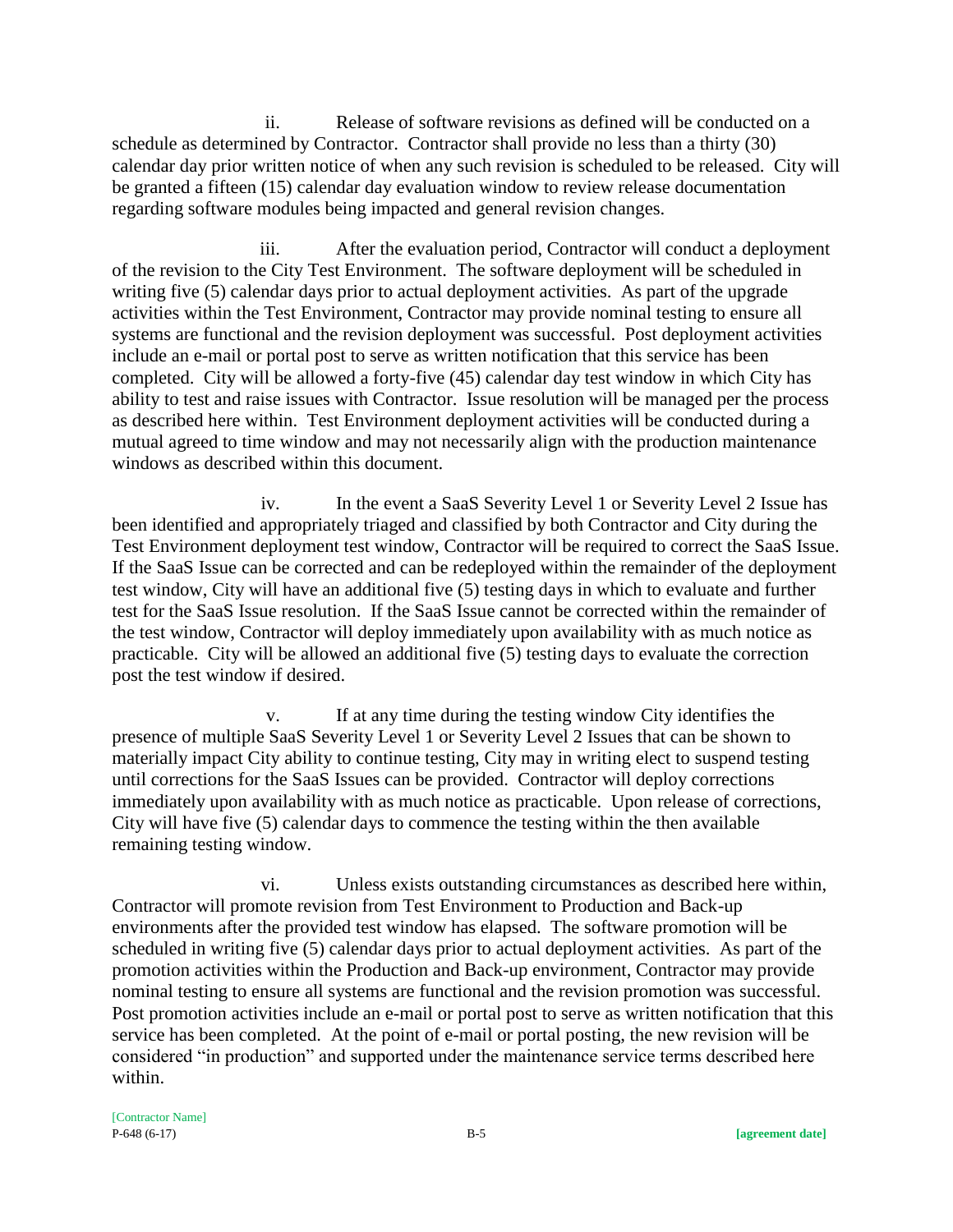ii. Release of software revisions as defined will be conducted on a schedule as determined by Contractor. Contractor shall provide no less than a thirty (30) calendar day prior written notice of when any such revision is scheduled to be released. City will be granted a fifteen (15) calendar day evaluation window to review release documentation regarding software modules being impacted and general revision changes.

iii. After the evaluation period, Contractor will conduct a deployment of the revision to the City Test Environment. The software deployment will be scheduled in writing five (5) calendar days prior to actual deployment activities. As part of the upgrade activities within the Test Environment, Contractor may provide nominal testing to ensure all systems are functional and the revision deployment was successful. Post deployment activities include an e-mail or portal post to serve as written notification that this service has been completed. City will be allowed a forty-five (45) calendar day test window in which City has ability to test and raise issues with Contractor. Issue resolution will be managed per the process as described here within. Test Environment deployment activities will be conducted during a mutual agreed to time window and may not necessarily align with the production maintenance windows as described within this document.

iv. In the event a SaaS Severity Level 1 or Severity Level 2 Issue has been identified and appropriately triaged and classified by both Contractor and City during the Test Environment deployment test window, Contractor will be required to correct the SaaS Issue. If the SaaS Issue can be corrected and can be redeployed within the remainder of the deployment test window, City will have an additional five (5) testing days in which to evaluate and further test for the SaaS Issue resolution. If the SaaS Issue cannot be corrected within the remainder of the test window, Contractor will deploy immediately upon availability with as much notice as practicable. City will be allowed an additional five (5) testing days to evaluate the correction post the test window if desired.

v. If at any time during the testing window City identifies the presence of multiple SaaS Severity Level 1 or Severity Level 2 Issues that can be shown to materially impact City ability to continue testing, City may in writing elect to suspend testing until corrections for the SaaS Issues can be provided. Contractor will deploy corrections immediately upon availability with as much notice as practicable. Upon release of corrections, City will have five (5) calendar days to commence the testing within the then available remaining testing window.

vi. Unless exists outstanding circumstances as described here within, Contractor will promote revision from Test Environment to Production and Back-up environments after the provided test window has elapsed. The software promotion will be scheduled in writing five (5) calendar days prior to actual deployment activities. As part of the promotion activities within the Production and Back-up environment, Contractor may provide nominal testing to ensure all systems are functional and the revision promotion was successful. Post promotion activities include an e-mail or portal post to serve as written notification that this service has been completed. At the point of e-mail or portal posting, the new revision will be considered "in production" and supported under the maintenance service terms described here within.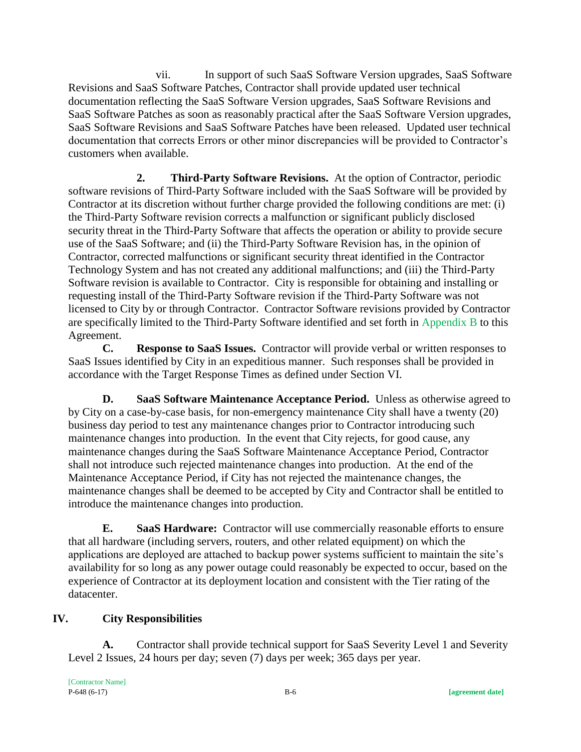vii. In support of such SaaS Software Version upgrades, SaaS Software Revisions and SaaS Software Patches, Contractor shall provide updated user technical documentation reflecting the SaaS Software Version upgrades, SaaS Software Revisions and SaaS Software Patches as soon as reasonably practical after the SaaS Software Version upgrades, SaaS Software Revisions and SaaS Software Patches have been released. Updated user technical documentation that corrects Errors or other minor discrepancies will be provided to Contractor's customers when available.

**2. Third-Party Software Revisions.** At the option of Contractor, periodic software revisions of Third-Party Software included with the SaaS Software will be provided by Contractor at its discretion without further charge provided the following conditions are met: (i) the Third-Party Software revision corrects a malfunction or significant publicly disclosed security threat in the Third-Party Software that affects the operation or ability to provide secure use of the SaaS Software; and (ii) the Third-Party Software Revision has, in the opinion of Contractor, corrected malfunctions or significant security threat identified in the Contractor Technology System and has not created any additional malfunctions; and (iii) the Third-Party Software revision is available to Contractor. City is responsible for obtaining and installing or requesting install of the Third-Party Software revision if the Third-Party Software was not licensed to City by or through Contractor. Contractor Software revisions provided by Contractor are specifically limited to the Third-Party Software identified and set forth in Appendix B to this Agreement.

**C. Response to SaaS Issues.** Contractor will provide verbal or written responses to SaaS Issues identified by City in an expeditious manner. Such responses shall be provided in accordance with the Target Response Times as defined under Section VI.

**D. SaaS Software Maintenance Acceptance Period.** Unless as otherwise agreed to by City on a case-by-case basis, for non-emergency maintenance City shall have a twenty (20) business day period to test any maintenance changes prior to Contractor introducing such maintenance changes into production. In the event that City rejects, for good cause, any maintenance changes during the SaaS Software Maintenance Acceptance Period, Contractor shall not introduce such rejected maintenance changes into production. At the end of the Maintenance Acceptance Period, if City has not rejected the maintenance changes, the maintenance changes shall be deemed to be accepted by City and Contractor shall be entitled to introduce the maintenance changes into production.

**E. SaaS Hardware:** Contractor will use commercially reasonable efforts to ensure that all hardware (including servers, routers, and other related equipment) on which the applications are deployed are attached to backup power systems sufficient to maintain the site's availability for so long as any power outage could reasonably be expected to occur, based on the experience of Contractor at its deployment location and consistent with the Tier rating of the datacenter.

## IV. City Responsibilities

**A.** Contractor shall provide technical support for SaaS Severity Level 1 and Severity Level 2 Issues, 24 hours per day; seven (7) days per week; 365 days per year.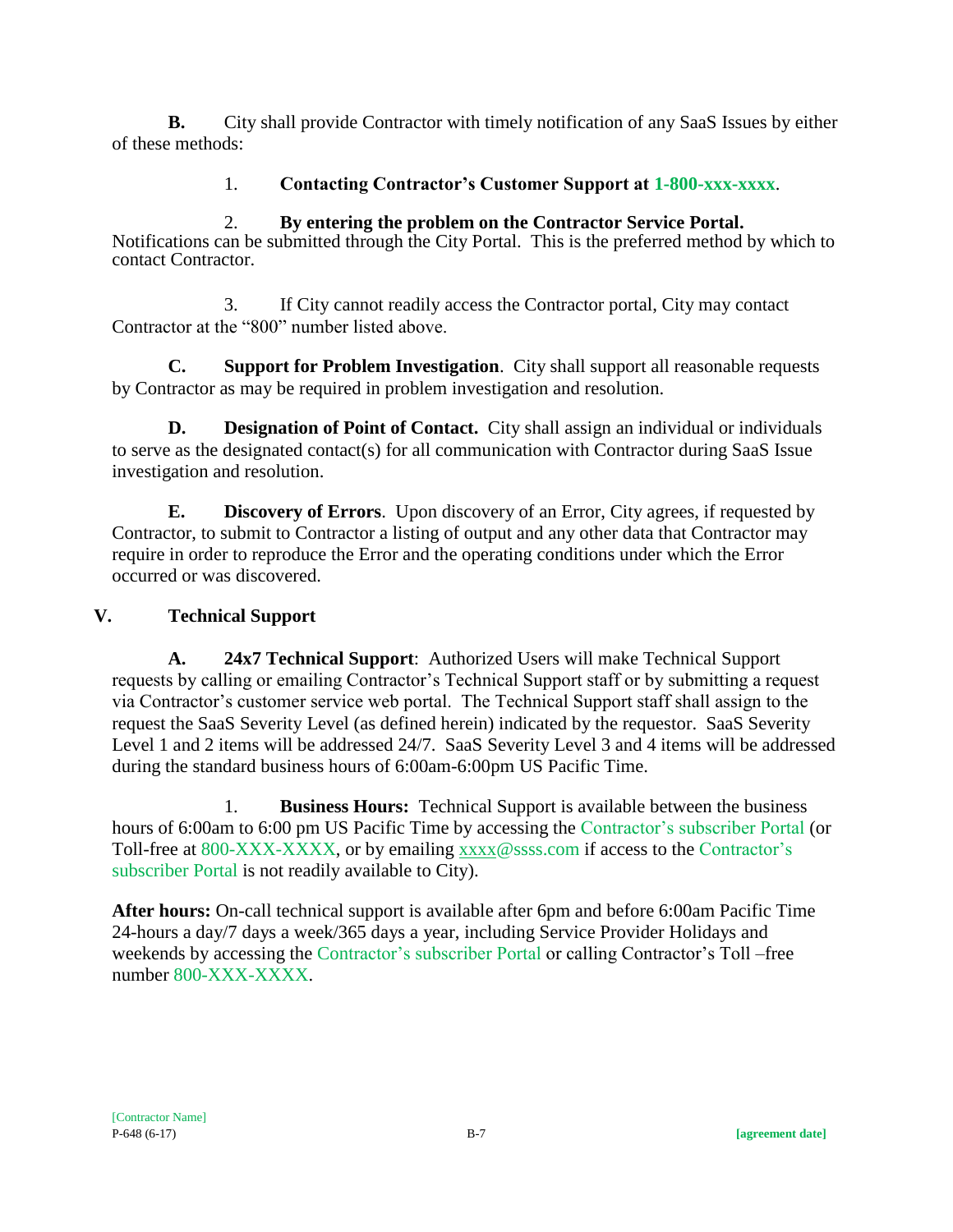**B.** City shall provide Contractor with timely notification of any SaaS Issues by either of these methods:

1. **Contacting Contractor's Customer Support at 1-800-xxx-xxxx**.

2. **By entering the problem on the Contractor Service Portal.** Notifications can be submitted through the City Portal. This is the preferred method by which to contact Contractor.

3. If City cannot readily access the Contractor portal, City may contact Contractor at the "800" number listed above.

**C. Support for Problem Investigation**. City shall support all reasonable requests by Contractor as may be required in problem investigation and resolution.

**D. Designation of Point of Contact.** City shall assign an individual or individuals to serve as the designated contact(s) for all communication with Contractor during SaaS Issue investigation and resolution.

**E. Discovery of Errors**. Upon discovery of an Error, City agrees, if requested by Contractor, to submit to Contractor a listing of output and any other data that Contractor may require in order to reproduce the Error and the operating conditions under which the Error occurred or was discovered.

## V. Technical Support

**A. 24x7 Technical Support**: Authorized Users will make Technical Support requests by calling or emailing Contractor's Technical Support staff or by submitting a request via Contractor's customer service web portal. The Technical Support staff shall assign to the request the SaaS Severity Level (as defined herein) indicated by the requestor. SaaS Severity Level 1 and 2 items will be addressed 24/7. SaaS Severity Level 3 and 4 items will be addressed during the standard business hours of 6:00am-6:00pm US Pacific Time.

1. **Business Hours:** Technical Support is available between the business hours of 6:00am to 6:00 pm US Pacific Time by accessing the Contractor's subscriber Portal (or Toll-free at 800-XXX-XXXX, or by emailing xxxx@ssss.com if access to the Contractor's subscriber Portal is not readily available to City).

**After hours:** On-call technical support is available after 6pm and before 6:00am Pacific Time 24-hours a day/7 days a week/365 days a year, including Service Provider Holidays and weekends by accessing the Contractor's subscriber Portal or calling Contractor's Toll –free number 800-XXX-XXXX.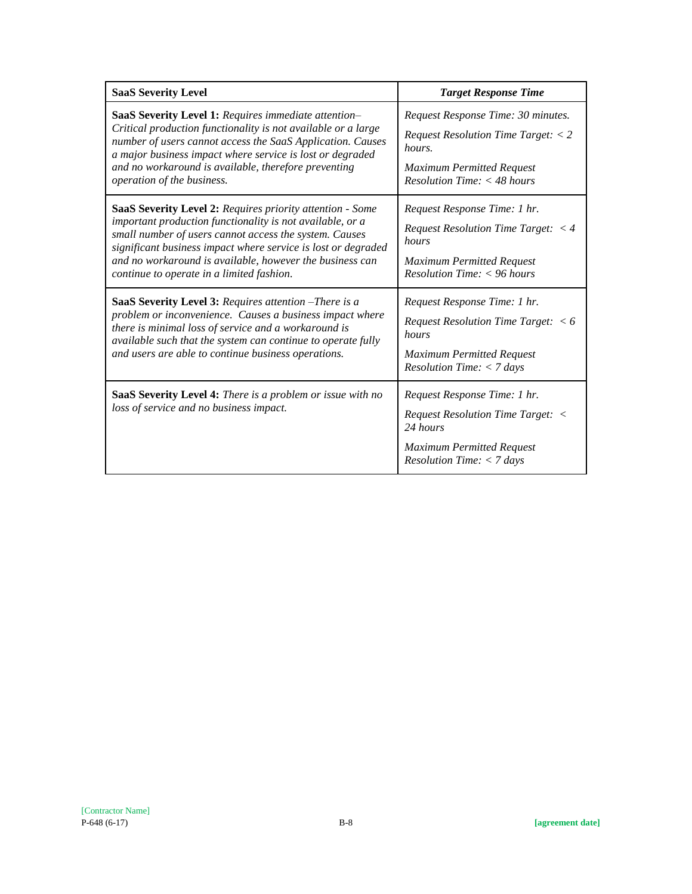| **SaaS Severity Level** | ***Target Response Time*** |
|---|---|
| **SaaS Severity Level 1:** *Requires immediate attention– Critical production functionality is not available or a large number of users cannot access the SaaS Application. Causes a major business impact where service is lost or degraded and no workaround is available, therefore preventing operation of the business.* | *Request Response Time: 30 minutes.*<br><br>*Request Resolution Time Target: < 2 hours.*<br><br>*Maximum Permitted Request Resolution Time: < 48 hours* |
| **SaaS Severity Level 2:** *Requires priority attention - Some important production functionality is not available, or a small number of users cannot access the system. Causes significant business impact where service is lost or degraded and no workaround is available, however the business can continue to operate in a limited fashion.* | *Request Response Time: 1 hr.*<br><br>*Request Resolution Time Target: < 4 hours*<br><br>*Maximum Permitted Request Resolution Time: < 96 hours* |
| **SaaS Severity Level 3:** *Requires attention –There is a problem or inconvenience. Causes a business impact where there is minimal loss of service and a workaround is available such that the system can continue to operate fully and users are able to continue business operations.* | *Request Response Time: 1 hr.*<br><br>*Request Resolution Time Target: < 6 hours*<br><br>*Maximum Permitted Request Resolution Time: < 7 days* |
| **SaaS Severity Level 4:** *There is a problem or issue with no loss of service and no business impact.* | *Request Response Time: 1 hr.*<br><br>*Request Resolution Time Target: < 24 hours*<br><br>*Maximum Permitted Request Resolution Time: < 7 days* |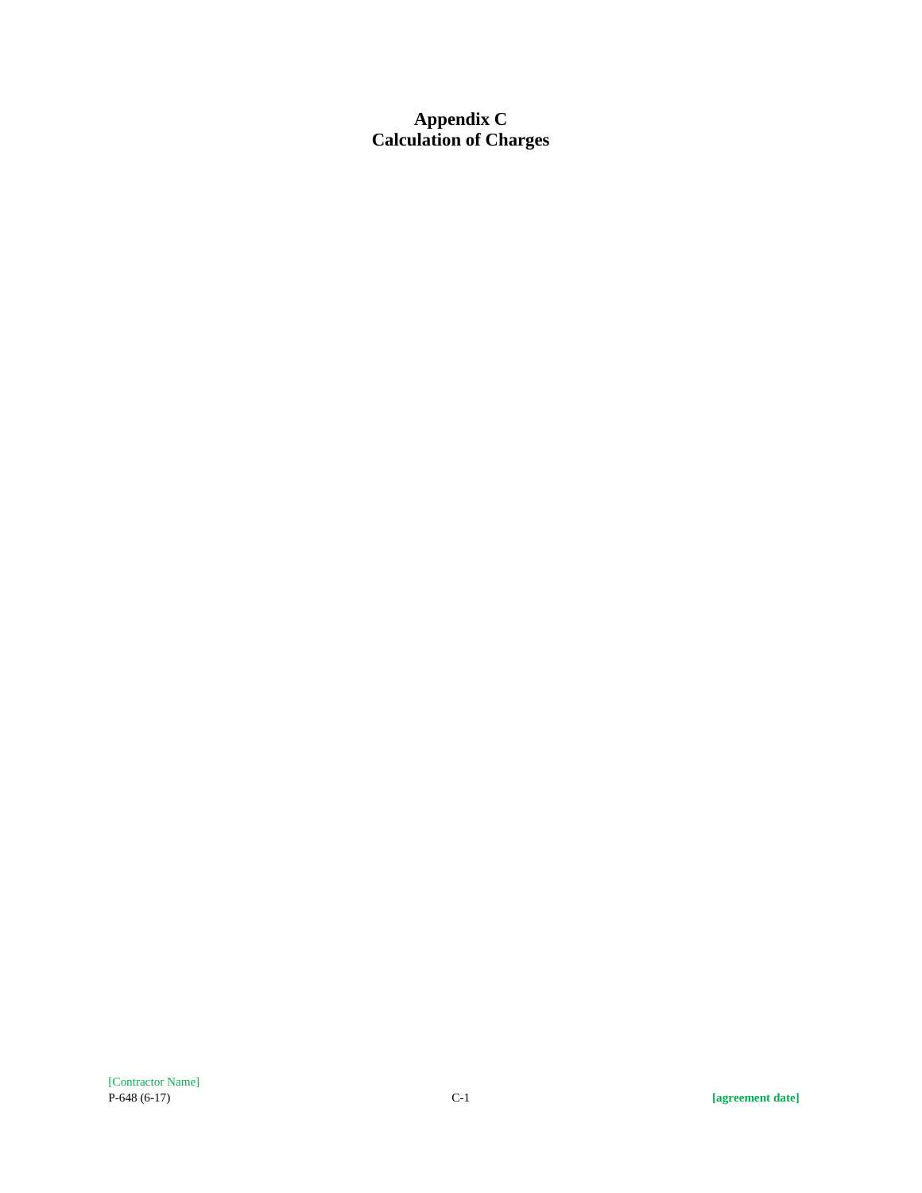# Appendix C
# Calculation of Charges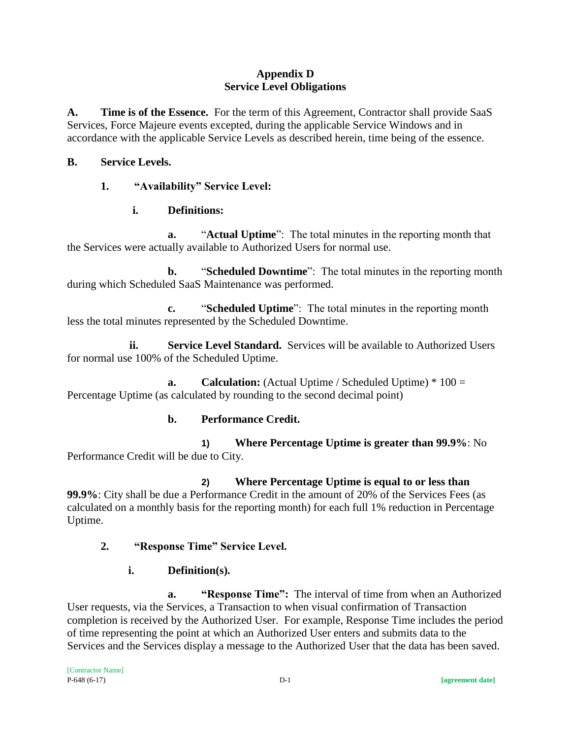# Appendix D
# Service Level Obligations

**A. Time is of the Essence.** For the term of this Agreement, Contractor shall provide SaaS Services, Force Majeure events excepted, during the applicable Service Windows and in accordance with the applicable Service Levels as described herein, time being of the essence.

**B. Service Levels.**

**1. "Availability" Service Level:**

**i. Definitions:**

**a.** "**Actual Uptime**": The total minutes in the reporting month that the Services were actually available to Authorized Users for normal use.

**b.** "**Scheduled Downtime**": The total minutes in the reporting month during which Scheduled SaaS Maintenance was performed.

**c.** "**Scheduled Uptime**": The total minutes in the reporting month less the total minutes represented by the Scheduled Downtime.

**ii. Service Level Standard.** Services will be available to Authorized Users for normal use 100% of the Scheduled Uptime.

**a. Calculation:** (Actual Uptime / Scheduled Uptime) * 100 = Percentage Uptime (as calculated by rounding to the second decimal point)

**b. Performance Credit.**

**1) Where Percentage Uptime is greater than 99.9%**: No Performance Credit will be due to City.

**2) Where Percentage Uptime is equal to or less than 99.9%**: City shall be due a Performance Credit in the amount of 20% of the Services Fees (as calculated on a monthly basis for the reporting month) for each full 1% reduction in Percentage Uptime.

**2. "Response Time" Service Level.**

**i. Definition(s).**

**a. "Response Time":** The interval of time from when an Authorized User requests, via the Services, a Transaction to when visual confirmation of Transaction completion is received by the Authorized User. For example, Response Time includes the period of time representing the point at which an Authorized User enters and submits data to the Services and the Services display a message to the Authorized User that the data has been saved.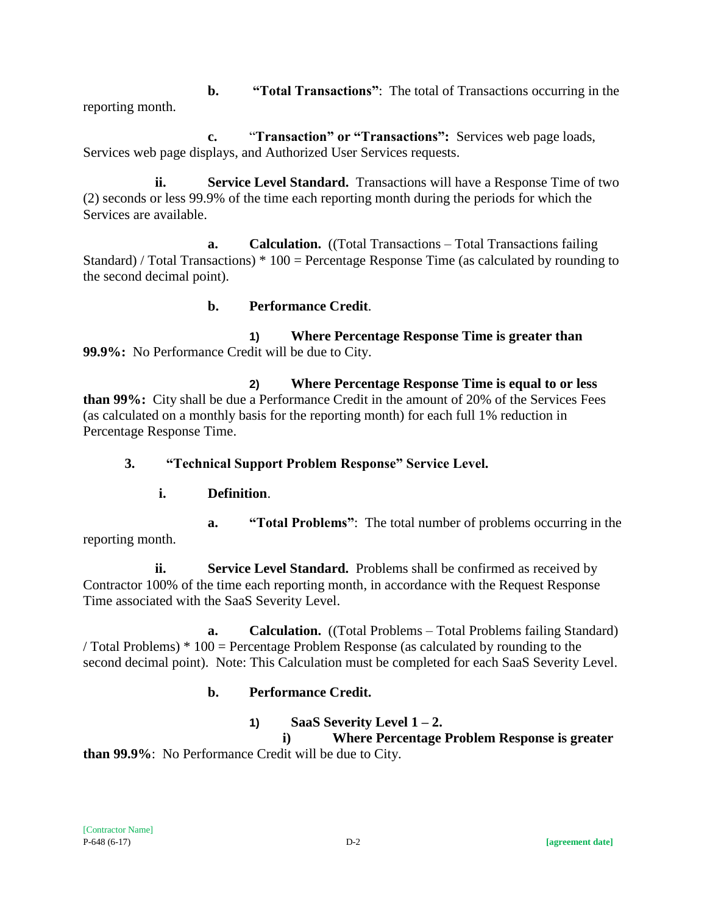**b. "Total Transactions"**: The total of Transactions occurring in the reporting month.

**c. "Transaction" or "Transactions":** Services web page loads, Services web page displays, and Authorized User Services requests.

**ii. Service Level Standard.** Transactions will have a Response Time of two (2) seconds or less 99.9% of the time each reporting month during the periods for which the Services are available.

**a. Calculation.** ((Total Transactions – Total Transactions failing Standard) / Total Transactions) * 100 = Percentage Response Time (as calculated by rounding to the second decimal point).

**b. Performance Credit**.

**1) Where Percentage Response Time is greater than 99.9%:** No Performance Credit will be due to City.

**2) Where Percentage Response Time is equal to or less than 99%:** City shall be due a Performance Credit in the amount of 20% of the Services Fees (as calculated on a monthly basis for the reporting month) for each full 1% reduction in Percentage Response Time.

**3. "Technical Support Problem Response" Service Level.**

**i. Definition**.

**a. "Total Problems"**: The total number of problems occurring in the reporting month.

**ii. Service Level Standard.** Problems shall be confirmed as received by Contractor 100% of the time each reporting month, in accordance with the Request Response Time associated with the SaaS Severity Level.

**a. Calculation.** ((Total Problems – Total Problems failing Standard) / Total Problems) * 100 = Percentage Problem Response (as calculated by rounding to the second decimal point). Note: This Calculation must be completed for each SaaS Severity Level.

**b. Performance Credit.**

**1) SaaS Severity Level 1 – 2.**

**i) Where Percentage Problem Response is greater than 99.9%**: No Performance Credit will be due to City.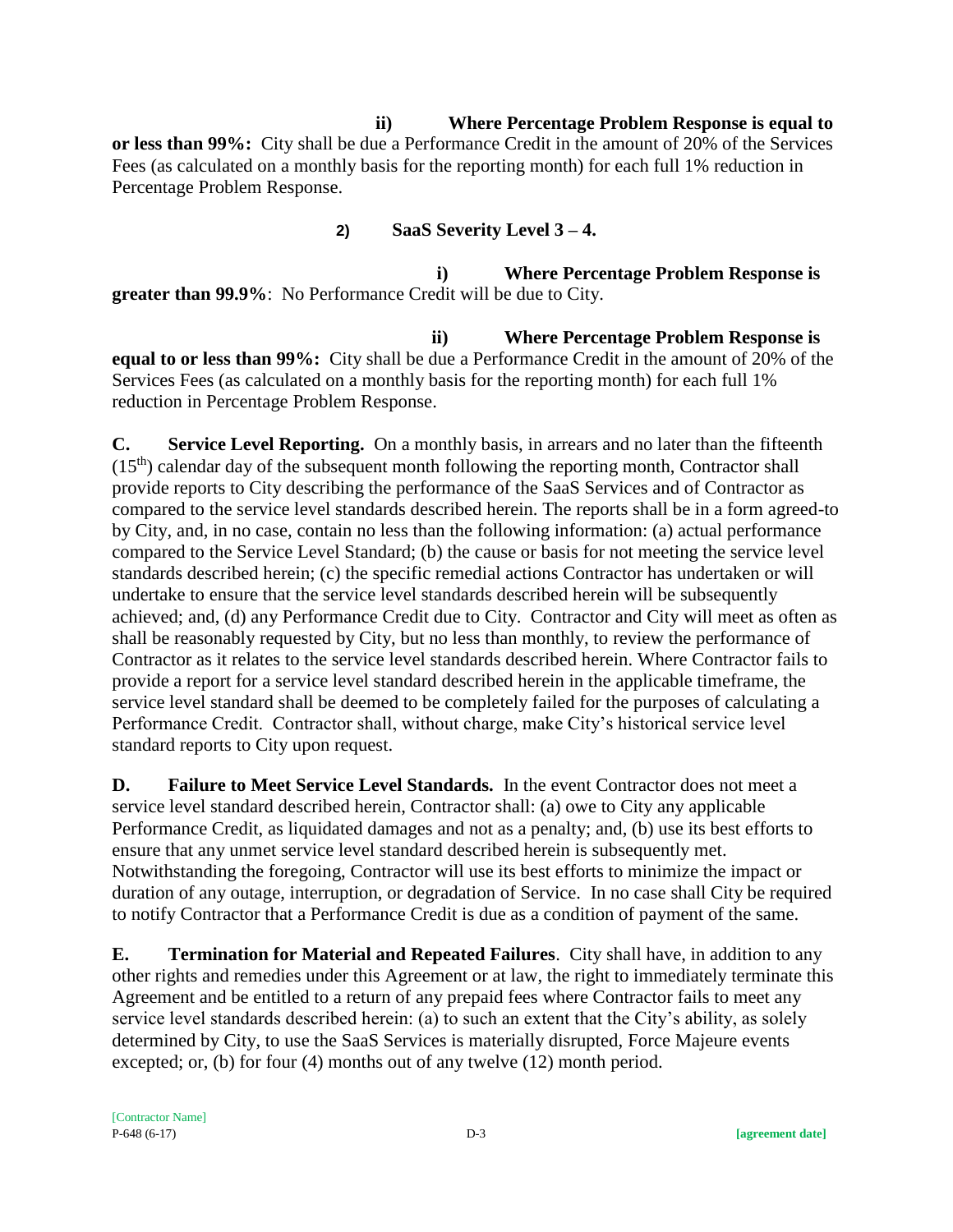**ii) Where Percentage Problem Response is equal to or less than 99%:** City shall be due a Performance Credit in the amount of 20% of the Services Fees (as calculated on a monthly basis for the reporting month) for each full 1% reduction in Percentage Problem Response.

**2) SaaS Severity Level 3 – 4.**

**i) Where Percentage Problem Response is greater than 99.9%**: No Performance Credit will be due to City.

**ii) Where Percentage Problem Response is equal to or less than 99%:** City shall be due a Performance Credit in the amount of 20% of the Services Fees (as calculated on a monthly basis for the reporting month) for each full 1% reduction in Percentage Problem Response.

**C. Service Level Reporting.** On a monthly basis, in arrears and no later than the fifteenth (15th) calendar day of the subsequent month following the reporting month, Contractor shall provide reports to City describing the performance of the SaaS Services and of Contractor as compared to the service level standards described herein. The reports shall be in a form agreed-to by City, and, in no case, contain no less than the following information: (a) actual performance compared to the Service Level Standard; (b) the cause or basis for not meeting the service level standards described herein; (c) the specific remedial actions Contractor has undertaken or will undertake to ensure that the service level standards described herein will be subsequently achieved; and, (d) any Performance Credit due to City. Contractor and City will meet as often as shall be reasonably requested by City, but no less than monthly, to review the performance of Contractor as it relates to the service level standards described herein. Where Contractor fails to provide a report for a service level standard described herein in the applicable timeframe, the service level standard shall be deemed to be completely failed for the purposes of calculating a Performance Credit. Contractor shall, without charge, make City's historical service level standard reports to City upon request.

**D. Failure to Meet Service Level Standards.** In the event Contractor does not meet a service level standard described herein, Contractor shall: (a) owe to City any applicable Performance Credit, as liquidated damages and not as a penalty; and, (b) use its best efforts to ensure that any unmet service level standard described herein is subsequently met. Notwithstanding the foregoing, Contractor will use its best efforts to minimize the impact or duration of any outage, interruption, or degradation of Service. In no case shall City be required to notify Contractor that a Performance Credit is due as a condition of payment of the same.

**E. Termination for Material and Repeated Failures**. City shall have, in addition to any other rights and remedies under this Agreement or at law, the right to immediately terminate this Agreement and be entitled to a return of any prepaid fees where Contractor fails to meet any service level standards described herein: (a) to such an extent that the City's ability, as solely determined by City, to use the SaaS Services is materially disrupted, Force Majeure events excepted; or, (b) for four (4) months out of any twelve (12) month period.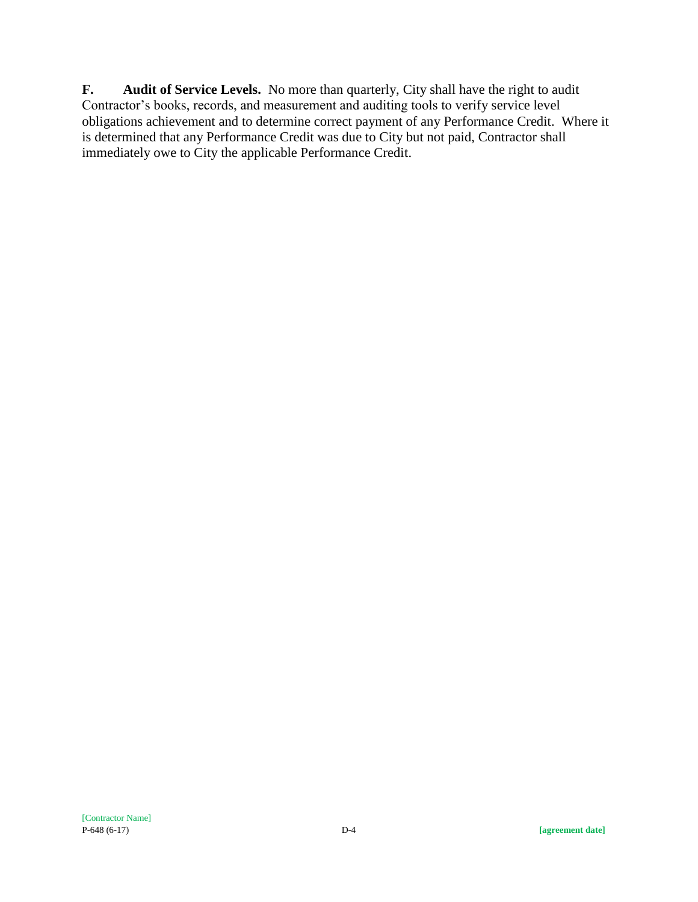**F. Audit of Service Levels.** No more than quarterly, City shall have the right to audit Contractor's books, records, and measurement and auditing tools to verify service level obligations achievement and to determine correct payment of any Performance Credit. Where it is determined that any Performance Credit was due to City but not paid, Contractor shall immediately owe to City the applicable Performance Credit.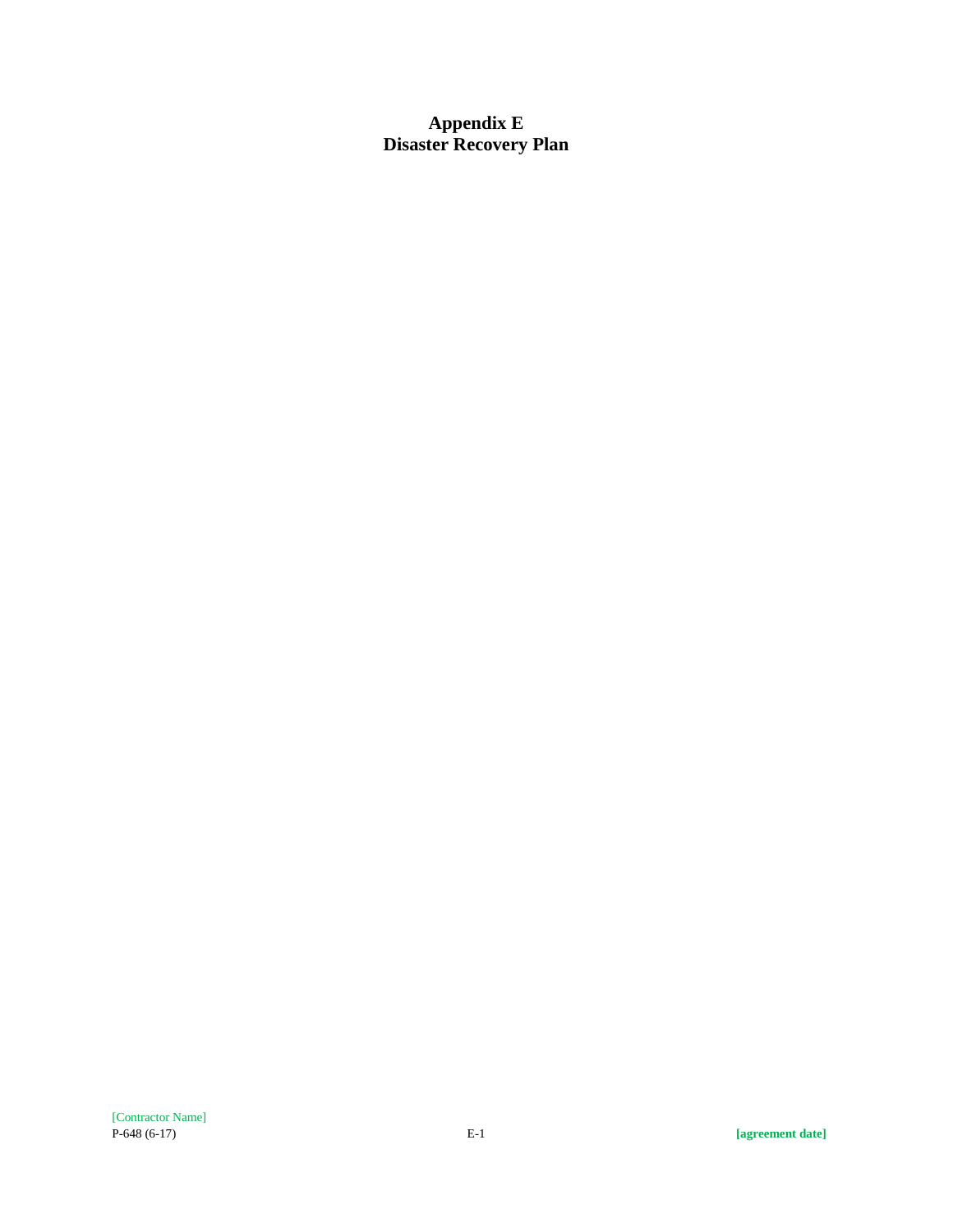# Appendix E
# Disaster Recovery Plan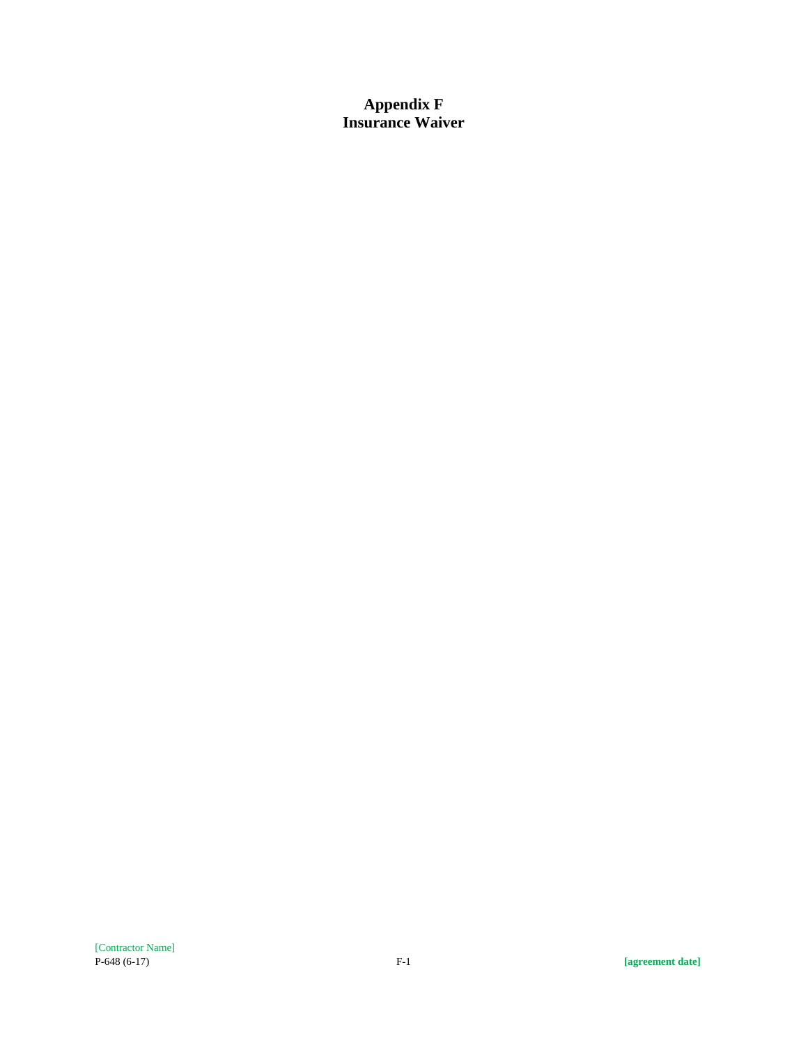# Appendix F
# Insurance Waiver